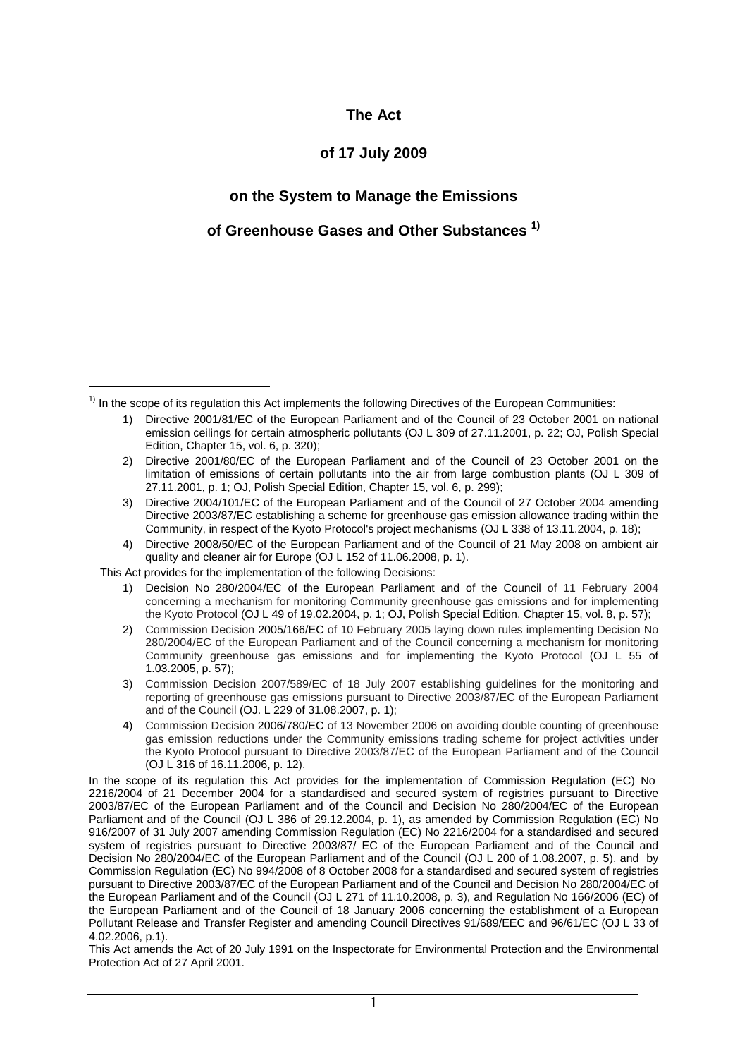# The Act

## of 17 July 2009

## on the System to Manage the Emissions

## of Greenhouse Gases and Other Substances [1)]

---

[1)] In the scope of its regulation this Act implements the following Directives of the European Communities:

1) Directive 2001/81/EC of the European Parliament and of the Council of 23 October 2001 on national emission ceilings for certain atmospheric pollutants (OJ L 309 of 27.11.2001, p. 22; OJ, Polish Special Edition, Chapter 15, vol. 6, p. 320);
2) Directive 2001/80/EC of the European Parliament and of the Council of 23 October 2001 on the limitation of emissions of certain pollutants into the air from large combustion plants (OJ L 309 of 27.11.2001, p. 1; OJ, Polish Special Edition, Chapter 15, vol. 6, p. 299);
3) Directive 2004/101/EC of the European Parliament and of the Council of 27 October 2004 amending Directive 2003/87/EC establishing a scheme for greenhouse gas emission allowance trading within the Community, in respect of the Kyoto Protocol's project mechanisms (OJ L 338 of 13.11.2004, p. 18);
4) Directive 2008/50/EC of the European Parliament and of the Council of 21 May 2008 on ambient air quality and cleaner air for Europe (OJ L 152 of 11.06.2008, p. 1).

This Act provides for the implementation of the following Decisions:

1) Decision No 280/2004/EC of the European Parliament and of the Council of 11 February 2004 concerning a mechanism for monitoring Community greenhouse gas emissions and for implementing the Kyoto Protocol (OJ L 49 of 19.02.2004, p. 1; OJ, Polish Special Edition, Chapter 15, vol. 8, p. 57);
2) Commission Decision 2005/166/EC of 10 February 2005 laying down rules implementing Decision No 280/2004/EC of the European Parliament and of the Council concerning a mechanism for monitoring Community greenhouse gas emissions and for implementing the Kyoto Protocol (OJ L 55 of 1.03.2005, p. 57);
3) Commission Decision 2007/589/EC of 18 July 2007 establishing guidelines for the monitoring and reporting of greenhouse gas emissions pursuant to Directive 2003/87/EC of the European Parliament and of the Council (OJ. L 229 of 31.08.2007, p. 1);
4) Commission Decision 2006/780/EC of 13 November 2006 on avoiding double counting of greenhouse gas emission reductions under the Community emissions trading scheme for project activities under the Kyoto Protocol pursuant to Directive 2003/87/EC of the European Parliament and of the Council (OJ L 316 of 16.11.2006, p. 12).

In the scope of its regulation this Act provides for the implementation of Commission Regulation (EC) No 2216/2004 of 21 December 2004 for a standardised and secured system of registries pursuant to Directive 2003/87/EC of the European Parliament and of the Council and Decision No 280/2004/EC of the European Parliament and of the Council (OJ L 386 of 29.12.2004, p. 1), as amended by Commission Regulation (EC) No 916/2007 of 31 July 2007 amending Commission Regulation (EC) No 2216/2004 for a standardised and secured system of registries pursuant to Directive 2003/87/ EC of the European Parliament and of the Council and Decision No 280/2004/EC of the European Parliament and of the Council (OJ L 200 of 1.08.2007, p. 5), and by Commission Regulation (EC) No 994/2008 of 8 October 2008 for a standardised and secured system of registries pursuant to Directive 2003/87/EC of the European Parliament and of the Council and Decision No 280/2004/EC of the European Parliament and of the Council (OJ L 271 of 11.10.2008, p. 3), and Regulation No 166/2006 (EC) of the European Parliament and of the Council of 18 January 2006 concerning the establishment of a European Pollutant Release and Transfer Register and amending Council Directives 91/689/EEC and 96/61/EC (OJ L 33 of 4.02.2006, p.1).

This Act amends the Act of 20 July 1991 on the Inspectorate for Environmental Protection and the Environmental Protection Act of 27 April 2001.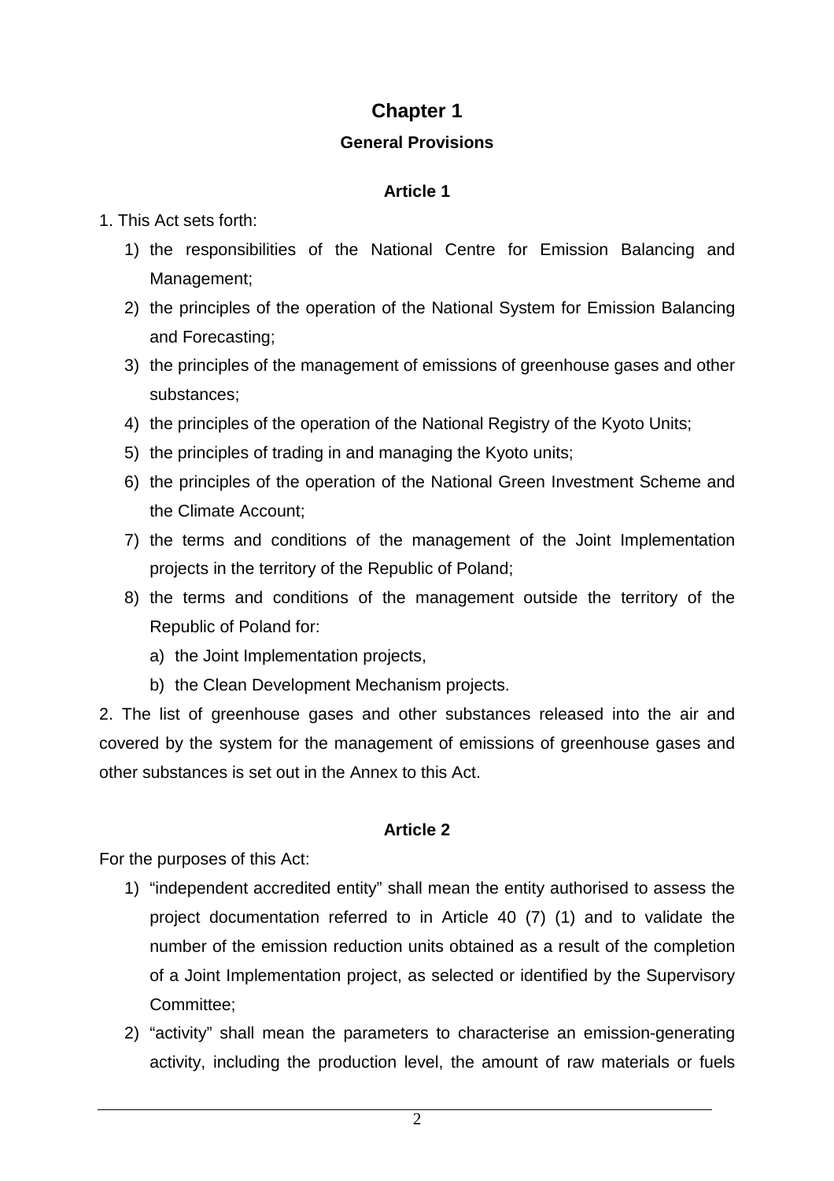# Chapter 1

## General Provisions

### Article 1

1. This Act sets forth:

    1) the responsibilities of the National Centre for Emission Balancing and Management;
    2) the principles of the operation of the National System for Emission Balancing and Forecasting;
    3) the principles of the management of emissions of greenhouse gases and other substances;
    4) the principles of the operation of the National Registry of the Kyoto Units;
    5) the principles of trading in and managing the Kyoto units;
    6) the principles of the operation of the National Green Investment Scheme and the Climate Account;
    7) the terms and conditions of the management of the Joint Implementation projects in the territory of the Republic of Poland;
    8) the terms and conditions of the management outside the territory of the Republic of Poland for:
        a) the Joint Implementation projects,
        b) the Clean Development Mechanism projects.

2. The list of greenhouse gases and other substances released into the air and covered by the system for the management of emissions of greenhouse gases and other substances is set out in the Annex to this Act.

### Article 2

For the purposes of this Act:

1) "independent accredited entity" shall mean the entity authorised to assess the project documentation referred to in Article 40 (7) (1) and to validate the number of the emission reduction units obtained as a result of the completion of a Joint Implementation project, as selected or identified by the Supervisory Committee;
2) "activity" shall mean the parameters to characterise an emission-generating activity, including the production level, the amount of raw materials or fuels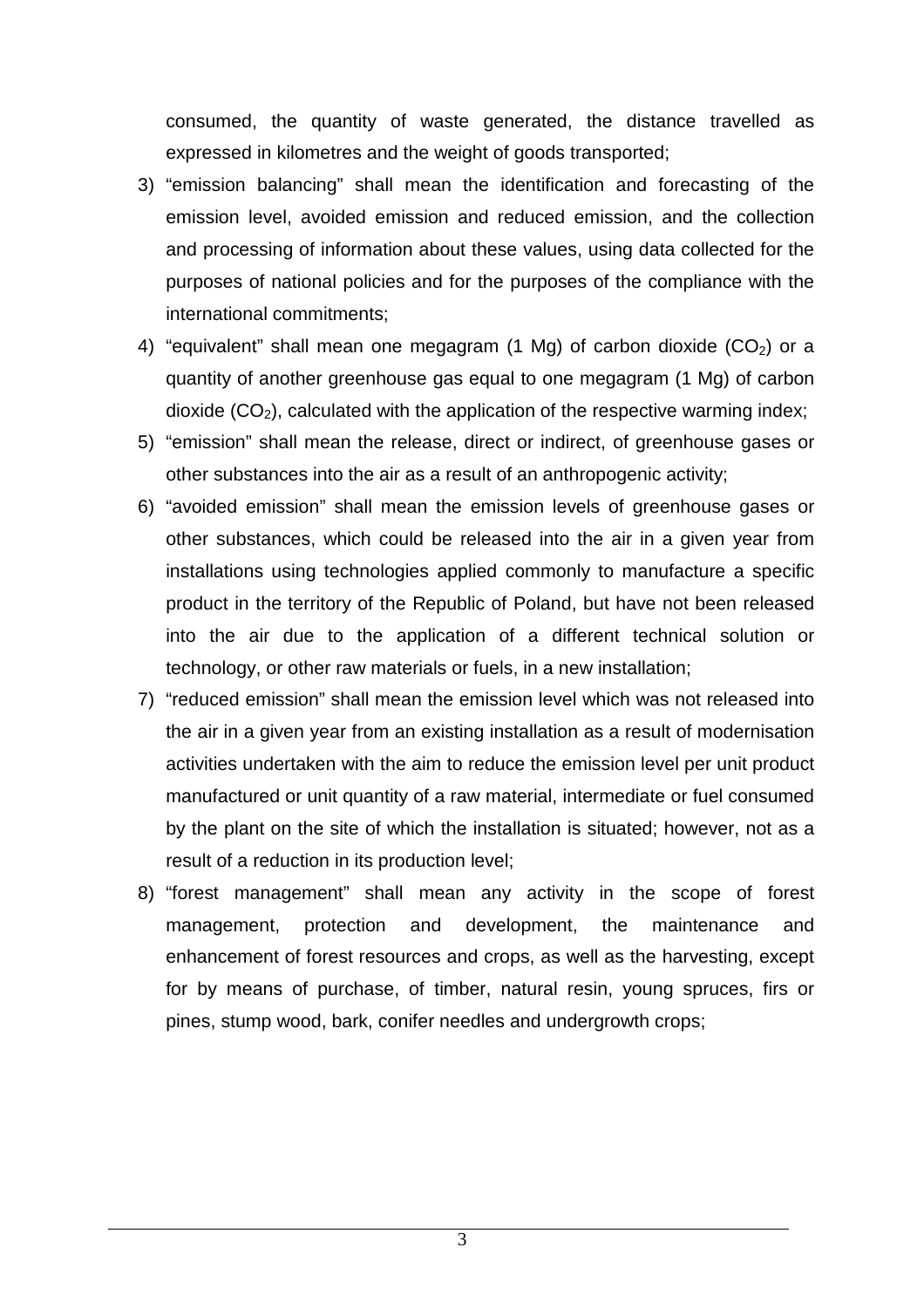consumed, the quantity of waste generated, the distance travelled as expressed in kilometres and the weight of goods transported;

3) “emission balancing” shall mean the identification and forecasting of the emission level, avoided emission and reduced emission, and the collection and processing of information about these values, using data collected for the purposes of national policies and for the purposes of the compliance with the international commitments;
4) “equivalent” shall mean one megagram (1 Mg) of carbon dioxide ($CO_2$) or a quantity of another greenhouse gas equal to one megagram (1 Mg) of carbon dioxide ($CO_2$), calculated with the application of the respective warming index;
5) “emission” shall mean the release, direct or indirect, of greenhouse gases or other substances into the air as a result of an anthropogenic activity;
6) “avoided emission” shall mean the emission levels of greenhouse gases or other substances, which could be released into the air in a given year from installations using technologies applied commonly to manufacture a specific product in the territory of the Republic of Poland, but have not been released into the air due to the application of a different technical solution or technology, or other raw materials or fuels, in a new installation;
7) “reduced emission” shall mean the emission level which was not released into the air in a given year from an existing installation as a result of modernisation activities undertaken with the aim to reduce the emission level per unit product manufactured or unit quantity of a raw material, intermediate or fuel consumed by the plant on the site of which the installation is situated; however, not as a result of a reduction in its production level;
8) “forest management” shall mean any activity in the scope of forest management, protection and development, the maintenance and enhancement of forest resources and crops, as well as the harvesting, except for by means of purchase, of timber, natural resin, young spruces, firs or pines, stump wood, bark, conifer needles and undergrowth crops;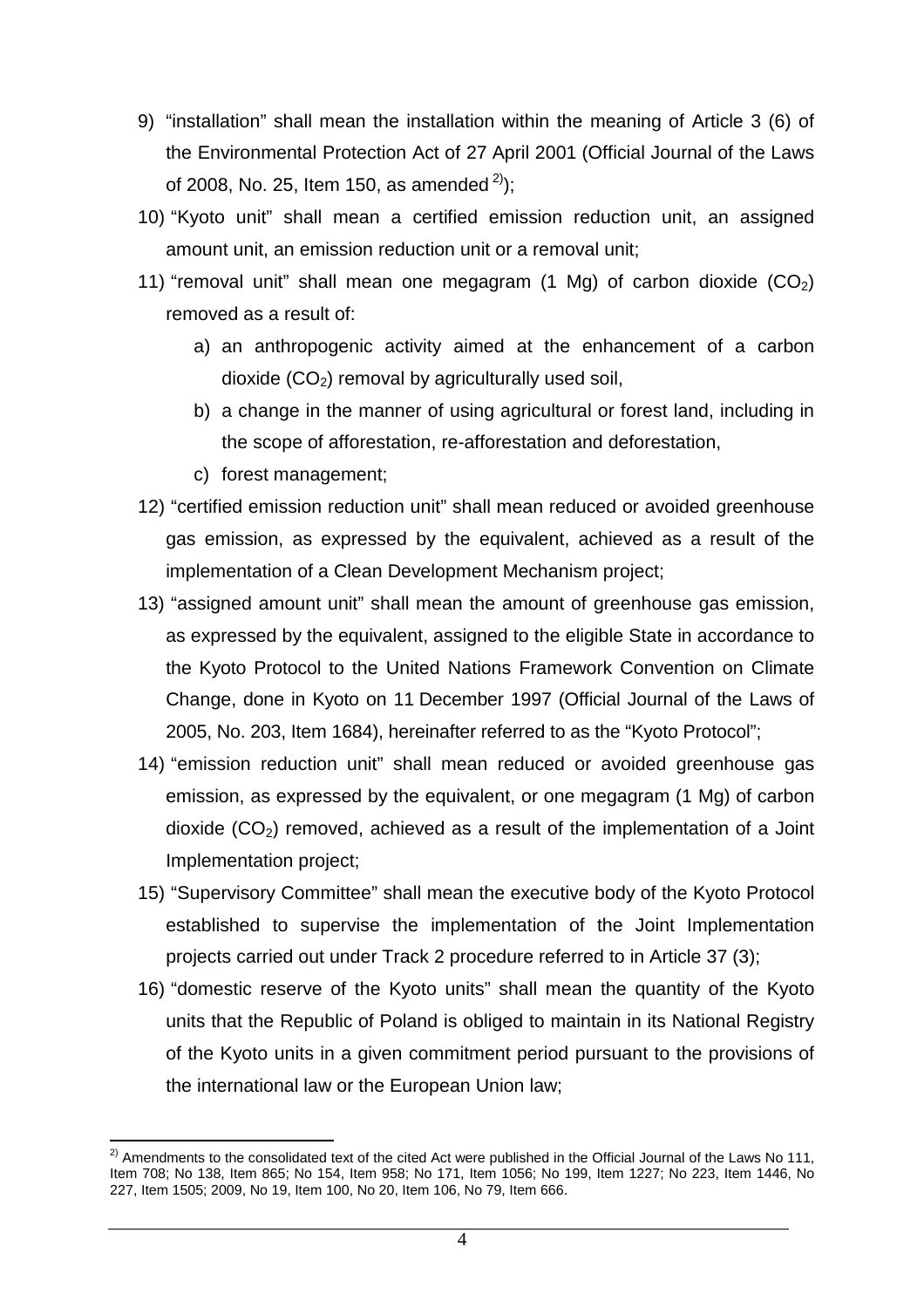9) “installation” shall mean the installation within the meaning of Article 3 (6) of the Environmental Protection Act of 27 April 2001 (Official Journal of the Laws of 2008, No. 25, Item 150, as amended [2]);

10) “Kyoto unit” shall mean a certified emission reduction unit, an assigned amount unit, an emission reduction unit or a removal unit;

11) “removal unit” shall mean one megagram (1 Mg) of carbon dioxide ($CO_2$) removed as a result of:
   a) an anthropogenic activity aimed at the enhancement of a carbon dioxide ($CO_2$) removal by agriculturally used soil,
   b) a change in the manner of using agricultural or forest land, including in the scope of afforestation, re-afforestation and deforestation,
   c) forest management;

12) “certified emission reduction unit” shall mean reduced or avoided greenhouse gas emission, as expressed by the equivalent, achieved as a result of the implementation of a Clean Development Mechanism project;

13) “assigned amount unit” shall mean the amount of greenhouse gas emission, as expressed by the equivalent, assigned to the eligible State in accordance to the Kyoto Protocol to the United Nations Framework Convention on Climate Change, done in Kyoto on 11 December 1997 (Official Journal of the Laws of 2005, No. 203, Item 1684), hereinafter referred to as the “Kyoto Protocol”;

14) “emission reduction unit” shall mean reduced or avoided greenhouse gas emission, as expressed by the equivalent, or one megagram (1 Mg) of carbon dioxide ($CO_2$) removed, achieved as a result of the implementation of a Joint Implementation project;

15) “Supervisory Committee” shall mean the executive body of the Kyoto Protocol established to supervise the implementation of the Joint Implementation projects carried out under Track 2 procedure referred to in Article 37 (3);

16) “domestic reserve of the Kyoto units” shall mean the quantity of the Kyoto units that the Republic of Poland is obliged to maintain in its National Registry of the Kyoto units in a given commitment period pursuant to the provisions of the international law or the European Union law;

---

[2] Amendments to the consolidated text of the cited Act were published in the Official Journal of the Laws No 111, Item 708; No 138, Item 865; No 154, Item 958; No 171, Item 1056; No 199, Item 1227; No 223, Item 1446, No 227, Item 1505; 2009, No 19, Item 100, No 20, Item 106, No 79, Item 666.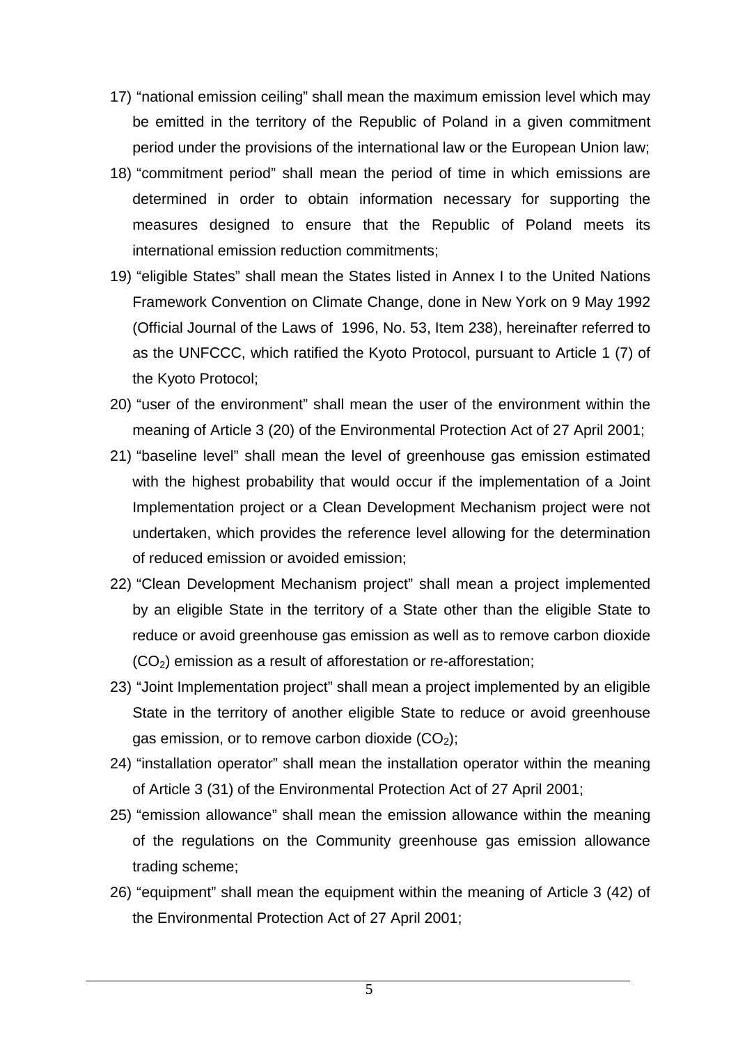17) "national emission ceiling" shall mean the maximum emission level which may be emitted in the territory of the Republic of Poland in a given commitment period under the provisions of the international law or the European Union law;

18) "commitment period" shall mean the period of time in which emissions are determined in order to obtain information necessary for supporting the measures designed to ensure that the Republic of Poland meets its international emission reduction commitments;

19) "eligible States" shall mean the States listed in Annex I to the United Nations Framework Convention on Climate Change, done in New York on 9 May 1992 (Official Journal of the Laws of 1996, No. 53, Item 238), hereinafter referred to as the UNFCCC, which ratified the Kyoto Protocol, pursuant to Article 1 (7) of the Kyoto Protocol;

20) "user of the environment" shall mean the user of the environment within the meaning of Article 3 (20) of the Environmental Protection Act of 27 April 2001;

21) "baseline level" shall mean the level of greenhouse gas emission estimated with the highest probability that would occur if the implementation of a Joint Implementation project or a Clean Development Mechanism project were not undertaken, which provides the reference level allowing for the determination of reduced emission or avoided emission;

22) "Clean Development Mechanism project" shall mean a project implemented by an eligible State in the territory of a State other than the eligible State to reduce or avoid greenhouse gas emission as well as to remove carbon dioxide ($CO_2$) emission as a result of afforestation or re-afforestation;

23) "Joint Implementation project" shall mean a project implemented by an eligible State in the territory of another eligible State to reduce or avoid greenhouse gas emission, or to remove carbon dioxide ($CO_2$);

24) "installation operator" shall mean the installation operator within the meaning of Article 3 (31) of the Environmental Protection Act of 27 April 2001;

25) "emission allowance" shall mean the emission allowance within the meaning of the regulations on the Community greenhouse gas emission allowance trading scheme;

26) "equipment" shall mean the equipment within the meaning of Article 3 (42) of the Environmental Protection Act of 27 April 2001;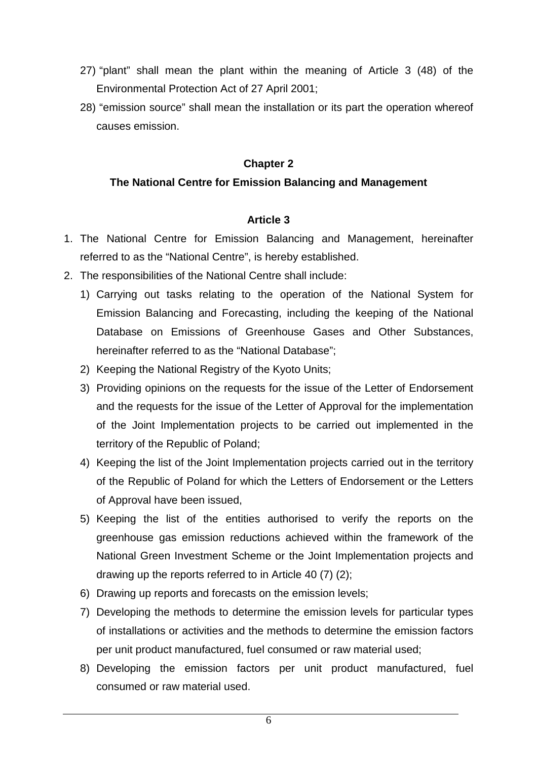27) "plant" shall mean the plant within the meaning of Article 3 (48) of the Environmental Protection Act of 27 April 2001;

28) "emission source" shall mean the installation or its part the operation whereof causes emission.

## Chapter 2

## The National Centre for Emission Balancing and Management

### Article 3

1. The National Centre for Emission Balancing and Management, hereinafter referred to as the "National Centre", is hereby established.
2. The responsibilities of the National Centre shall include:
   1) Carrying out tasks relating to the operation of the National System for Emission Balancing and Forecasting, including the keeping of the National Database on Emissions of Greenhouse Gases and Other Substances, hereinafter referred to as the "National Database";
   2) Keeping the National Registry of the Kyoto Units;
   3) Providing opinions on the requests for the issue of the Letter of Endorsement and the requests for the issue of the Letter of Approval for the implementation of the Joint Implementation projects to be carried out implemented in the territory of the Republic of Poland;
   4) Keeping the list of the Joint Implementation projects carried out in the territory of the Republic of Poland for which the Letters of Endorsement or the Letters of Approval have been issued,
   5) Keeping the list of the entities authorised to verify the reports on the greenhouse gas emission reductions achieved within the framework of the National Green Investment Scheme or the Joint Implementation projects and drawing up the reports referred to in Article 40 (7) (2);
   6) Drawing up reports and forecasts on the emission levels;
   7) Developing the methods to determine the emission levels for particular types of installations or activities and the methods to determine the emission factors per unit product manufactured, fuel consumed or raw material used;
   8) Developing the emission factors per unit product manufactured, fuel consumed or raw material used.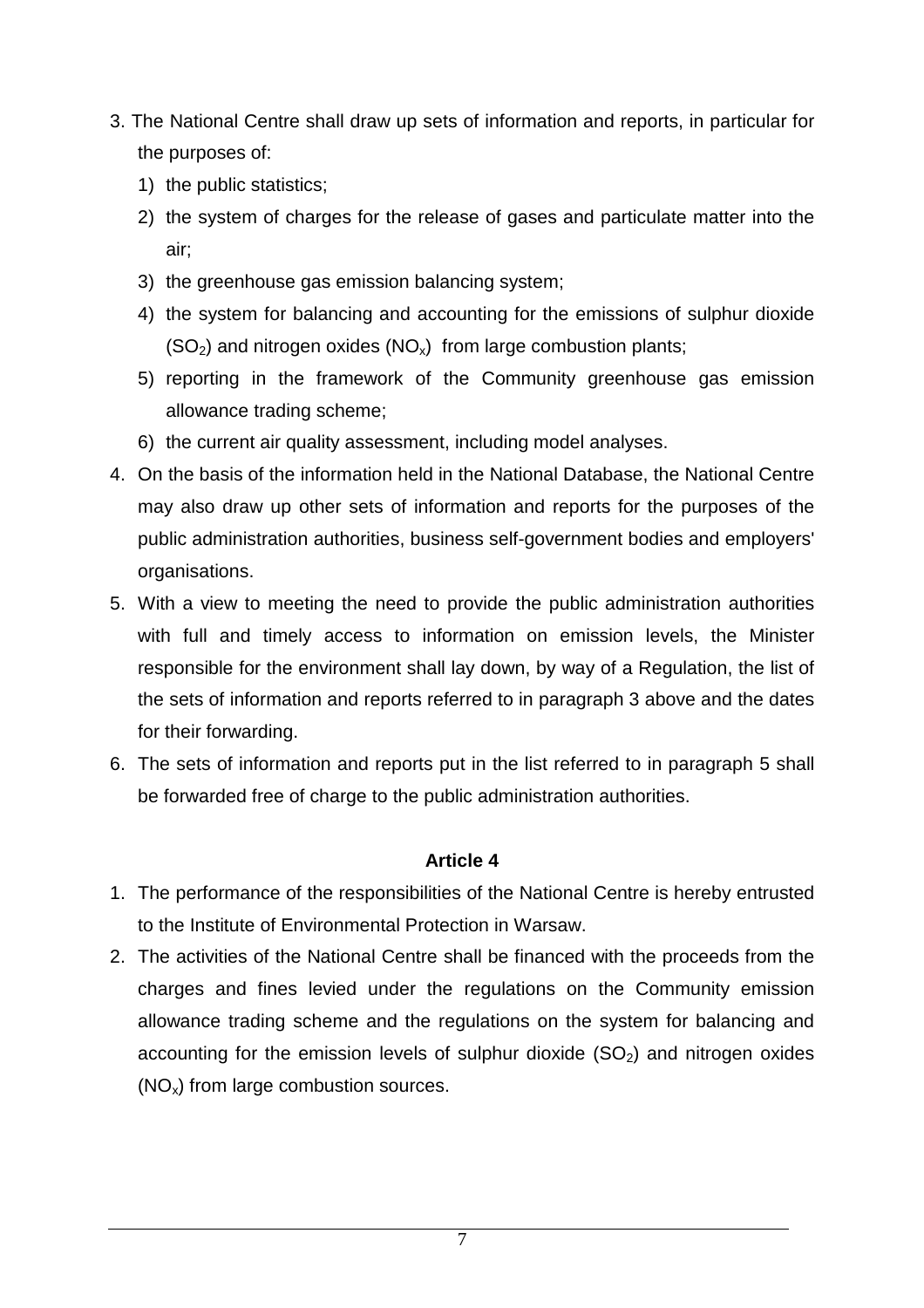3. The National Centre shall draw up sets of information and reports, in particular for the purposes of:
   1) the public statistics;
   2) the system of charges for the release of gases and particulate matter into the air;
   3) the greenhouse gas emission balancing system;
   4) the system for balancing and accounting for the emissions of sulphur dioxide ($SO_2$) and nitrogen oxides ($NO_x$) from large combustion plants;
   5) reporting in the framework of the Community greenhouse gas emission allowance trading scheme;
   6) the current air quality assessment, including model analyses.
4. On the basis of the information held in the National Database, the National Centre may also draw up other sets of information and reports for the purposes of the public administration authorities, business self-government bodies and employers' organisations.
5. With a view to meeting the need to provide the public administration authorities with full and timely access to information on emission levels, the Minister responsible for the environment shall lay down, by way of a Regulation, the list of the sets of information and reports referred to in paragraph 3 above and the dates for their forwarding.
6. The sets of information and reports put in the list referred to in paragraph 5 shall be forwarded free of charge to the public administration authorities.

**Article 4**

1. The performance of the responsibilities of the National Centre is hereby entrusted to the Institute of Environmental Protection in Warsaw.
2. The activities of the National Centre shall be financed with the proceeds from the charges and fines levied under the regulations on the Community emission allowance trading scheme and the regulations on the system for balancing and accounting for the emission levels of sulphur dioxide ($SO_2$) and nitrogen oxides ($NO_x$) from large combustion sources.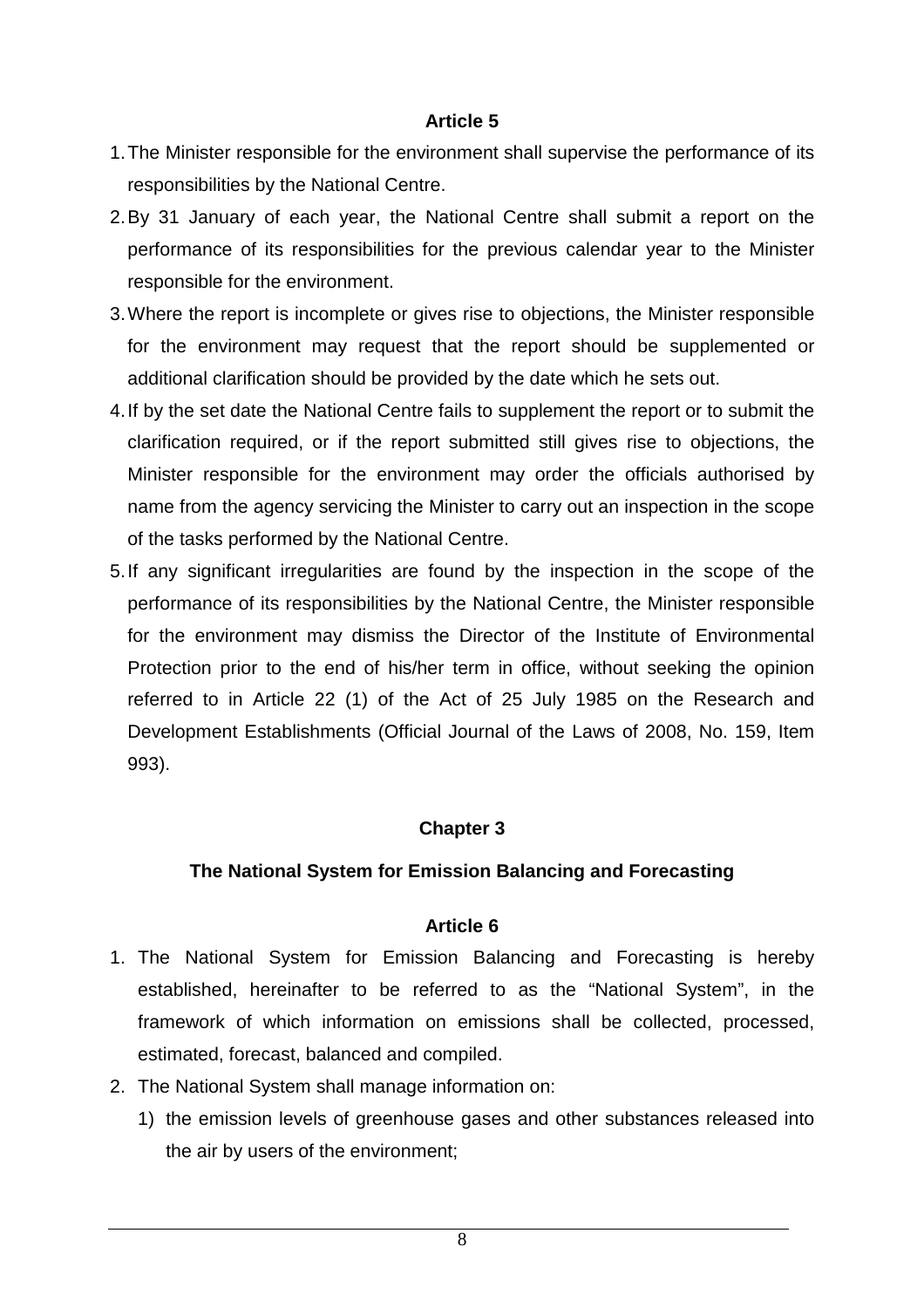**Article 5**

1. The Minister responsible for the environment shall supervise the performance of its responsibilities by the National Centre.
2. By 31 January of each year, the National Centre shall submit a report on the performance of its responsibilities for the previous calendar year to the Minister responsible for the environment.
3. Where the report is incomplete or gives rise to objections, the Minister responsible for the environment may request that the report should be supplemented or additional clarification should be provided by the date which he sets out.
4. If by the set date the National Centre fails to supplement the report or to submit the clarification required, or if the report submitted still gives rise to objections, the Minister responsible for the environment may order the officials authorised by name from the agency servicing the Minister to carry out an inspection in the scope of the tasks performed by the National Centre.
5. If any significant irregularities are found by the inspection in the scope of the performance of its responsibilities by the National Centre, the Minister responsible for the environment may dismiss the Director of the Institute of Environmental Protection prior to the end of his/her term in office, without seeking the opinion referred to in Article 22 (1) of the Act of 25 July 1985 on the Research and Development Establishments (Official Journal of the Laws of 2008, No. 159, Item 993).

## Chapter 3

## The National System for Emission Balancing and Forecasting

**Article 6**

1. The National System for Emission Balancing and Forecasting is hereby established, hereinafter to be referred to as the "National System", in the framework of which information on emissions shall be collected, processed, estimated, forecast, balanced and compiled.
2. The National System shall manage information on:
   1) the emission levels of greenhouse gases and other substances released into the air by users of the environment;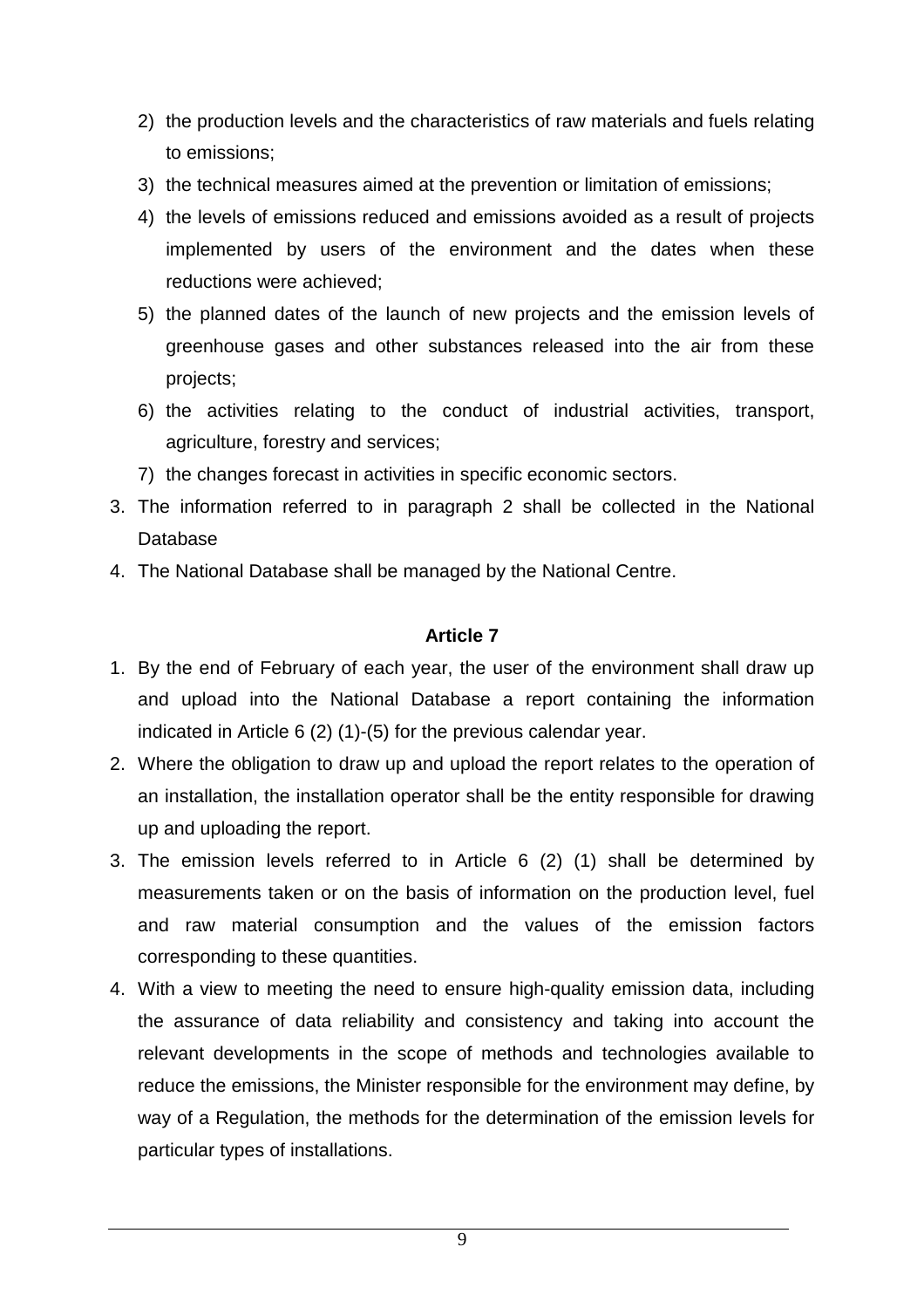2) the production levels and the characteristics of raw materials and fuels relating to emissions;
3) the technical measures aimed at the prevention or limitation of emissions;
4) the levels of emissions reduced and emissions avoided as a result of projects implemented by users of the environment and the dates when these reductions were achieved;
5) the planned dates of the launch of new projects and the emission levels of greenhouse gases and other substances released into the air from these projects;
6) the activities relating to the conduct of industrial activities, transport, agriculture, forestry and services;
7) the changes forecast in activities in specific economic sectors.

3. The information referred to in paragraph 2 shall be collected in the National Database
4. The National Database shall be managed by the National Centre.

**Article 7**

1. By the end of February of each year, the user of the environment shall draw up and upload into the National Database a report containing the information indicated in Article 6 (2) (1)-(5) for the previous calendar year.
2. Where the obligation to draw up and upload the report relates to the operation of an installation, the installation operator shall be the entity responsible for drawing up and uploading the report.
3. The emission levels referred to in Article 6 (2) (1) shall be determined by measurements taken or on the basis of information on the production level, fuel and raw material consumption and the values of the emission factors corresponding to these quantities.
4. With a view to meeting the need to ensure high-quality emission data, including the assurance of data reliability and consistency and taking into account the relevant developments in the scope of methods and technologies available to reduce the emissions, the Minister responsible for the environment may define, by way of a Regulation, the methods for the determination of the emission levels for particular types of installations.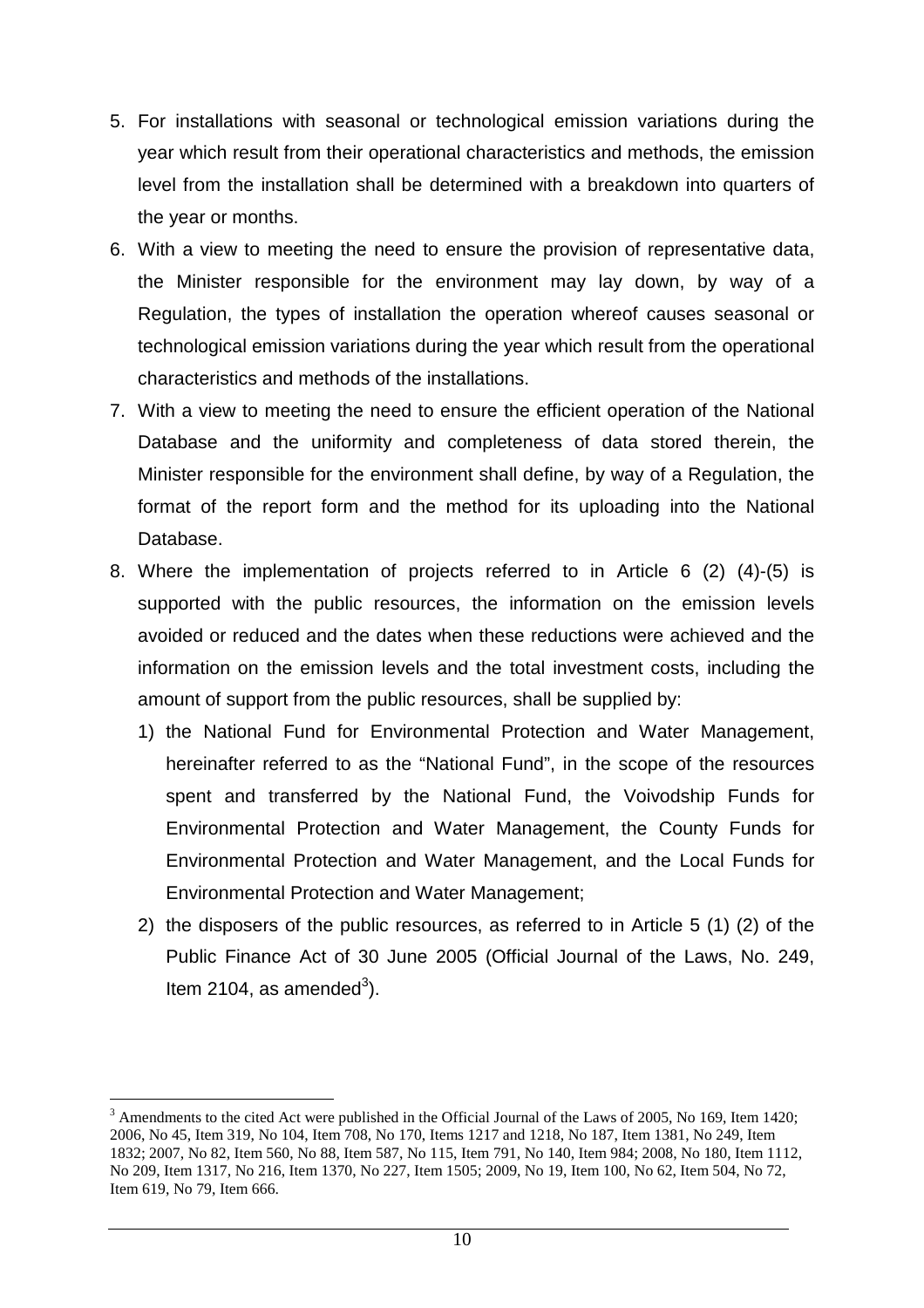5. For installations with seasonal or technological emission variations during the year which result from their operational characteristics and methods, the emission level from the installation shall be determined with a breakdown into quarters of the year or months.
6. With a view to meeting the need to ensure the provision of representative data, the Minister responsible for the environment may lay down, by way of a Regulation, the types of installation the operation whereof causes seasonal or technological emission variations during the year which result from the operational characteristics and methods of the installations.
7. With a view to meeting the need to ensure the efficient operation of the National Database and the uniformity and completeness of data stored therein, the Minister responsible for the environment shall define, by way of a Regulation, the format of the report form and the method for its uploading into the National Database.
8. Where the implementation of projects referred to in Article 6 (2) (4)-(5) is supported with the public resources, the information on the emission levels avoided or reduced and the dates when these reductions were achieved and the information on the emission levels and the total investment costs, including the amount of support from the public resources, shall be supplied by:
   1) the National Fund for Environmental Protection and Water Management, hereinafter referred to as the "National Fund", in the scope of the resources spent and transferred by the National Fund, the Voivodship Funds for Environmental Protection and Water Management, the County Funds for Environmental Protection and Water Management, and the Local Funds for Environmental Protection and Water Management;
   2) the disposers of the public resources, as referred to in Article 5 (1) (2) of the Public Finance Act of 30 June 2005 (Official Journal of the Laws, No. 249, Item 2104, as amended[3]).

---

[3] Amendments to the cited Act were published in the Official Journal of the Laws of 2005, No 169, Item 1420; 2006, No 45, Item 319, No 104, Item 708, No 170, Items 1217 and 1218, No 187, Item 1381, No 249, Item 1832; 2007, No 82, Item 560, No 88, Item 587, No 115, Item 791, No 140, Item 984; 2008, No 180, Item 1112, No 209, Item 1317, No 216, Item 1370, No 227, Item 1505; 2009, No 19, Item 100, No 62, Item 504, No 72, Item 619, No 79, Item 666.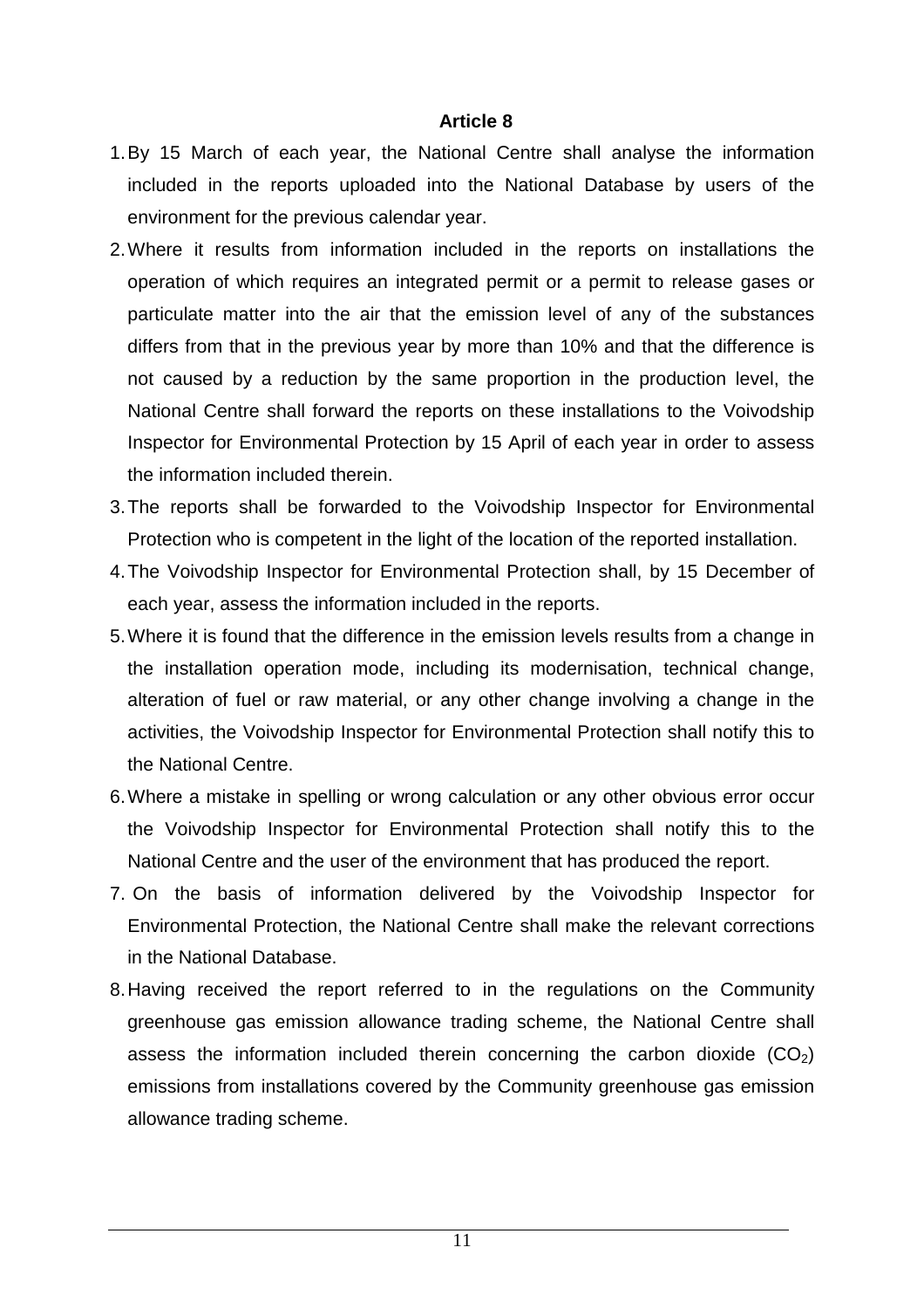**Article 8**

1. By 15 March of each year, the National Centre shall analyse the information included in the reports uploaded into the National Database by users of the environment for the previous calendar year.
2. Where it results from information included in the reports on installations the operation of which requires an integrated permit or a permit to release gases or particulate matter into the air that the emission level of any of the substances differs from that in the previous year by more than 10% and that the difference is not caused by a reduction by the same proportion in the production level, the National Centre shall forward the reports on these installations to the Voivodship Inspector for Environmental Protection by 15 April of each year in order to assess the information included therein.
3. The reports shall be forwarded to the Voivodship Inspector for Environmental Protection who is competent in the light of the location of the reported installation.
4. The Voivodship Inspector for Environmental Protection shall, by 15 December of each year, assess the information included in the reports.
5. Where it is found that the difference in the emission levels results from a change in the installation operation mode, including its modernisation, technical change, alteration of fuel or raw material, or any other change involving a change in the activities, the Voivodship Inspector for Environmental Protection shall notify this to the National Centre.
6. Where a mistake in spelling or wrong calculation or any other obvious error occur the Voivodship Inspector for Environmental Protection shall notify this to the National Centre and the user of the environment that has produced the report.
7. On the basis of information delivered by the Voivodship Inspector for Environmental Protection, the National Centre shall make the relevant corrections in the National Database.
8. Having received the report referred to in the regulations on the Community greenhouse gas emission allowance trading scheme, the National Centre shall assess the information included therein concerning the carbon dioxide ($CO_2$) emissions from installations covered by the Community greenhouse gas emission allowance trading scheme.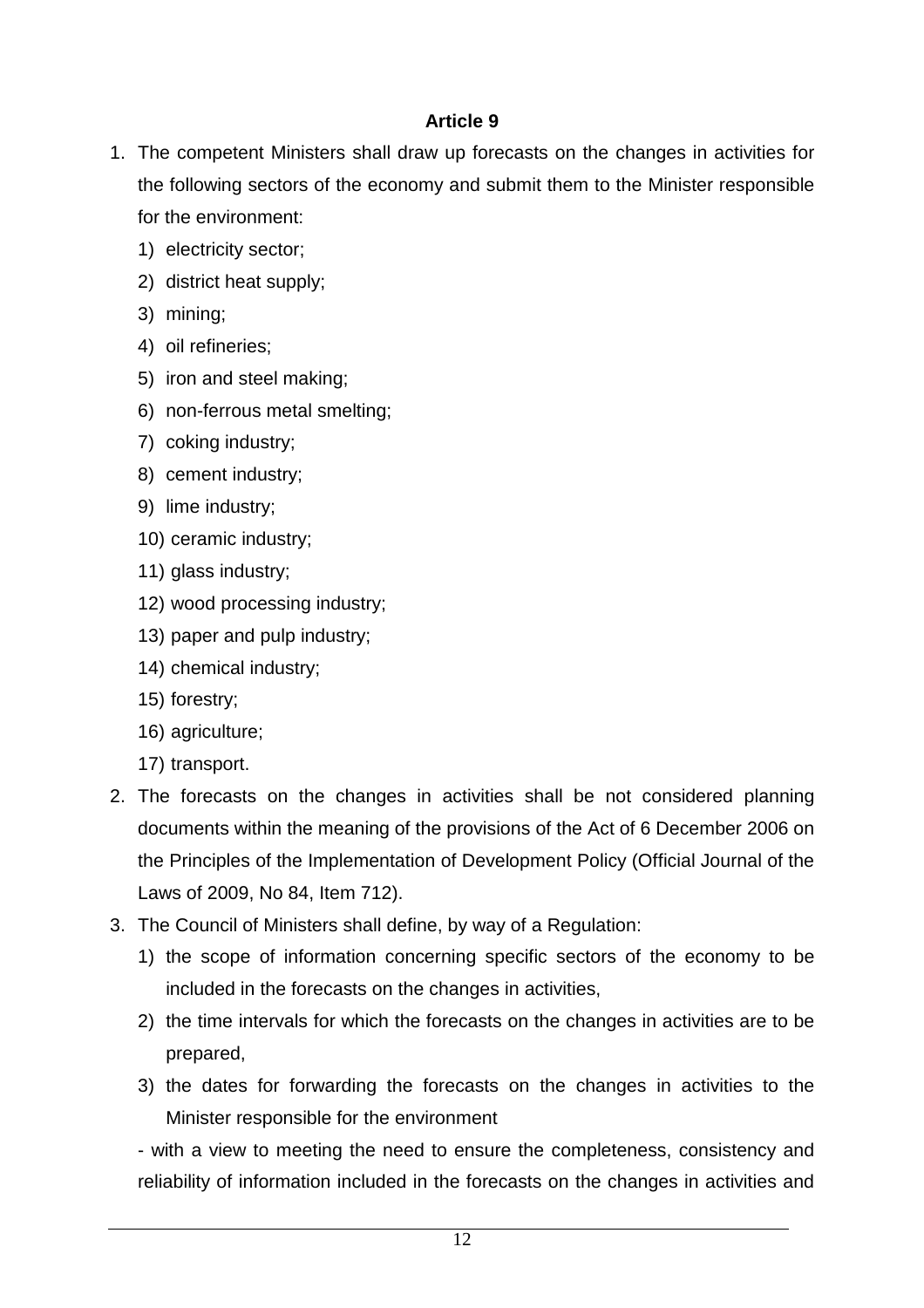## Article 9

1. The competent Ministers shall draw up forecasts on the changes in activities for the following sectors of the economy and submit them to the Minister responsible for the environment:
   1) electricity sector;
   2) district heat supply;
   3) mining;
   4) oil refineries;
   5) iron and steel making;
   6) non-ferrous metal smelting;
   7) coking industry;
   8) cement industry;
   9) lime industry;
   10) ceramic industry;
   11) glass industry;
   12) wood processing industry;
   13) paper and pulp industry;
   14) chemical industry;
   15) forestry;
   16) agriculture;
   17) transport.
2. The forecasts on the changes in activities shall be not considered planning documents within the meaning of the provisions of the Act of 6 December 2006 on the Principles of the Implementation of Development Policy (Official Journal of the Laws of 2009, No 84, Item 712).
3. The Council of Ministers shall define, by way of a Regulation:
   1) the scope of information concerning specific sectors of the economy to be included in the forecasts on the changes in activities,
   2) the time intervals for which the forecasts on the changes in activities are to be prepared,
   3) the dates for forwarding the forecasts on the changes in activities to the Minister responsible for the environment

   - with a view to meeting the need to ensure the completeness, consistency and reliability of information included in the forecasts on the changes in activities and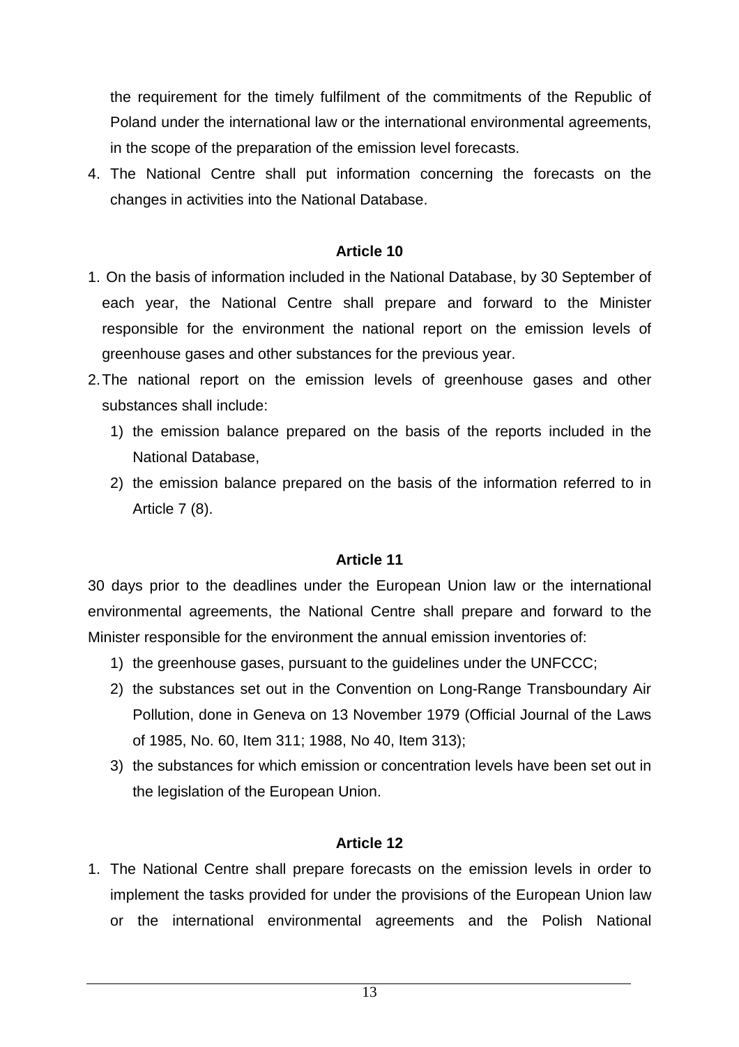the requirement for the timely fulfilment of the commitments of the Republic of Poland under the international law or the international environmental agreements, in the scope of the preparation of the emission level forecasts.

4. The National Centre shall put information concerning the forecasts on the changes in activities into the National Database.

**Article 10**

1. On the basis of information included in the National Database, by 30 September of each year, the National Centre shall prepare and forward to the Minister responsible for the environment the national report on the emission levels of greenhouse gases and other substances for the previous year.
2. The national report on the emission levels of greenhouse gases and other substances shall include:
   1) the emission balance prepared on the basis of the reports included in the National Database,
   2) the emission balance prepared on the basis of the information referred to in Article 7 (8).

**Article 11**

30 days prior to the deadlines under the European Union law or the international environmental agreements, the National Centre shall prepare and forward to the Minister responsible for the environment the annual emission inventories of:

1) the greenhouse gases, pursuant to the guidelines under the UNFCCC;
2) the substances set out in the Convention on Long-Range Transboundary Air Pollution, done in Geneva on 13 November 1979 (Official Journal of the Laws of 1985, No. 60, Item 311; 1988, No 40, Item 313);
3) the substances for which emission or concentration levels have been set out in the legislation of the European Union.

**Article 12**

1. The National Centre shall prepare forecasts on the emission levels in order to implement the tasks provided for under the provisions of the European Union law or the international environmental agreements and the Polish National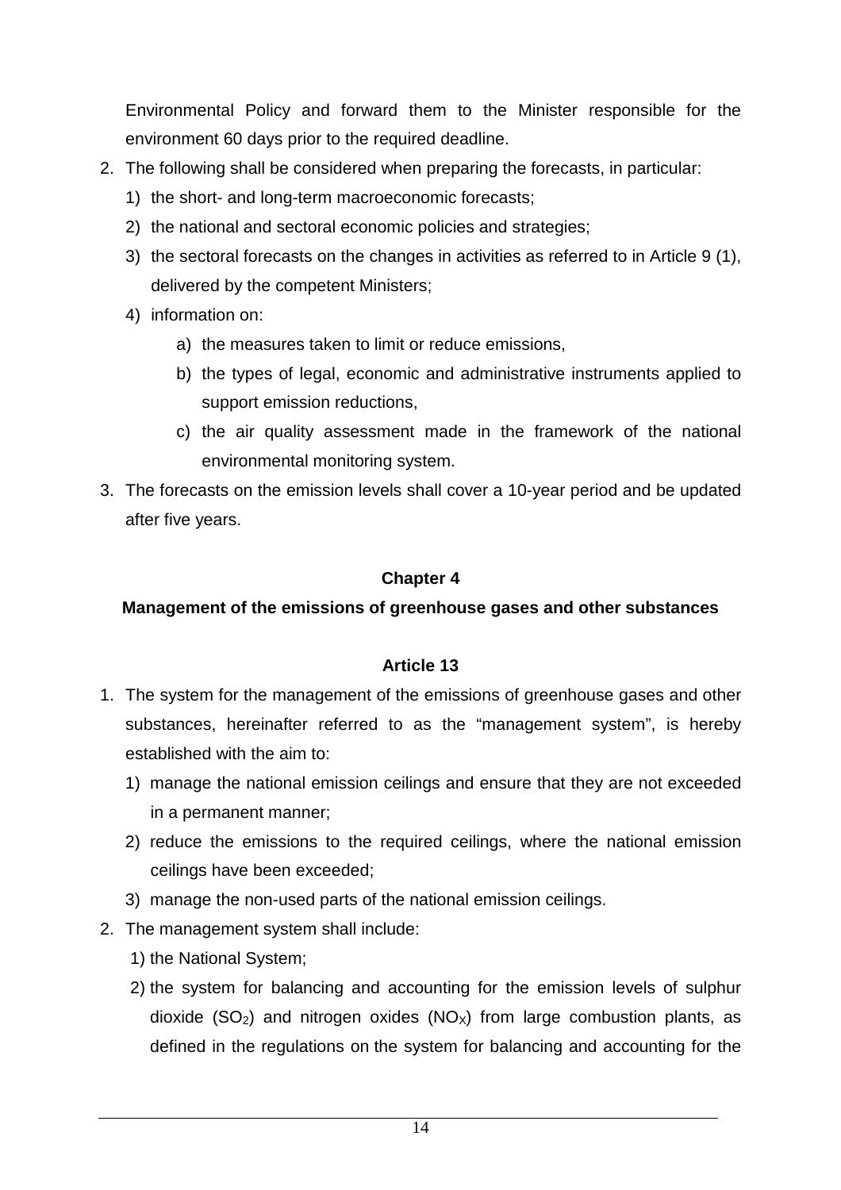Environmental Policy and forward them to the Minister responsible for the environment 60 days prior to the required deadline.

2. The following shall be considered when preparing the forecasts, in particular:
   1) the short- and long-term macroeconomic forecasts;
   2) the national and sectoral economic policies and strategies;
   3) the sectoral forecasts on the changes in activities as referred to in Article 9 (1), delivered by the competent Ministers;
   4) information on:
      a) the measures taken to limit or reduce emissions,
      b) the types of legal, economic and administrative instruments applied to support emission reductions,
      c) the air quality assessment made in the framework of the national environmental monitoring system.
3. The forecasts on the emission levels shall cover a 10-year period and be updated after five years.

## Chapter 4

## Management of the emissions of greenhouse gases and other substances

### Article 13

1. The system for the management of the emissions of greenhouse gases and other substances, hereinafter referred to as the "management system", is hereby established with the aim to:
   1) manage the national emission ceilings and ensure that they are not exceeded in a permanent manner;
   2) reduce the emissions to the required ceilings, where the national emission ceilings have been exceeded;
   3) manage the non-used parts of the national emission ceilings.
2. The management system shall include:
   1) the National System;
   2) the system for balancing and accounting for the emission levels of sulphur dioxide ($SO_2$) and nitrogen oxides ($NO_X$) from large combustion plants, as defined in the regulations on the system for balancing and accounting for the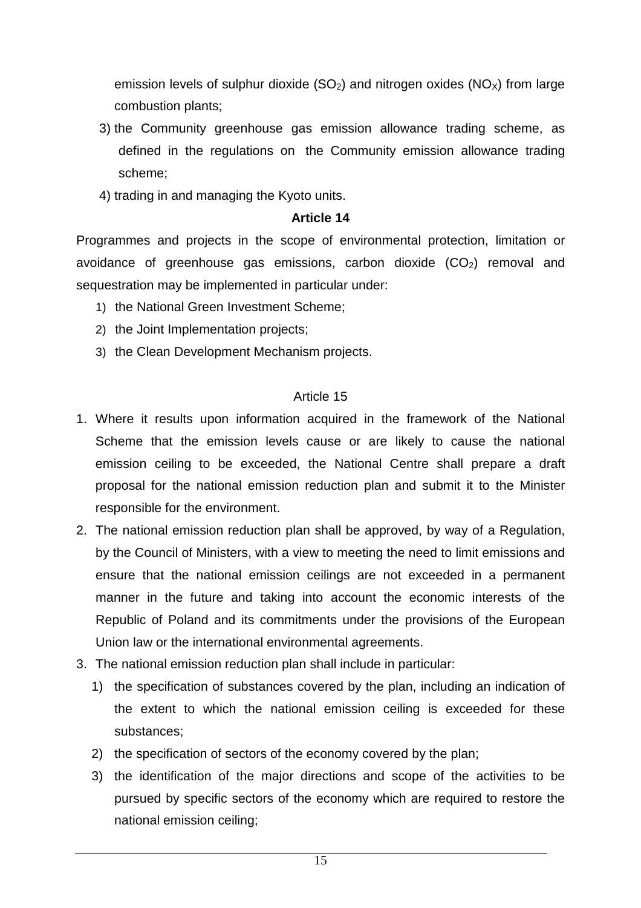emission levels of sulphur dioxide ($SO_2$) and nitrogen oxides ($NO_X$) from large combustion plants;

3) the Community greenhouse gas emission allowance trading scheme, as defined in the regulations on the Community emission allowance trading scheme;
4) trading in and managing the Kyoto units.

**Article 14**

Programmes and projects in the scope of environmental protection, limitation or avoidance of greenhouse gas emissions, carbon dioxide ($CO_2$) removal and sequestration may be implemented in particular under:

1) the National Green Investment Scheme;
2) the Joint Implementation projects;
3) the Clean Development Mechanism projects.

Article 15

1. Where it results upon information acquired in the framework of the National Scheme that the emission levels cause or are likely to cause the national emission ceiling to be exceeded, the National Centre shall prepare a draft proposal for the national emission reduction plan and submit it to the Minister responsible for the environment.
2. The national emission reduction plan shall be approved, by way of a Regulation, by the Council of Ministers, with a view to meeting the need to limit emissions and ensure that the national emission ceilings are not exceeded in a permanent manner in the future and taking into account the economic interests of the Republic of Poland and its commitments under the provisions of the European Union law or the international environmental agreements.
3. The national emission reduction plan shall include in particular:
   1) the specification of substances covered by the plan, including an indication of the extent to which the national emission ceiling is exceeded for these substances;
   2) the specification of sectors of the economy covered by the plan;
   3) the identification of the major directions and scope of the activities to be pursued by specific sectors of the economy which are required to restore the national emission ceiling;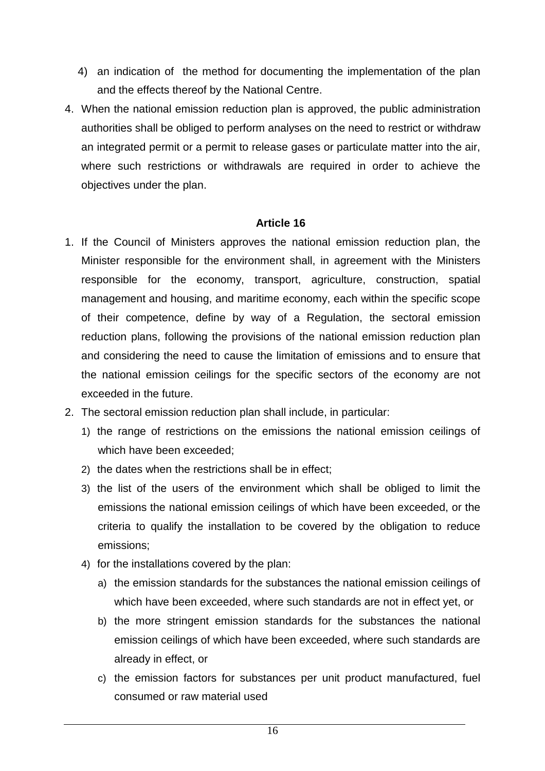4) an indication of the method for documenting the implementation of the plan and the effects thereof by the National Centre.

4. When the national emission reduction plan is approved, the public administration authorities shall be obliged to perform analyses on the need to restrict or withdraw an integrated permit or a permit to release gases or particulate matter into the air, where such restrictions or withdrawals are required in order to achieve the objectives under the plan.

**Article 16**

1. If the Council of Ministers approves the national emission reduction plan, the Minister responsible for the environment shall, in agreement with the Ministers responsible for the economy, transport, agriculture, construction, spatial management and housing, and maritime economy, each within the specific scope of their competence, define by way of a Regulation, the sectoral emission reduction plans, following the provisions of the national emission reduction plan and considering the need to cause the limitation of emissions and to ensure that the national emission ceilings for the specific sectors of the economy are not exceeded in the future.
2. The sectoral emission reduction plan shall include, in particular:
   1) the range of restrictions on the emissions the national emission ceilings of which have been exceeded;
   2) the dates when the restrictions shall be in effect;
   3) the list of the users of the environment which shall be obliged to limit the emissions the national emission ceilings of which have been exceeded, or the criteria to qualify the installation to be covered by the obligation to reduce emissions;
   4) for the installations covered by the plan:
      a) the emission standards for the substances the national emission ceilings of which have been exceeded, where such standards are not in effect yet, or
      b) the more stringent emission standards for the substances the national emission ceilings of which have been exceeded, where such standards are already in effect, or
      c) the emission factors for substances per unit product manufactured, fuel consumed or raw material used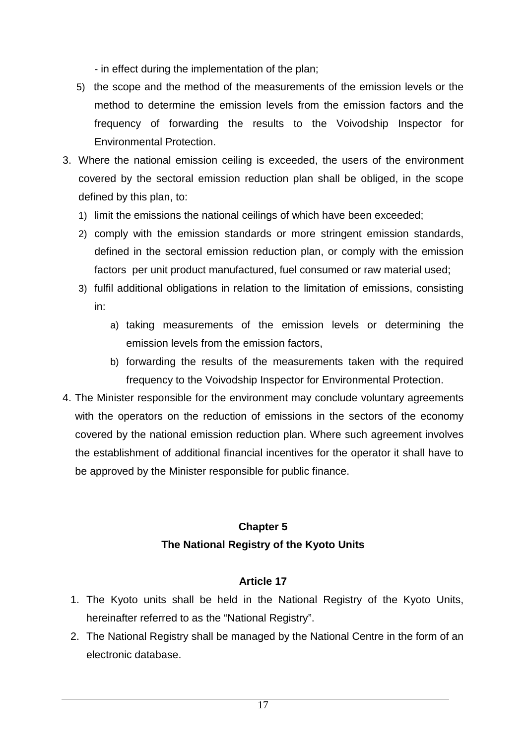- in effect during the implementation of the plan;

5) the scope and the method of the measurements of the emission levels or the method to determine the emission levels from the emission factors and the frequency of forwarding the results to the Voivodship Inspector for Environmental Protection.

3. Where the national emission ceiling is exceeded, the users of the environment covered by the sectoral emission reduction plan shall be obliged, in the scope defined by this plan, to:
   1) limit the emissions the national ceilings of which have been exceeded;
   2) comply with the emission standards or more stringent emission standards, defined in the sectoral emission reduction plan, or comply with the emission factors per unit product manufactured, fuel consumed or raw material used;
   3) fulfil additional obligations in relation to the limitation of emissions, consisting in:
      a) taking measurements of the emission levels or determining the emission levels from the emission factors,
      b) forwarding the results of the measurements taken with the required frequency to the Voivodship Inspector for Environmental Protection.
4. The Minister responsible for the environment may conclude voluntary agreements with the operators on the reduction of emissions in the sectors of the economy covered by the national emission reduction plan. Where such agreement involves the establishment of additional financial incentives for the operator it shall have to be approved by the Minister responsible for public finance.

## Chapter 5
## The National Registry of the Kyoto Units

### Article 17

1. The Kyoto units shall be held in the National Registry of the Kyoto Units, hereinafter referred to as the "National Registry".
2. The National Registry shall be managed by the National Centre in the form of an electronic database.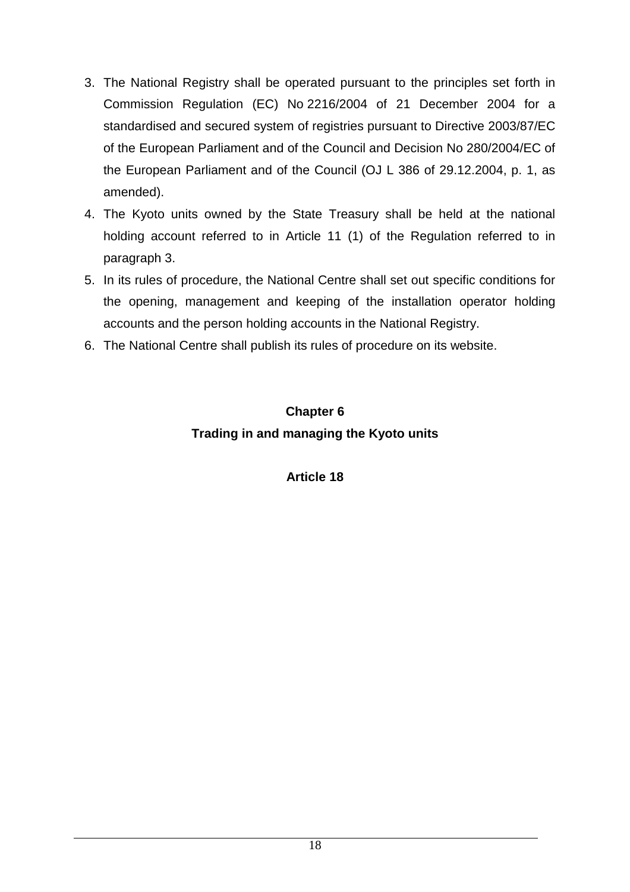3. The National Registry shall be operated pursuant to the principles set forth in Commission Regulation (EC) No 2216/2004 of 21 December 2004 for a standardised and secured system of registries pursuant to Directive 2003/87/EC of the European Parliament and of the Council and Decision No 280/2004/EC of the European Parliament and of the Council (OJ L 386 of 29.12.2004, p. 1, as amended).
4. The Kyoto units owned by the State Treasury shall be held at the national holding account referred to in Article 11 (1) of the Regulation referred to in paragraph 3.
5. In its rules of procedure, the National Centre shall set out specific conditions for the opening, management and keeping of the installation operator holding accounts and the person holding accounts in the National Registry.
6. The National Centre shall publish its rules of procedure on its website.

## Chapter 6
## Trading in and managing the Kyoto units

### Article 18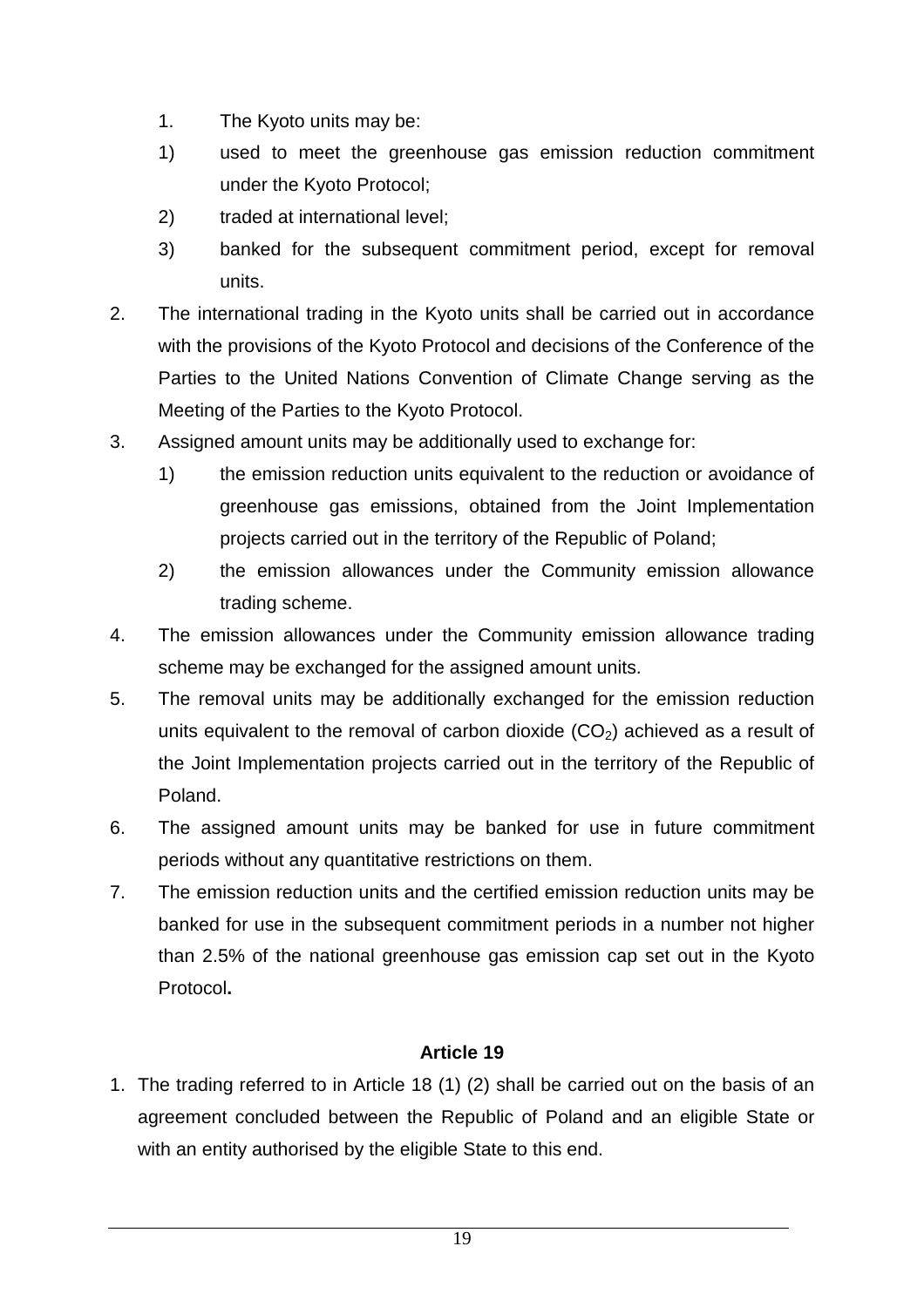1. The Kyoto units may be:
   1) used to meet the greenhouse gas emission reduction commitment under the Kyoto Protocol;
   2) traded at international level;
   3) banked for the subsequent commitment period, except for removal units.
2. The international trading in the Kyoto units shall be carried out in accordance with the provisions of the Kyoto Protocol and decisions of the Conference of the Parties to the United Nations Convention of Climate Change serving as the Meeting of the Parties to the Kyoto Protocol.
3. Assigned amount units may be additionally used to exchange for:
   1) the emission reduction units equivalent to the reduction or avoidance of greenhouse gas emissions, obtained from the Joint Implementation projects carried out in the territory of the Republic of Poland;
   2) the emission allowances under the Community emission allowance trading scheme.
4. The emission allowances under the Community emission allowance trading scheme may be exchanged for the assigned amount units.
5. The removal units may be additionally exchanged for the emission reduction units equivalent to the removal of carbon dioxide ($CO_2$) achieved as a result of the Joint Implementation projects carried out in the territory of the Republic of Poland.
6. The assigned amount units may be banked for use in future commitment periods without any quantitative restrictions on them.
7. The emission reduction units and the certified emission reduction units may be banked for use in the subsequent commitment periods in a number not higher than 2.5% of the national greenhouse gas emission cap set out in the Kyoto Protocol**.**

### Article 19

1. The trading referred to in Article 18 (1) (2) shall be carried out on the basis of an agreement concluded between the Republic of Poland and an eligible State or with an entity authorised by the eligible State to this end.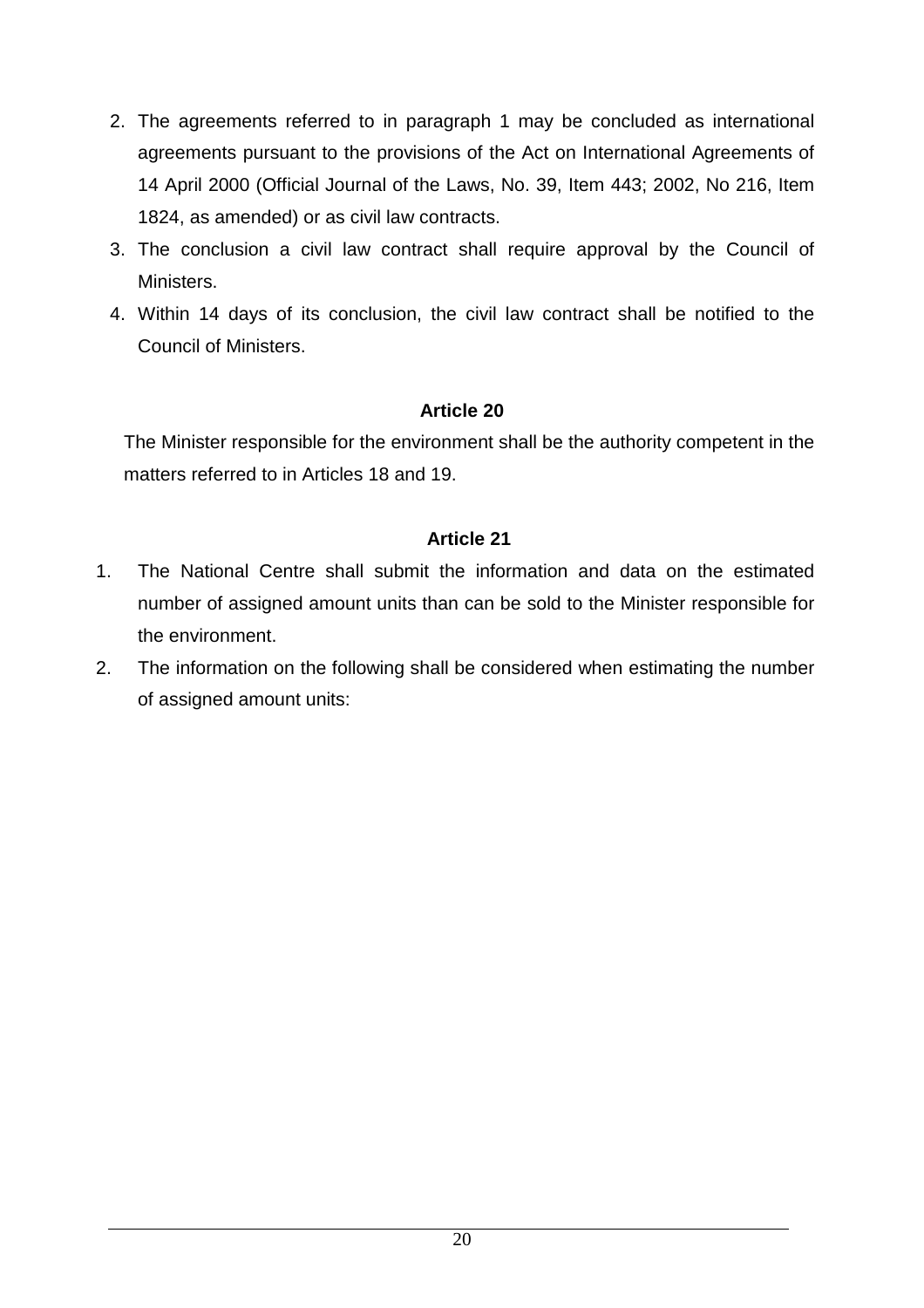2. The agreements referred to in paragraph 1 may be concluded as international agreements pursuant to the provisions of the Act on International Agreements of 14 April 2000 (Official Journal of the Laws, No. 39, Item 443; 2002, No 216, Item 1824, as amended) or as civil law contracts.
3. The conclusion a civil law contract shall require approval by the Council of Ministers.
4. Within 14 days of its conclusion, the civil law contract shall be notified to the Council of Ministers.

**Article 20**

The Minister responsible for the environment shall be the authority competent in the matters referred to in Articles 18 and 19.

**Article 21**

1. The National Centre shall submit the information and data on the estimated number of assigned amount units than can be sold to the Minister responsible for the environment.
2. The information on the following shall be considered when estimating the number of assigned amount units: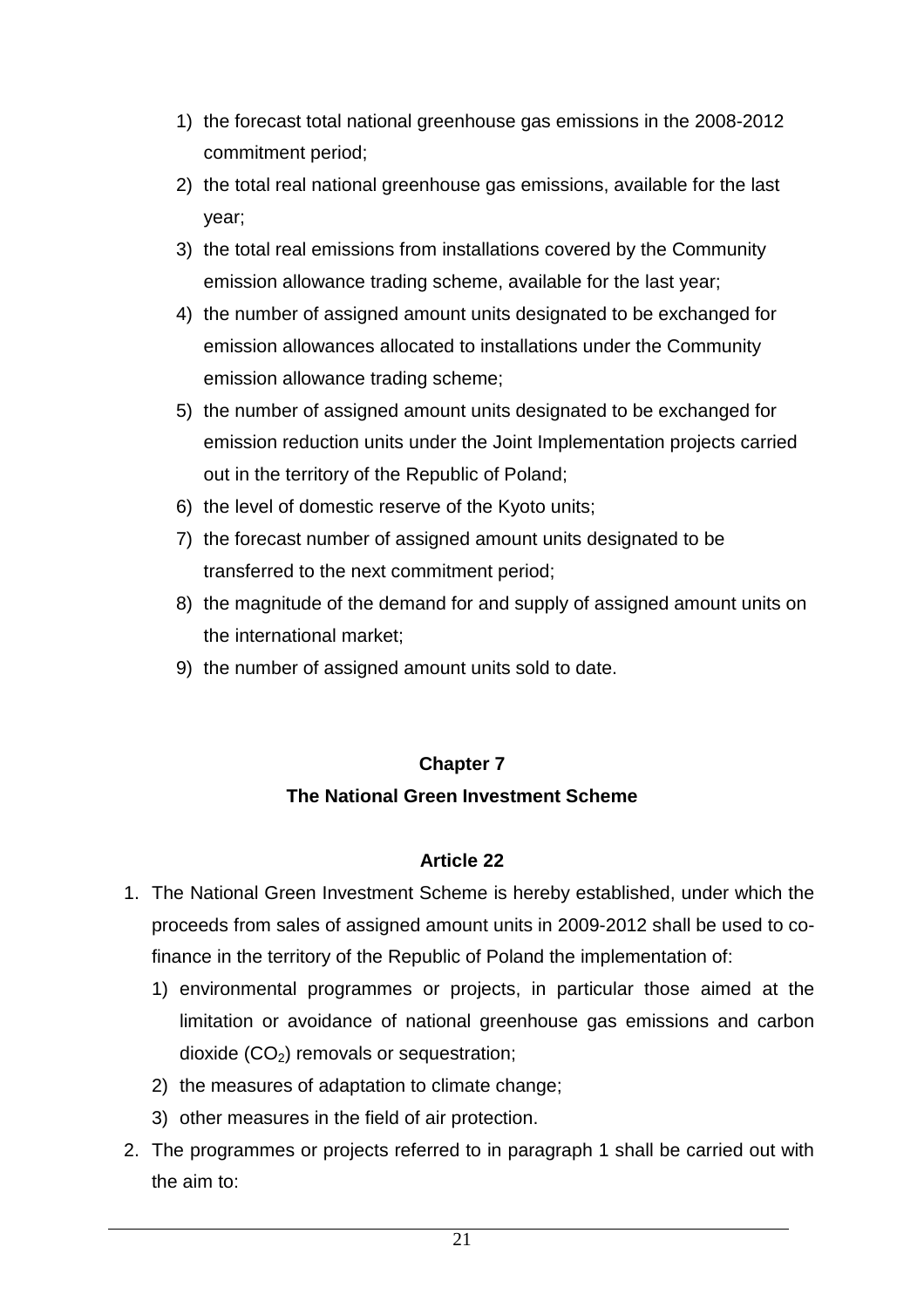1) the forecast total national greenhouse gas emissions in the 2008-2012 commitment period;
2) the total real national greenhouse gas emissions, available for the last year;
3) the total real emissions from installations covered by the Community emission allowance trading scheme, available for the last year;
4) the number of assigned amount units designated to be exchanged for emission allowances allocated to installations under the Community emission allowance trading scheme;
5) the number of assigned amount units designated to be exchanged for emission reduction units under the Joint Implementation projects carried out in the territory of the Republic of Poland;
6) the level of domestic reserve of the Kyoto units;
7) the forecast number of assigned amount units designated to be transferred to the next commitment period;
8) the magnitude of the demand for and supply of assigned amount units on the international market;
9) the number of assigned amount units sold to date.

## Chapter 7

## The National Green Investment Scheme

### Article 22

1. The National Green Investment Scheme is hereby established, under which the proceeds from sales of assigned amount units in 2009-2012 shall be used to co-finance in the territory of the Republic of Poland the implementation of:
   1) environmental programmes or projects, in particular those aimed at the limitation or avoidance of national greenhouse gas emissions and carbon dioxide ($CO_2$) removals or sequestration;
   2) the measures of adaptation to climate change;
   3) other measures in the field of air protection.
2. The programmes or projects referred to in paragraph 1 shall be carried out with the aim to: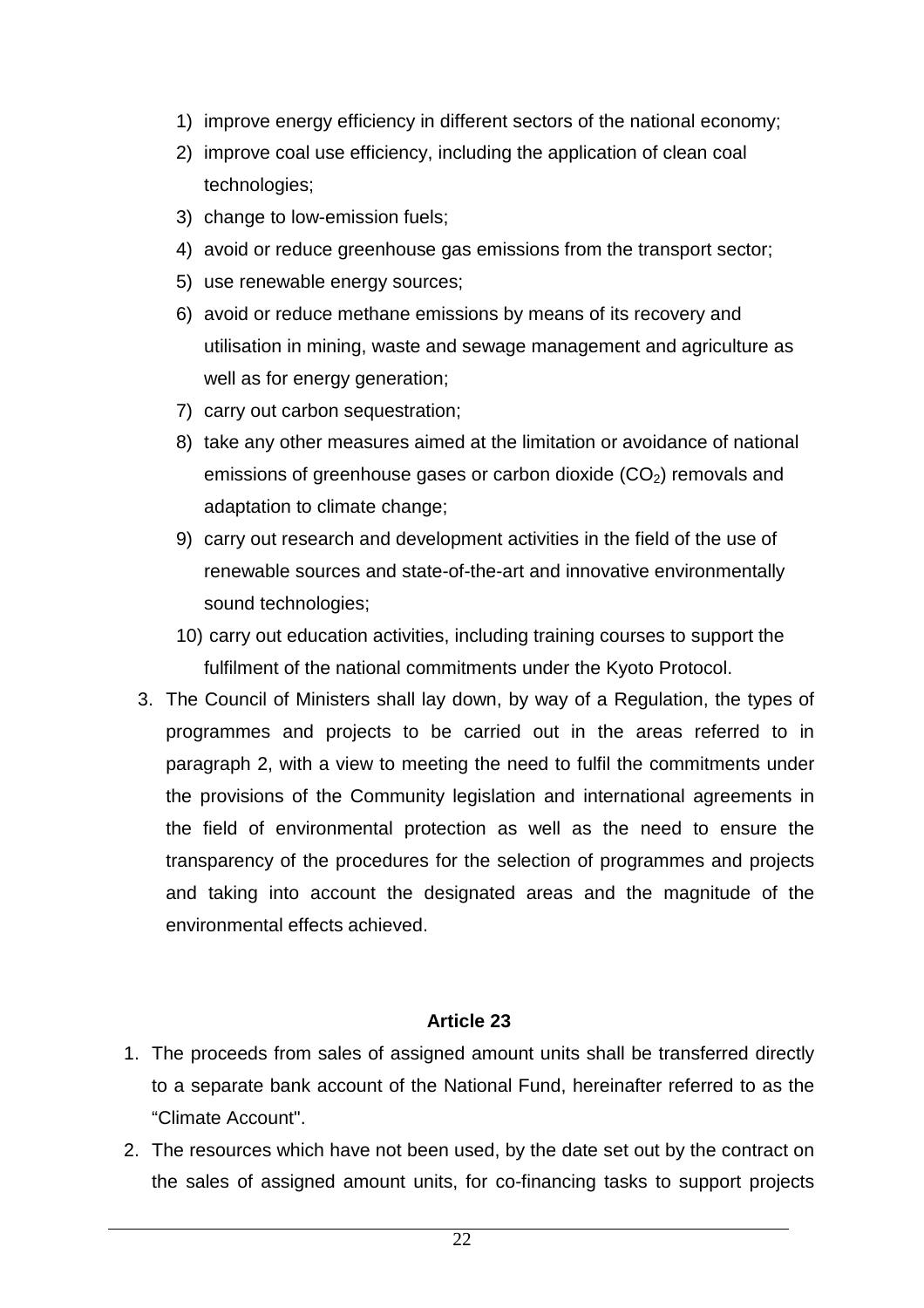1) improve energy efficiency in different sectors of the national economy;
2) improve coal use efficiency, including the application of clean coal technologies;
3) change to low-emission fuels;
4) avoid or reduce greenhouse gas emissions from the transport sector;
5) use renewable energy sources;
6) avoid or reduce methane emissions by means of its recovery and utilisation in mining, waste and sewage management and agriculture as well as for energy generation;
7) carry out carbon sequestration;
8) take any other measures aimed at the limitation or avoidance of national emissions of greenhouse gases or carbon dioxide ($CO_2$) removals and adaptation to climate change;
9) carry out research and development activities in the field of the use of renewable sources and state-of-the-art and innovative environmentally sound technologies;
10) carry out education activities, including training courses to support the fulfilment of the national commitments under the Kyoto Protocol.

3. The Council of Ministers shall lay down, by way of a Regulation, the types of programmes and projects to be carried out in the areas referred to in paragraph 2, with a view to meeting the need to fulfil the commitments under the provisions of the Community legislation and international agreements in the field of environmental protection as well as the need to ensure the transparency of the procedures for the selection of programmes and projects and taking into account the designated areas and the magnitude of the environmental effects achieved.

**Article 23**

1. The proceeds from sales of assigned amount units shall be transferred directly to a separate bank account of the National Fund, hereinafter referred to as the "Climate Account".
2. The resources which have not been used, by the date set out by the contract on the sales of assigned amount units, for co-financing tasks to support projects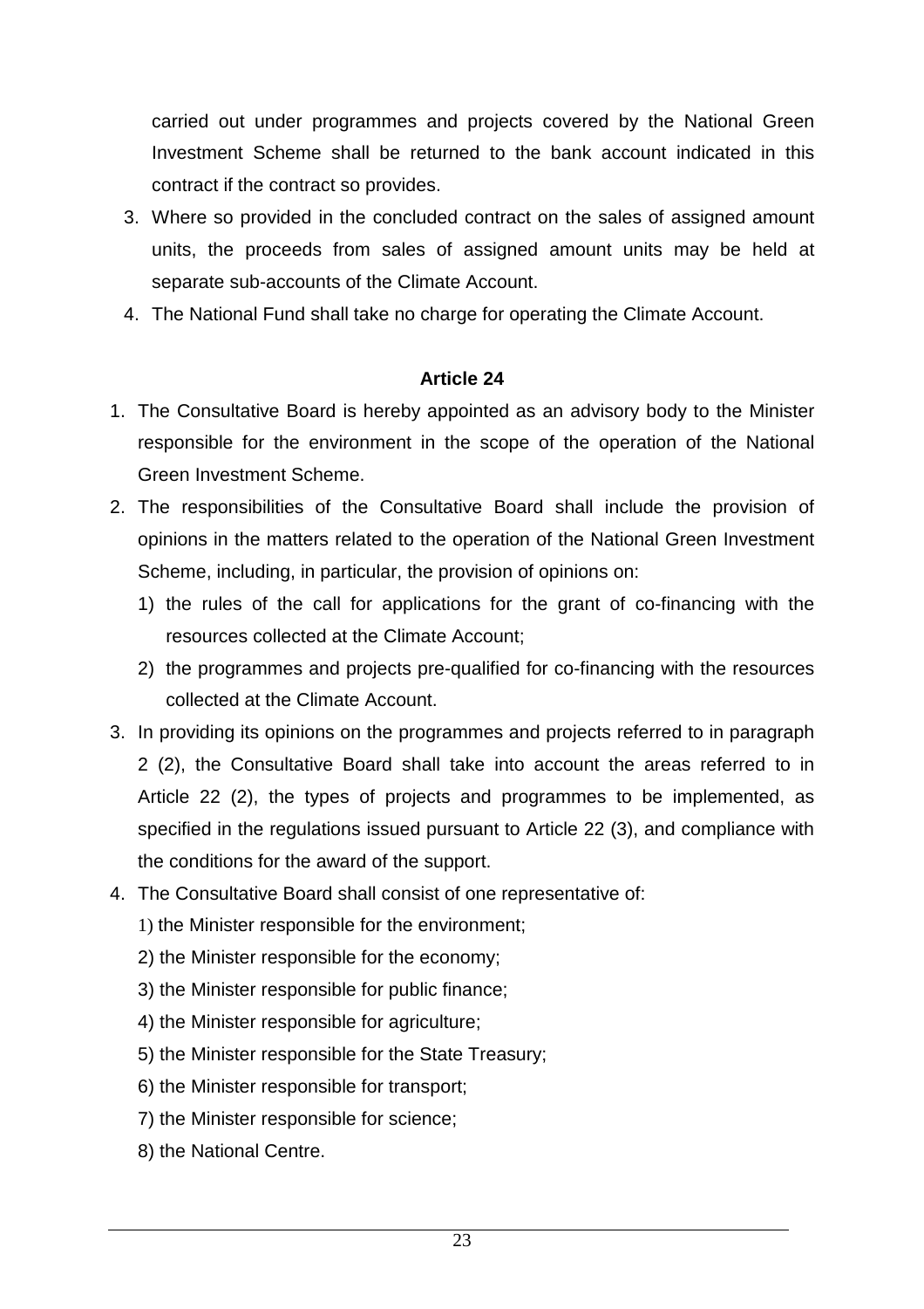carried out under programmes and projects covered by the National Green Investment Scheme shall be returned to the bank account indicated in this contract if the contract so provides.

3. Where so provided in the concluded contract on the sales of assigned amount units, the proceeds from sales of assigned amount units may be held at separate sub-accounts of the Climate Account.
4. The National Fund shall take no charge for operating the Climate Account.

**Article 24**

1. The Consultative Board is hereby appointed as an advisory body to the Minister responsible for the environment in the scope of the operation of the National Green Investment Scheme.
2. The responsibilities of the Consultative Board shall include the provision of opinions in the matters related to the operation of the National Green Investment Scheme, including, in particular, the provision of opinions on:
   1) the rules of the call for applications for the grant of co-financing with the resources collected at the Climate Account;
   2) the programmes and projects pre-qualified for co-financing with the resources collected at the Climate Account.
3. In providing its opinions on the programmes and projects referred to in paragraph 2 (2), the Consultative Board shall take into account the areas referred to in Article 22 (2), the types of projects and programmes to be implemented, as specified in the regulations issued pursuant to Article 22 (3), and compliance with the conditions for the award of the support.
4. The Consultative Board shall consist of one representative of:
   1) the Minister responsible for the environment;
   2) the Minister responsible for the economy;
   3) the Minister responsible for public finance;
   4) the Minister responsible for agriculture;
   5) the Minister responsible for the State Treasury;
   6) the Minister responsible for transport;
   7) the Minister responsible for science;
   8) the National Centre.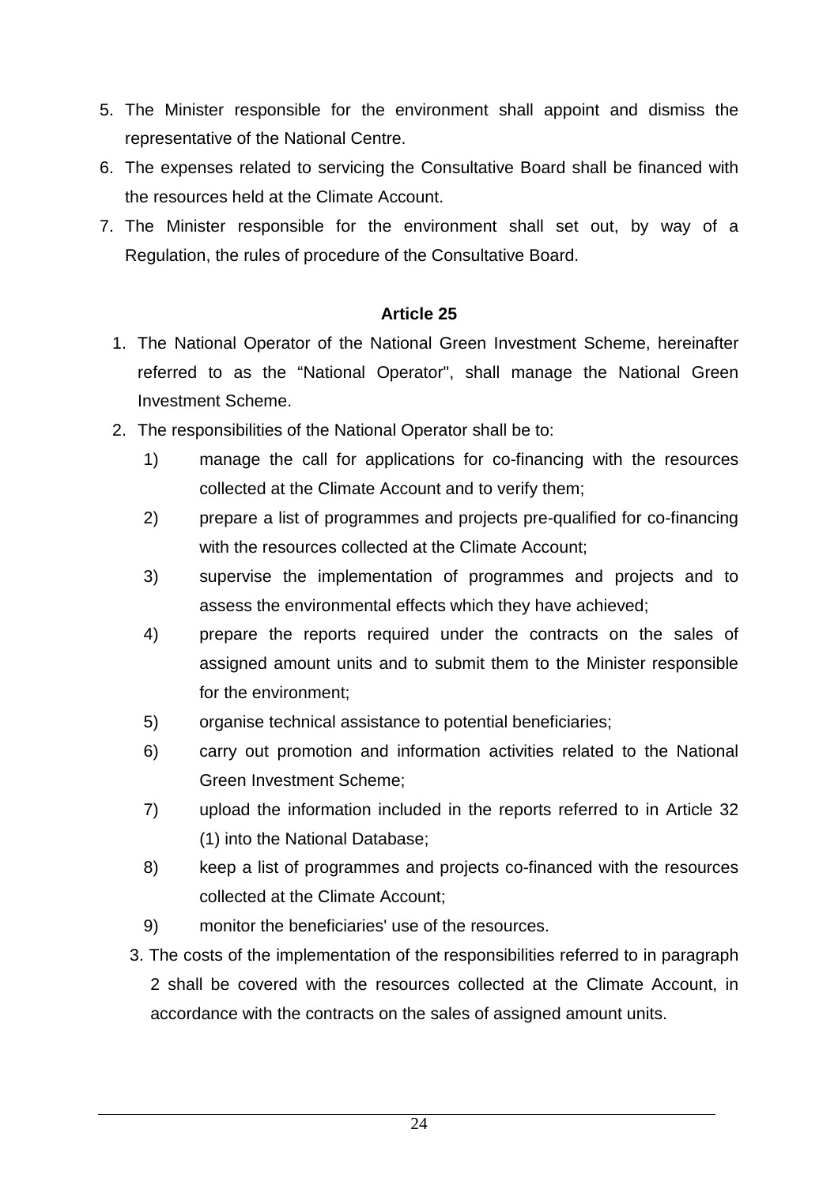5. The Minister responsible for the environment shall appoint and dismiss the representative of the National Centre.
6. The expenses related to servicing the Consultative Board shall be financed with the resources held at the Climate Account.
7. The Minister responsible for the environment shall set out, by way of a Regulation, the rules of procedure of the Consultative Board.

**Article 25**

1. The National Operator of the National Green Investment Scheme, hereinafter referred to as the “National Operator", shall manage the National Green Investment Scheme.
2. The responsibilities of the National Operator shall be to:
   1) manage the call for applications for co-financing with the resources collected at the Climate Account and to verify them;
   2) prepare a list of programmes and projects pre-qualified for co-financing with the resources collected at the Climate Account;
   3) supervise the implementation of programmes and projects and to assess the environmental effects which they have achieved;
   4) prepare the reports required under the contracts on the sales of assigned amount units and to submit them to the Minister responsible for the environment;
   5) organise technical assistance to potential beneficiaries;
   6) carry out promotion and information activities related to the National Green Investment Scheme;
   7) upload the information included in the reports referred to in Article 32 (1) into the National Database;
   8) keep a list of programmes and projects co-financed with the resources collected at the Climate Account;
   9) monitor the beneficiaries' use of the resources.
3. The costs of the implementation of the responsibilities referred to in paragraph 2 shall be covered with the resources collected at the Climate Account, in accordance with the contracts on the sales of assigned amount units.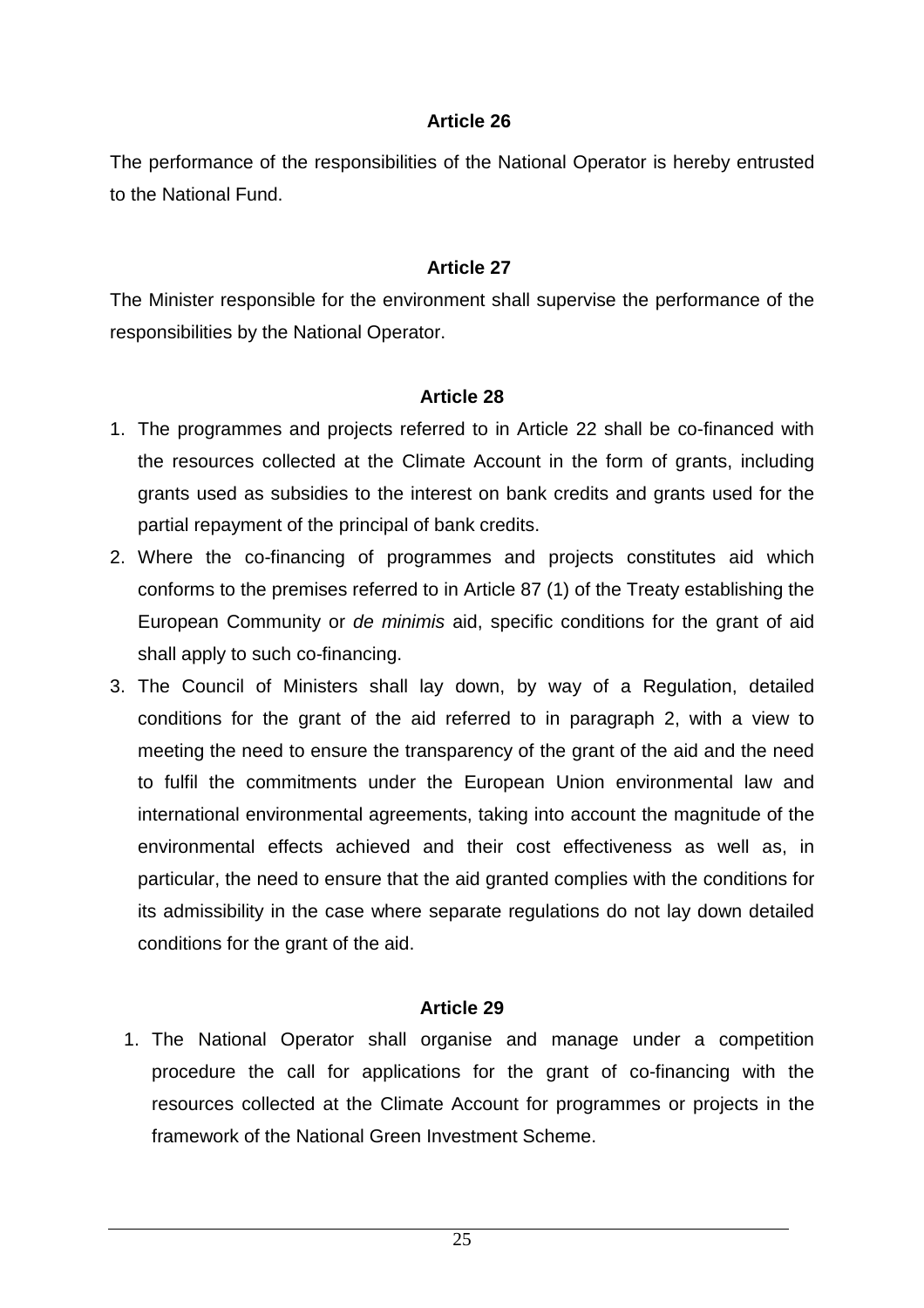### Article 26

The performance of the responsibilities of the National Operator is hereby entrusted to the National Fund.

### Article 27

The Minister responsible for the environment shall supervise the performance of the responsibilities by the National Operator.

### Article 28

1. The programmes and projects referred to in Article 22 shall be co-financed with the resources collected at the Climate Account in the form of grants, including grants used as subsidies to the interest on bank credits and grants used for the partial repayment of the principal of bank credits.
2. Where the co-financing of programmes and projects constitutes aid which conforms to the premises referred to in Article 87 (1) of the Treaty establishing the European Community or *de minimis* aid, specific conditions for the grant of aid shall apply to such co-financing.
3. The Council of Ministers shall lay down, by way of a Regulation, detailed conditions for the grant of the aid referred to in paragraph 2, with a view to meeting the need to ensure the transparency of the grant of the aid and the need to fulfil the commitments under the European Union environmental law and international environmental agreements, taking into account the magnitude of the environmental effects achieved and their cost effectiveness as well as, in particular, the need to ensure that the aid granted complies with the conditions for its admissibility in the case where separate regulations do not lay down detailed conditions for the grant of the aid.

### Article 29

1. The National Operator shall organise and manage under a competition procedure the call for applications for the grant of co-financing with the resources collected at the Climate Account for programmes or projects in the framework of the National Green Investment Scheme.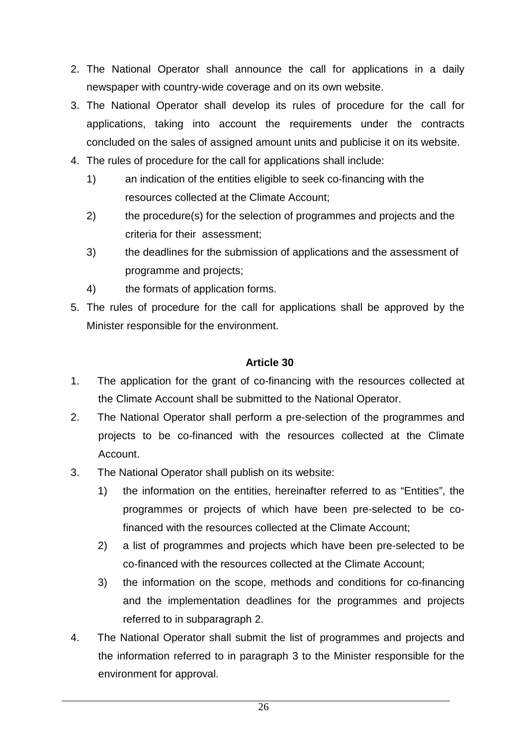2. The National Operator shall announce the call for applications in a daily newspaper with country-wide coverage and on its own website.
3. The National Operator shall develop its rules of procedure for the call for applications, taking into account the requirements under the contracts concluded on the sales of assigned amount units and publicise it on its website.
4. The rules of procedure for the call for applications shall include:
   1) an indication of the entities eligible to seek co-financing with the resources collected at the Climate Account;
   2) the procedure(s) for the selection of programmes and projects and the criteria for their assessment;
   3) the deadlines for the submission of applications and the assessment of programme and projects;
   4) the formats of application forms.
5. The rules of procedure for the call for applications shall be approved by the Minister responsible for the environment.

**Article 30**

1. The application for the grant of co-financing with the resources collected at the Climate Account shall be submitted to the National Operator.
2. The National Operator shall perform a pre-selection of the programmes and projects to be co-financed with the resources collected at the Climate Account.
3. The National Operator shall publish on its website:
   1) the information on the entities, hereinafter referred to as "Entities", the programmes or projects of which have been pre-selected to be co-financed with the resources collected at the Climate Account;
   2) a list of programmes and projects which have been pre-selected to be co-financed with the resources collected at the Climate Account;
   3) the information on the scope, methods and conditions for co-financing and the implementation deadlines for the programmes and projects referred to in subparagraph 2.
4. The National Operator shall submit the list of programmes and projects and the information referred to in paragraph 3 to the Minister responsible for the environment for approval.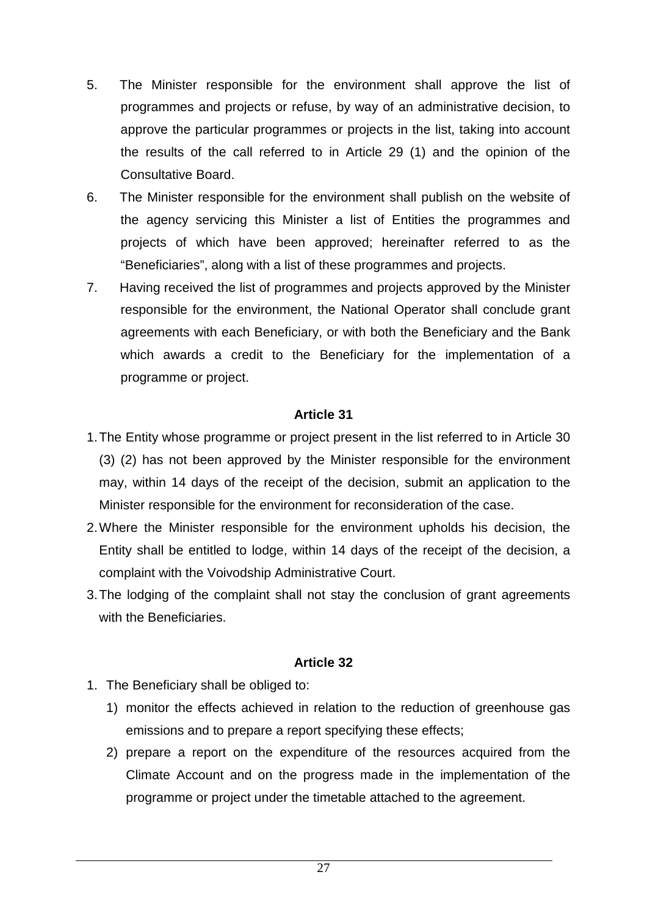5. The Minister responsible for the environment shall approve the list of programmes and projects or refuse, by way of an administrative decision, to approve the particular programmes or projects in the list, taking into account the results of the call referred to in Article 29 (1) and the opinion of the Consultative Board.
6. The Minister responsible for the environment shall publish on the website of the agency servicing this Minister a list of Entities the programmes and projects of which have been approved; hereinafter referred to as the "Beneficiaries", along with a list of these programmes and projects.
7. Having received the list of programmes and projects approved by the Minister responsible for the environment, the National Operator shall conclude grant agreements with each Beneficiary, or with both the Beneficiary and the Bank which awards a credit to the Beneficiary for the implementation of a programme or project.

**Article 31**

1. The Entity whose programme or project present in the list referred to in Article 30 (3) (2) has not been approved by the Minister responsible for the environment may, within 14 days of the receipt of the decision, submit an application to the Minister responsible for the environment for reconsideration of the case.
2. Where the Minister responsible for the environment upholds his decision, the Entity shall be entitled to lodge, within 14 days of the receipt of the decision, a complaint with the Voivodship Administrative Court.
3. The lodging of the complaint shall not stay the conclusion of grant agreements with the Beneficiaries.

**Article 32**

1. The Beneficiary shall be obliged to:
   1) monitor the effects achieved in relation to the reduction of greenhouse gas emissions and to prepare a report specifying these effects;
   2) prepare a report on the expenditure of the resources acquired from the Climate Account and on the progress made in the implementation of the programme or project under the timetable attached to the agreement.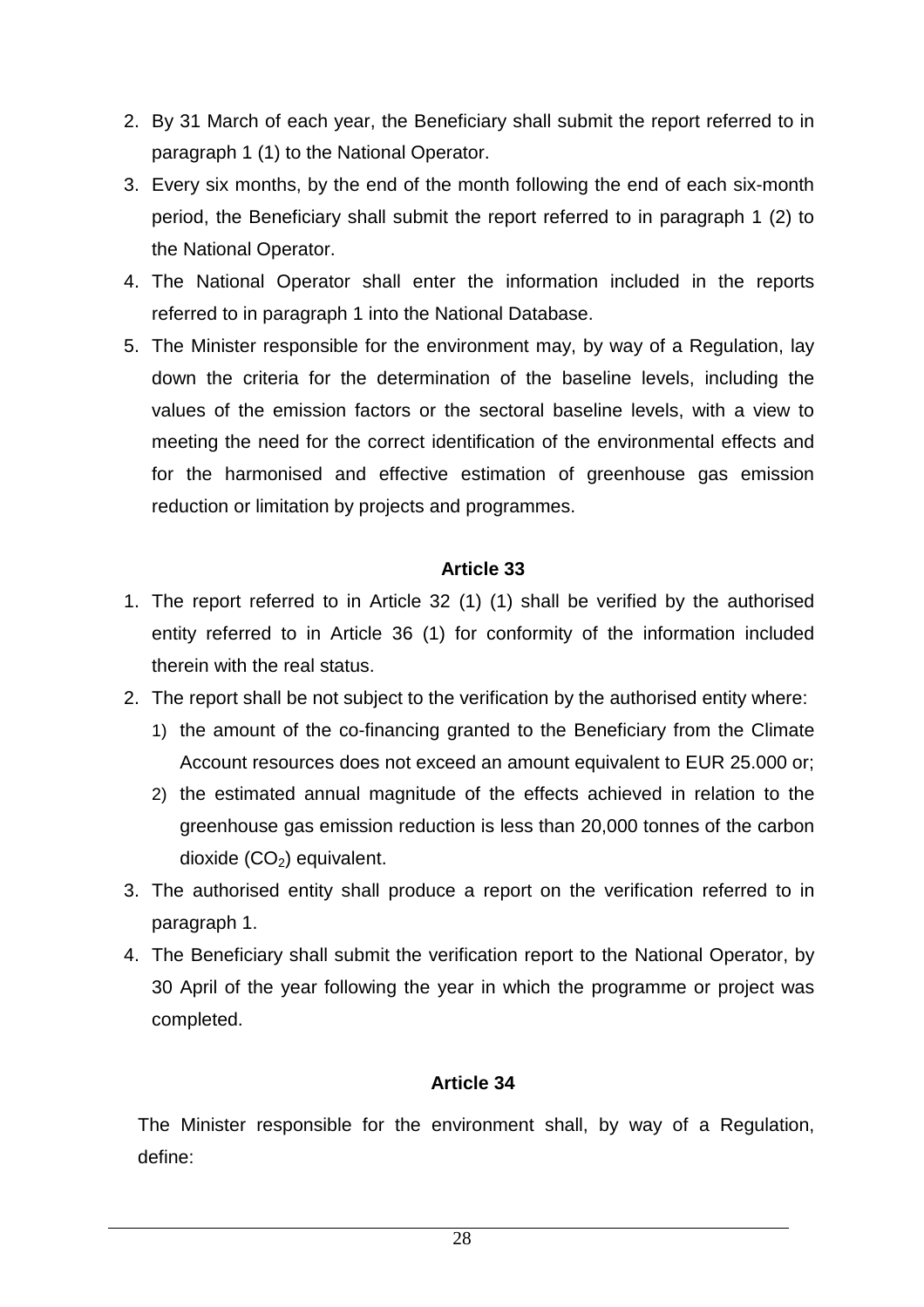2. By 31 March of each year, the Beneficiary shall submit the report referred to in paragraph 1 (1) to the National Operator.
3. Every six months, by the end of the month following the end of each six-month period, the Beneficiary shall submit the report referred to in paragraph 1 (2) to the National Operator.
4. The National Operator shall enter the information included in the reports referred to in paragraph 1 into the National Database.
5. The Minister responsible for the environment may, by way of a Regulation, lay down the criteria for the determination of the baseline levels, including the values of the emission factors or the sectoral baseline levels, with a view to meeting the need for the correct identification of the environmental effects and for the harmonised and effective estimation of greenhouse gas emission reduction or limitation by projects and programmes.

**Article 33**

1. The report referred to in Article 32 (1) (1) shall be verified by the authorised entity referred to in Article 36 (1) for conformity of the information included therein with the real status.
2. The report shall be not subject to the verification by the authorised entity where:
   1) the amount of the co-financing granted to the Beneficiary from the Climate Account resources does not exceed an amount equivalent to EUR 25.000 or;
   2) the estimated annual magnitude of the effects achieved in relation to the greenhouse gas emission reduction is less than 20,000 tonnes of the carbon dioxide ($CO_2$) equivalent.
3. The authorised entity shall produce a report on the verification referred to in paragraph 1.
4. The Beneficiary shall submit the verification report to the National Operator, by 30 April of the year following the year in which the programme or project was completed.

**Article 34**

The Minister responsible for the environment shall, by way of a Regulation, define: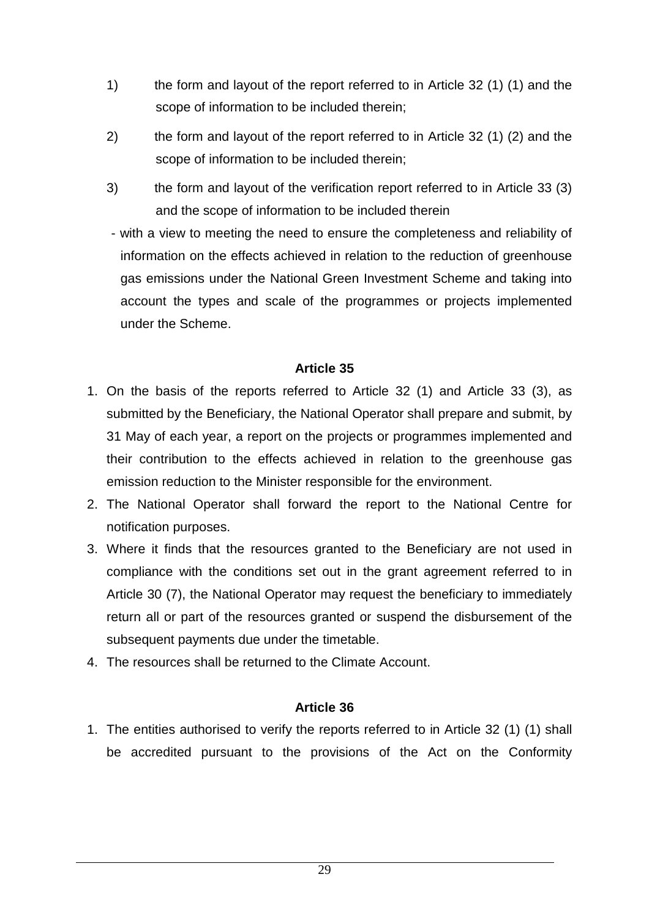1) the form and layout of the report referred to in Article 32 (1) (1) and the scope of information to be included therein;

2) the form and layout of the report referred to in Article 32 (1) (2) and the scope of information to be included therein;

3) the form and layout of the verification report referred to in Article 33 (3) and the scope of information to be included therein

- with a view to meeting the need to ensure the completeness and reliability of information on the effects achieved in relation to the reduction of greenhouse gas emissions under the National Green Investment Scheme and taking into account the types and scale of the programmes or projects implemented under the Scheme.

**Article 35**

1. On the basis of the reports referred to Article 32 (1) and Article 33 (3), as submitted by the Beneficiary, the National Operator shall prepare and submit, by 31 May of each year, a report on the projects or programmes implemented and their contribution to the effects achieved in relation to the greenhouse gas emission reduction to the Minister responsible for the environment.
2. The National Operator shall forward the report to the National Centre for notification purposes.
3. Where it finds that the resources granted to the Beneficiary are not used in compliance with the conditions set out in the grant agreement referred to in Article 30 (7), the National Operator may request the beneficiary to immediately return all or part of the resources granted or suspend the disbursement of the subsequent payments due under the timetable.
4. The resources shall be returned to the Climate Account.

**Article 36**

1. The entities authorised to verify the reports referred to in Article 32 (1) (1) shall be accredited pursuant to the provisions of the Act on the Conformity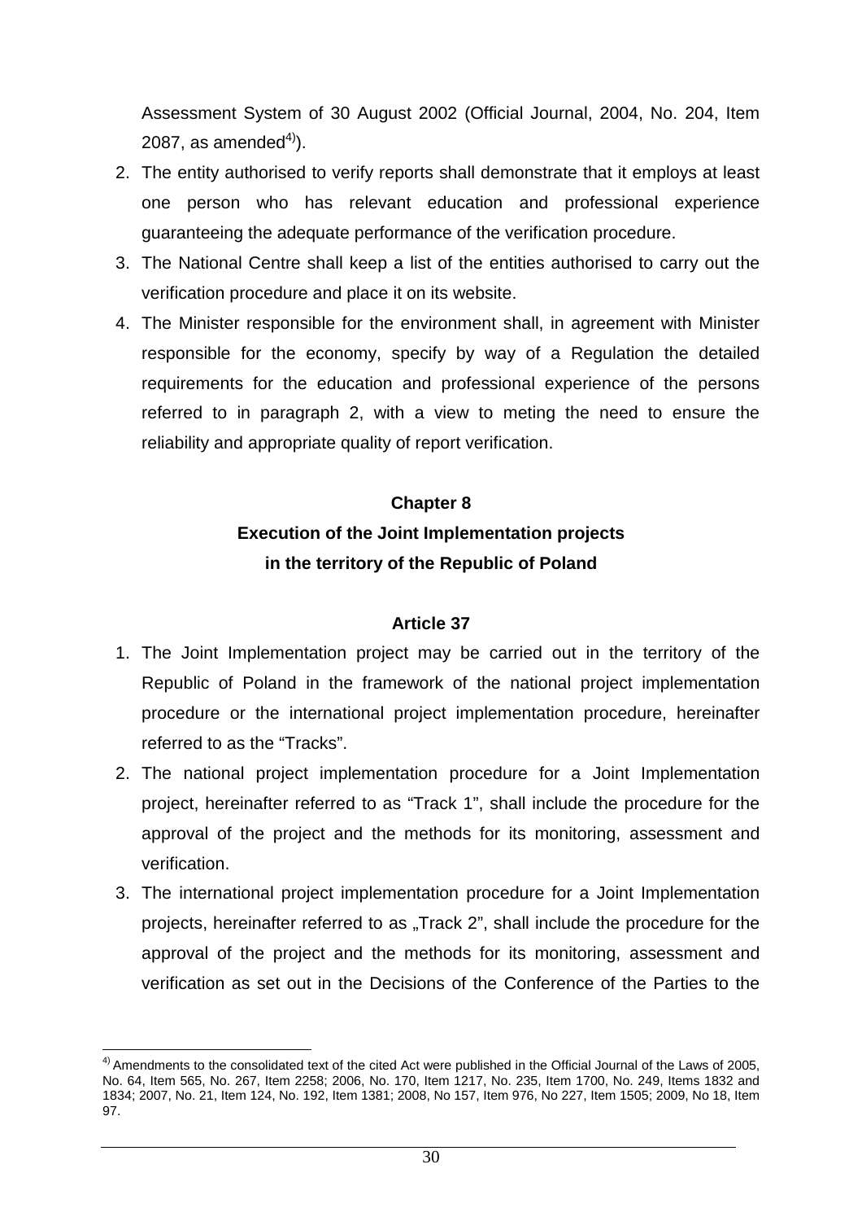Assessment System of 30 August 2002 (Official Journal, 2004, No. 204, Item 2087, as amended[4)]).

2. The entity authorised to verify reports shall demonstrate that it employs at least one person who has relevant education and professional experience guaranteeing the adequate performance of the verification procedure.
3. The National Centre shall keep a list of the entities authorised to carry out the verification procedure and place it on its website.
4. The Minister responsible for the environment shall, in agreement with Minister responsible for the economy, specify by way of a Regulation the detailed requirements for the education and professional experience of the persons referred to in paragraph 2, with a view to meting the need to ensure the reliability and appropriate quality of report verification.

## Chapter 8
## Execution of the Joint Implementation projects in the territory of the Republic of Poland

### Article 37

1. The Joint Implementation project may be carried out in the territory of the Republic of Poland in the framework of the national project implementation procedure or the international project implementation procedure, hereinafter referred to as the "Tracks".
2. The national project implementation procedure for a Joint Implementation project, hereinafter referred to as "Track 1", shall include the procedure for the approval of the project and the methods for its monitoring, assessment and verification.
3. The international project implementation procedure for a Joint Implementation projects, hereinafter referred to as „Track 2", shall include the procedure for the approval of the project and the methods for its monitoring, assessment and verification as set out in the Decisions of the Conference of the Parties to the

---

[4)] Amendments to the consolidated text of the cited Act were published in the Official Journal of the Laws of 2005, No. 64, Item 565, No. 267, Item 2258; 2006, No. 170, Item 1217, No. 235, Item 1700, No. 249, Items 1832 and 1834; 2007, No. 21, Item 124, No. 192, Item 1381; 2008, No 157, Item 976, No 227, Item 1505; 2009, No 18, Item 97.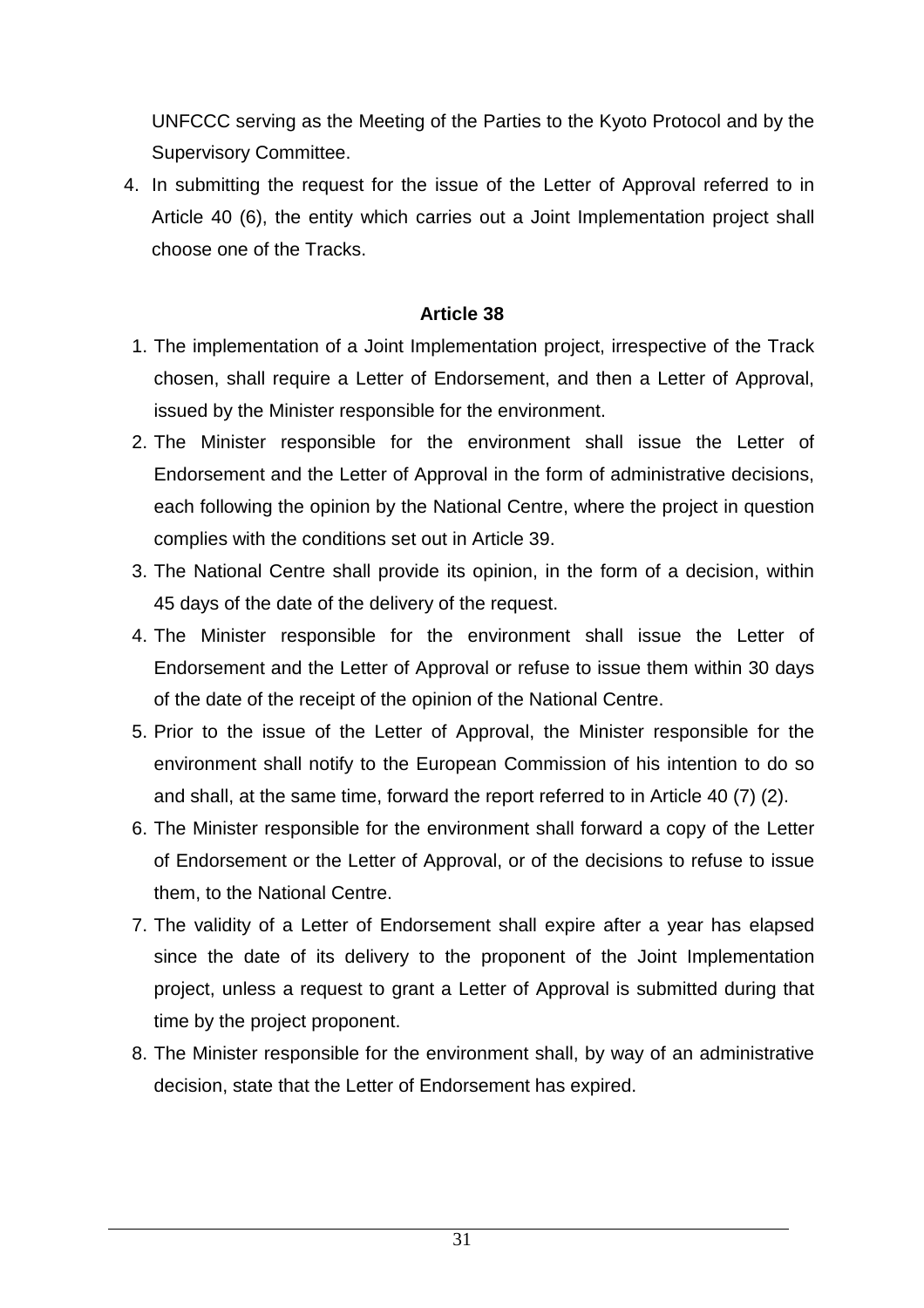UNFCCC serving as the Meeting of the Parties to the Kyoto Protocol and by the Supervisory Committee.

4. In submitting the request for the issue of the Letter of Approval referred to in Article 40 (6), the entity which carries out a Joint Implementation project shall choose one of the Tracks.

**Article 38**

1. The implementation of a Joint Implementation project, irrespective of the Track chosen, shall require a Letter of Endorsement, and then a Letter of Approval, issued by the Minister responsible for the environment.
2. The Minister responsible for the environment shall issue the Letter of Endorsement and the Letter of Approval in the form of administrative decisions, each following the opinion by the National Centre, where the project in question complies with the conditions set out in Article 39.
3. The National Centre shall provide its opinion, in the form of a decision, within 45 days of the date of the delivery of the request.
4. The Minister responsible for the environment shall issue the Letter of Endorsement and the Letter of Approval or refuse to issue them within 30 days of the date of the receipt of the opinion of the National Centre.
5. Prior to the issue of the Letter of Approval, the Minister responsible for the environment shall notify to the European Commission of his intention to do so and shall, at the same time, forward the report referred to in Article 40 (7) (2).
6. The Minister responsible for the environment shall forward a copy of the Letter of Endorsement or the Letter of Approval, or of the decisions to refuse to issue them, to the National Centre.
7. The validity of a Letter of Endorsement shall expire after a year has elapsed since the date of its delivery to the proponent of the Joint Implementation project, unless a request to grant a Letter of Approval is submitted during that time by the project proponent.
8. The Minister responsible for the environment shall, by way of an administrative decision, state that the Letter of Endorsement has expired.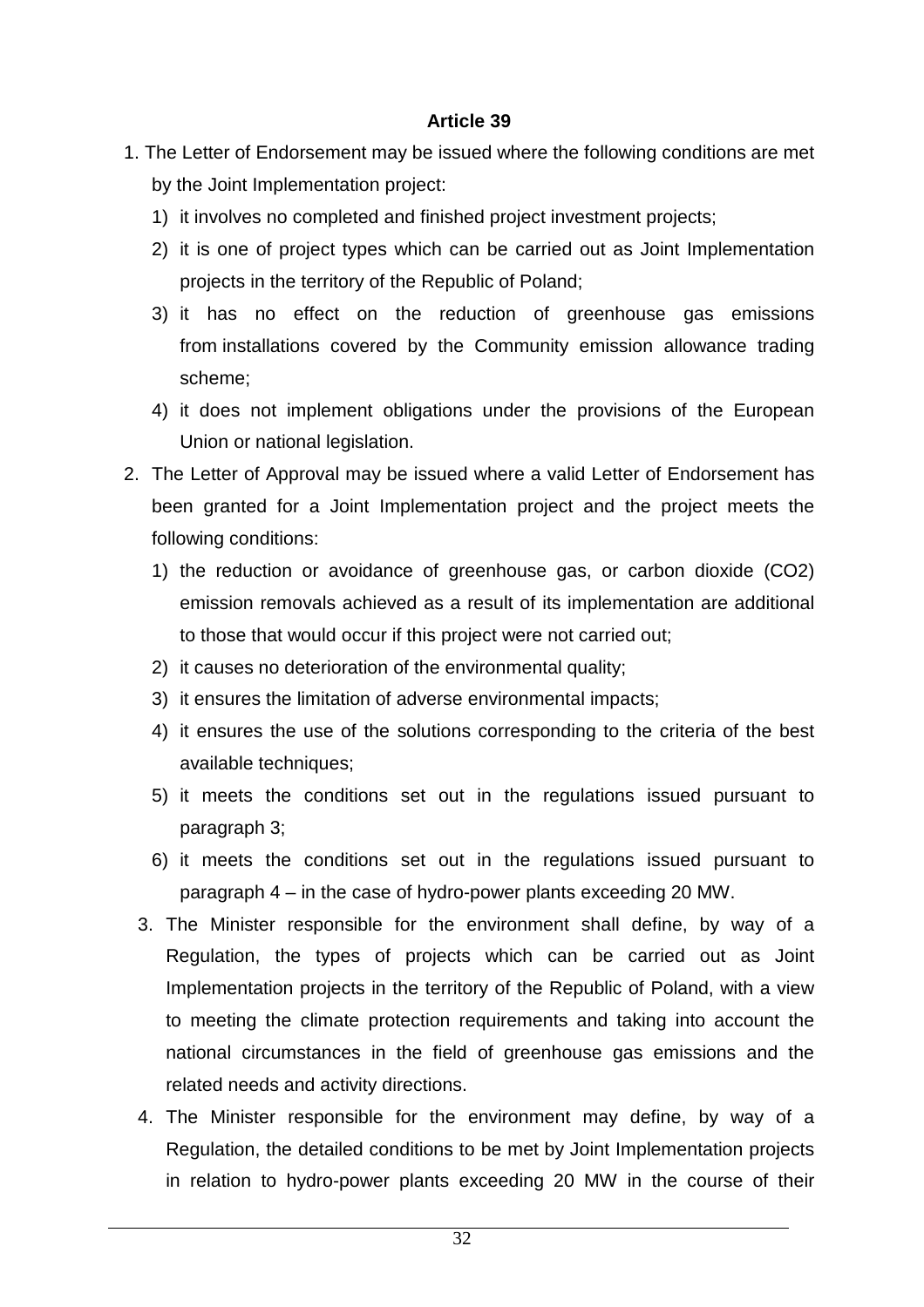**Article 39**

1. The Letter of Endorsement may be issued where the following conditions are met by the Joint Implementation project:
   1) it involves no completed and finished project investment projects;
   2) it is one of project types which can be carried out as Joint Implementation projects in the territory of the Republic of Poland;
   3) it has no effect on the reduction of greenhouse gas emissions from installations covered by the Community emission allowance trading scheme;
   4) it does not implement obligations under the provisions of the European Union or national legislation.
2. The Letter of Approval may be issued where a valid Letter of Endorsement has been granted for a Joint Implementation project and the project meets the following conditions:
   1) the reduction or avoidance of greenhouse gas, or carbon dioxide ($CO_2$) emission removals achieved as a result of its implementation are additional to those that would occur if this project were not carried out;
   2) it causes no deterioration of the environmental quality;
   3) it ensures the limitation of adverse environmental impacts;
   4) it ensures the use of the solutions corresponding to the criteria of the best available techniques;
   5) it meets the conditions set out in the regulations issued pursuant to paragraph 3;
   6) it meets the conditions set out in the regulations issued pursuant to paragraph 4 – in the case of hydro-power plants exceeding 20 MW.
3. The Minister responsible for the environment shall define, by way of a Regulation, the types of projects which can be carried out as Joint Implementation projects in the territory of the Republic of Poland, with a view to meeting the climate protection requirements and taking into account the national circumstances in the field of greenhouse gas emissions and the related needs and activity directions.
4. The Minister responsible for the environment may define, by way of a Regulation, the detailed conditions to be met by Joint Implementation projects in relation to hydro-power plants exceeding 20 MW in the course of their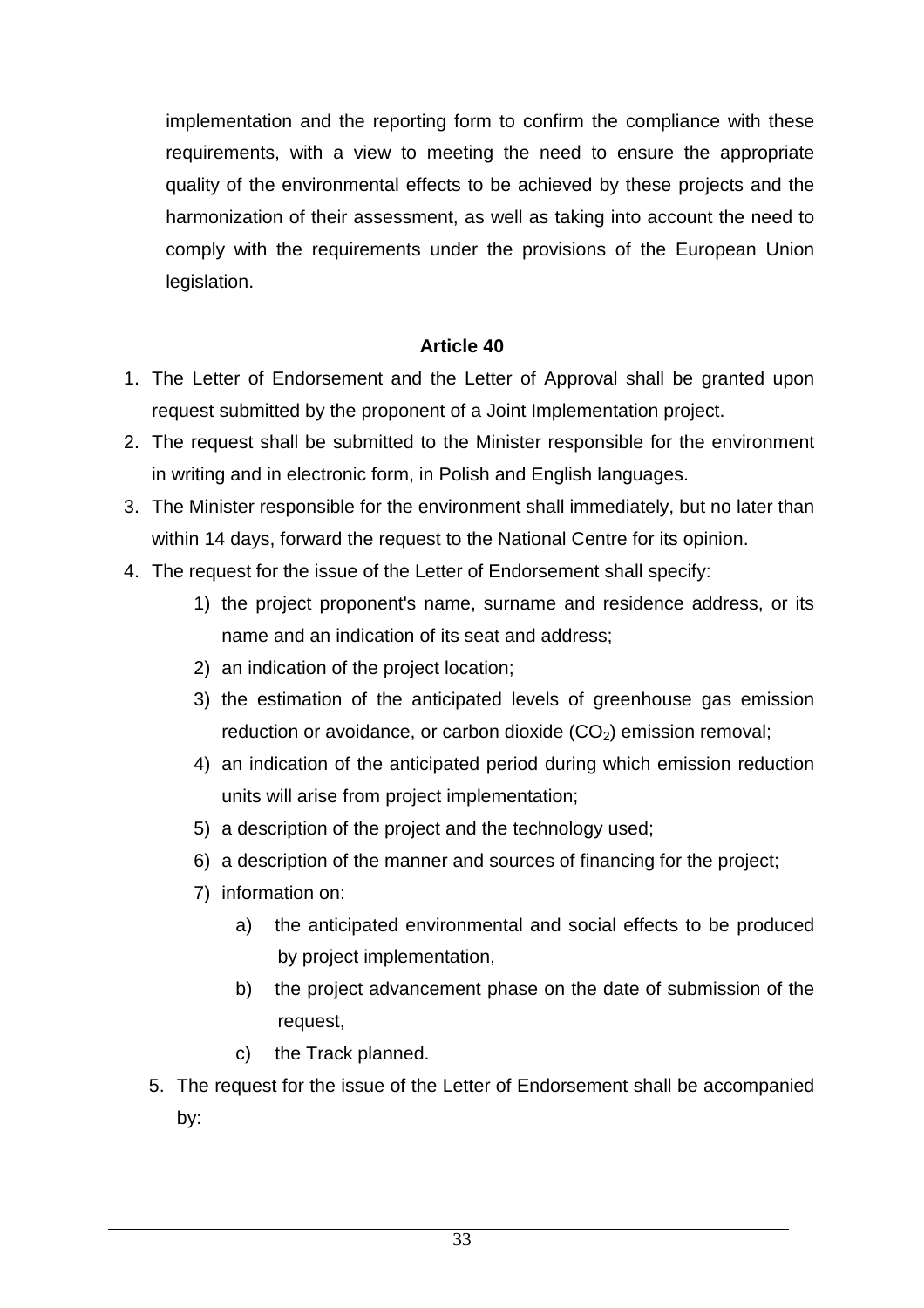implementation and the reporting form to confirm the compliance with these requirements, with a view to meeting the need to ensure the appropriate quality of the environmental effects to be achieved by these projects and the harmonization of their assessment, as well as taking into account the need to comply with the requirements under the provisions of the European Union legislation.

**Article 40**

1. The Letter of Endorsement and the Letter of Approval shall be granted upon request submitted by the proponent of a Joint Implementation project.
2. The request shall be submitted to the Minister responsible for the environment in writing and in electronic form, in Polish and English languages.
3. The Minister responsible for the environment shall immediately, but no later than within 14 days, forward the request to the National Centre for its opinion.
4. The request for the issue of the Letter of Endorsement shall specify:
   1) the project proponent's name, surname and residence address, or its name and an indication of its seat and address;
   2) an indication of the project location;
   3) the estimation of the anticipated levels of greenhouse gas emission reduction or avoidance, or carbon dioxide ($CO_2$) emission removal;
   4) an indication of the anticipated period during which emission reduction units will arise from project implementation;
   5) a description of the project and the technology used;
   6) a description of the manner and sources of financing for the project;
   7) information on:
      a) the anticipated environmental and social effects to be produced by project implementation,
      b) the project advancement phase on the date of submission of the request,
      c) the Track planned.
5. The request for the issue of the Letter of Endorsement shall be accompanied by: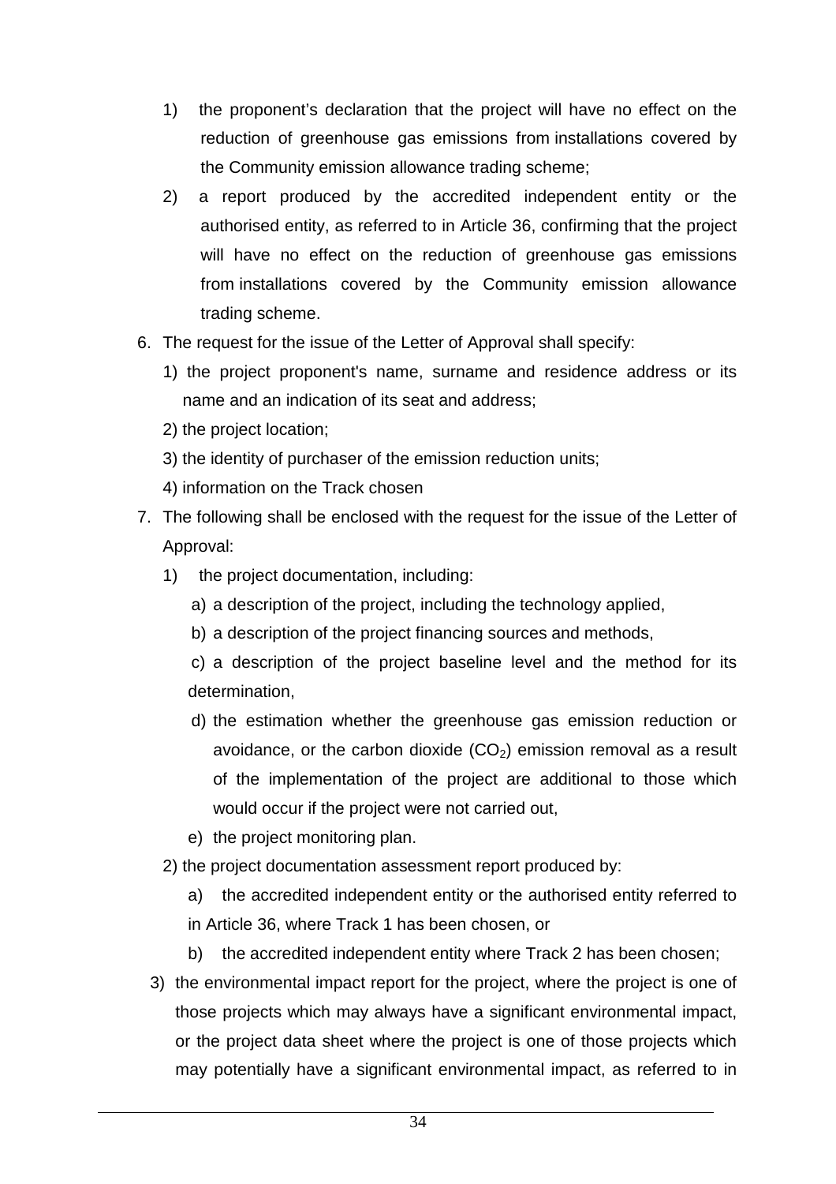1) the proponent's declaration that the project will have no effect on the reduction of greenhouse gas emissions from installations covered by the Community emission allowance trading scheme;

2) a report produced by the accredited independent entity or the authorised entity, as referred to in Article 36, confirming that the project will have no effect on the reduction of greenhouse gas emissions from installations covered by the Community emission allowance trading scheme.

6. The request for the issue of the Letter of Approval shall specify:

   1) the project proponent's name, surname and residence address or its name and an indication of its seat and address;

   2) the project location;

   3) the identity of purchaser of the emission reduction units;

   4) information on the Track chosen

7. The following shall be enclosed with the request for the issue of the Letter of Approval:

   1) the project documentation, including:

      a) a description of the project, including the technology applied,

      b) a description of the project financing sources and methods,

      c) a description of the project baseline level and the method for its determination,

      d) the estimation whether the greenhouse gas emission reduction or avoidance, or the carbon dioxide ($CO_2$) emission removal as a result of the implementation of the project are additional to those which would occur if the project were not carried out,

      e) the project monitoring plan.

   2) the project documentation assessment report produced by:

      a) the accredited independent entity or the authorised entity referred to in Article 36, where Track 1 has been chosen, or

      b) the accredited independent entity where Track 2 has been chosen;

   3) the environmental impact report for the project, where the project is one of those projects which may always have a significant environmental impact, or the project data sheet where the project is one of those projects which may potentially have a significant environmental impact, as referred to in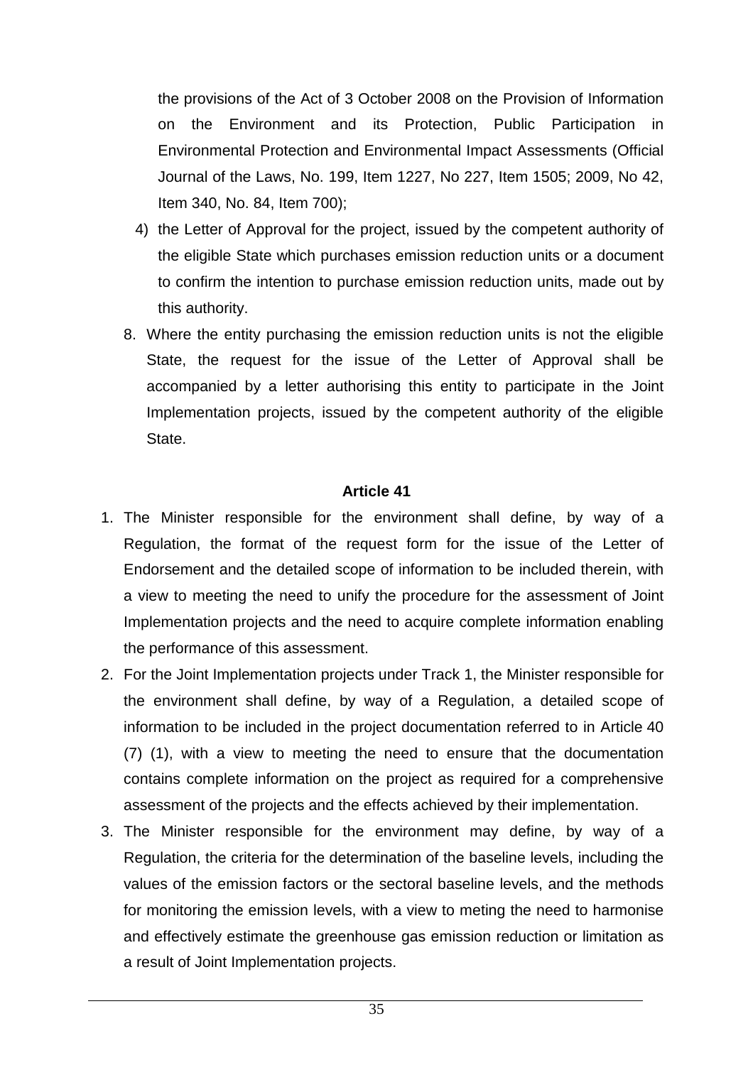the provisions of the Act of 3 October 2008 on the Provision of Information on the Environment and its Protection, Public Participation in Environmental Protection and Environmental Impact Assessments (Official Journal of the Laws, No. 199, Item 1227, No 227, Item 1505; 2009, No 42, Item 340, No. 84, Item 700);

4) the Letter of Approval for the project, issued by the competent authority of the eligible State which purchases emission reduction units or a document to confirm the intention to purchase emission reduction units, made out by this authority.

8. Where the entity purchasing the emission reduction units is not the eligible State, the request for the issue of the Letter of Approval shall be accompanied by a letter authorising this entity to participate in the Joint Implementation projects, issued by the competent authority of the eligible State.

**Article 41**

1. The Minister responsible for the environment shall define, by way of a Regulation, the format of the request form for the issue of the Letter of Endorsement and the detailed scope of information to be included therein, with a view to meeting the need to unify the procedure for the assessment of Joint Implementation projects and the need to acquire complete information enabling the performance of this assessment.
2. For the Joint Implementation projects under Track 1, the Minister responsible for the environment shall define, by way of a Regulation, a detailed scope of information to be included in the project documentation referred to in Article 40 (7) (1), with a view to meeting the need to ensure that the documentation contains complete information on the project as required for a comprehensive assessment of the projects and the effects achieved by their implementation.
3. The Minister responsible for the environment may define, by way of a Regulation, the criteria for the determination of the baseline levels, including the values of the emission factors or the sectoral baseline levels, and the methods for monitoring the emission levels, with a view to meting the need to harmonise and effectively estimate the greenhouse gas emission reduction or limitation as a result of Joint Implementation projects.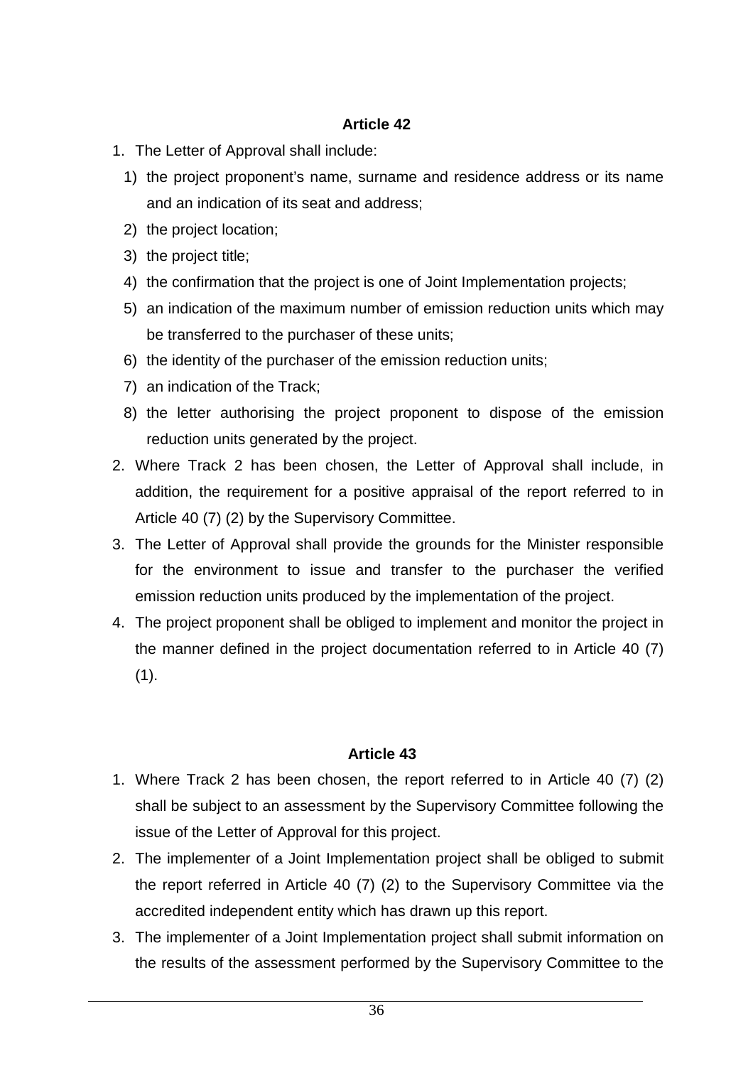### Article 42

1. The Letter of Approval shall include:
   1) the project proponent's name, surname and residence address or its name and an indication of its seat and address;
   2) the project location;
   3) the project title;
   4) the confirmation that the project is one of Joint Implementation projects;
   5) an indication of the maximum number of emission reduction units which may be transferred to the purchaser of these units;
   6) the identity of the purchaser of the emission reduction units;
   7) an indication of the Track;
   8) the letter authorising the project proponent to dispose of the emission reduction units generated by the project.
2. Where Track 2 has been chosen, the Letter of Approval shall include, in addition, the requirement for a positive appraisal of the report referred to in Article 40 (7) (2) by the Supervisory Committee.
3. The Letter of Approval shall provide the grounds for the Minister responsible for the environment to issue and transfer to the purchaser the verified emission reduction units produced by the implementation of the project.
4. The project proponent shall be obliged to implement and monitor the project in the manner defined in the project documentation referred to in Article 40 (7) (1).

### Article 43

1. Where Track 2 has been chosen, the report referred to in Article 40 (7) (2) shall be subject to an assessment by the Supervisory Committee following the issue of the Letter of Approval for this project.
2. The implementer of a Joint Implementation project shall be obliged to submit the report referred in Article 40 (7) (2) to the Supervisory Committee via the accredited independent entity which has drawn up this report.
3. The implementer of a Joint Implementation project shall submit information on the results of the assessment performed by the Supervisory Committee to the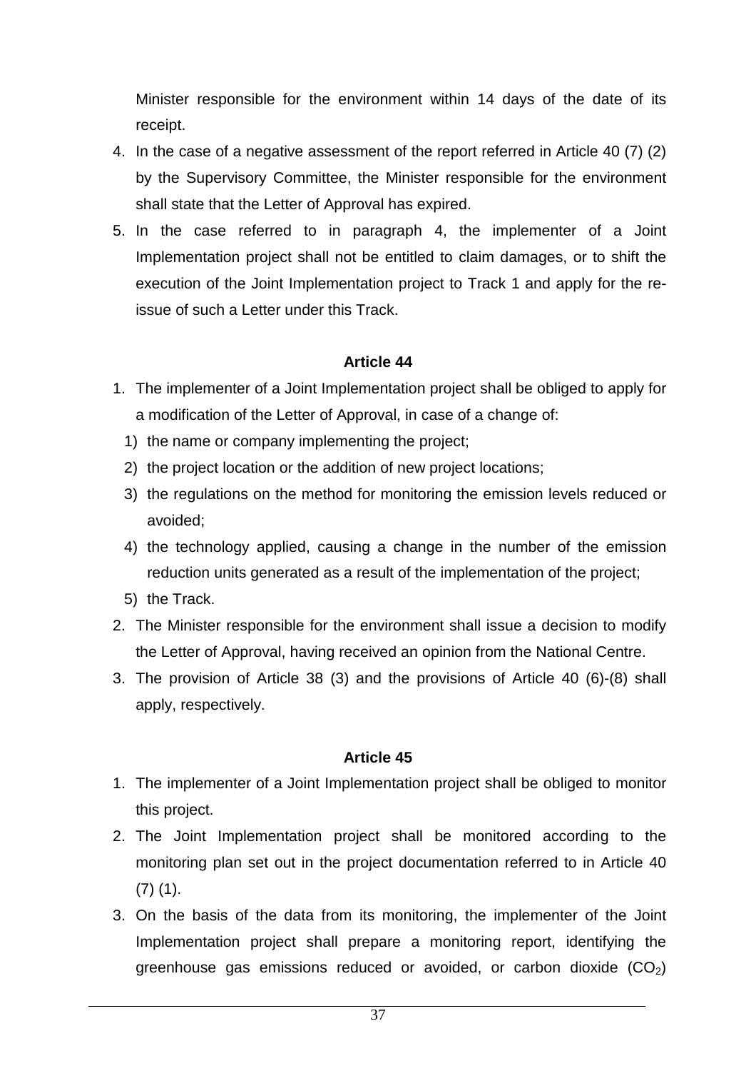Minister responsible for the environment within 14 days of the date of its receipt.

4. In the case of a negative assessment of the report referred in Article 40 (7) (2) by the Supervisory Committee, the Minister responsible for the environment shall state that the Letter of Approval has expired.
5. In the case referred to in paragraph 4, the implementer of a Joint Implementation project shall not be entitled to claim damages, or to shift the execution of the Joint Implementation project to Track 1 and apply for the re-issue of such a Letter under this Track.

**Article 44**

1. The implementer of a Joint Implementation project shall be obliged to apply for a modification of the Letter of Approval, in case of a change of:
   1) the name or company implementing the project;
   2) the project location or the addition of new project locations;
   3) the regulations on the method for monitoring the emission levels reduced or avoided;
   4) the technology applied, causing a change in the number of the emission reduction units generated as a result of the implementation of the project;
   5) the Track.
2. The Minister responsible for the environment shall issue a decision to modify the Letter of Approval, having received an opinion from the National Centre.
3. The provision of Article 38 (3) and the provisions of Article 40 (6)-(8) shall apply, respectively.

**Article 45**

1. The implementer of a Joint Implementation project shall be obliged to monitor this project.
2. The Joint Implementation project shall be monitored according to the monitoring plan set out in the project documentation referred to in Article 40 (7) (1).
3. On the basis of the data from its monitoring, the implementer of the Joint Implementation project shall prepare a monitoring report, identifying the greenhouse gas emissions reduced or avoided, or carbon dioxide ($CO_2$)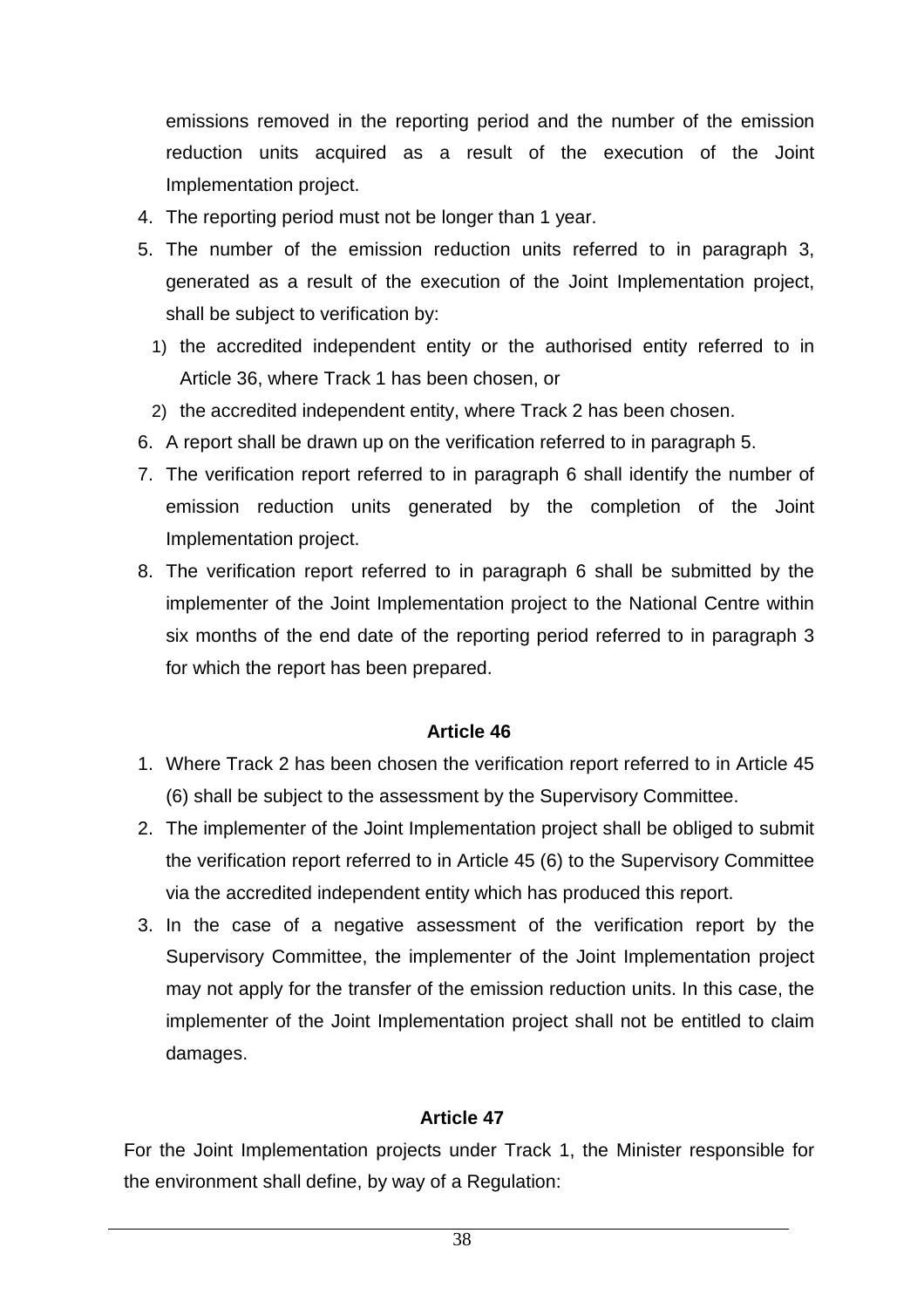emissions removed in the reporting period and the number of the emission reduction units acquired as a result of the execution of the Joint Implementation project.

4. The reporting period must not be longer than 1 year.
5. The number of the emission reduction units referred to in paragraph 3, generated as a result of the execution of the Joint Implementation project, shall be subject to verification by:
   1) the accredited independent entity or the authorised entity referred to in Article 36, where Track 1 has been chosen, or
   2) the accredited independent entity, where Track 2 has been chosen.
6. A report shall be drawn up on the verification referred to in paragraph 5.
7. The verification report referred to in paragraph 6 shall identify the number of emission reduction units generated by the completion of the Joint Implementation project.
8. The verification report referred to in paragraph 6 shall be submitted by the implementer of the Joint Implementation project to the National Centre within six months of the end date of the reporting period referred to in paragraph 3 for which the report has been prepared.

**Article 46**

1. Where Track 2 has been chosen the verification report referred to in Article 45 (6) shall be subject to the assessment by the Supervisory Committee.
2. The implementer of the Joint Implementation project shall be obliged to submit the verification report referred to in Article 45 (6) to the Supervisory Committee via the accredited independent entity which has produced this report.
3. In the case of a negative assessment of the verification report by the Supervisory Committee, the implementer of the Joint Implementation project may not apply for the transfer of the emission reduction units. In this case, the implementer of the Joint Implementation project shall not be entitled to claim damages.

**Article 47**

For the Joint Implementation projects under Track 1, the Minister responsible for the environment shall define, by way of a Regulation: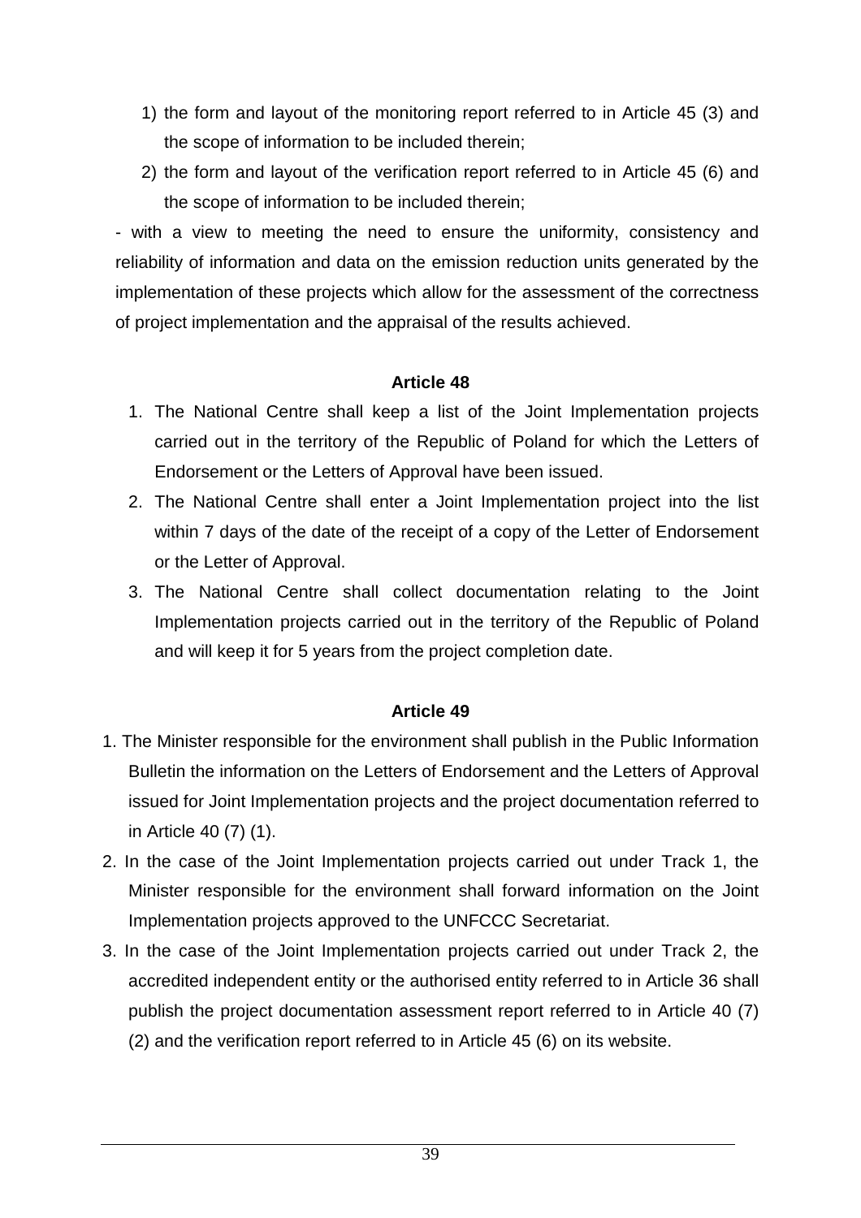1) the form and layout of the monitoring report referred to in Article 45 (3) and the scope of information to be included therein;
2) the form and layout of the verification report referred to in Article 45 (6) and the scope of information to be included therein;

- with a view to meeting the need to ensure the uniformity, consistency and reliability of information and data on the emission reduction units generated by the implementation of these projects which allow for the assessment of the correctness of project implementation and the appraisal of the results achieved.

**Article 48**

1. The National Centre shall keep a list of the Joint Implementation projects carried out in the territory of the Republic of Poland for which the Letters of Endorsement or the Letters of Approval have been issued.
2. The National Centre shall enter a Joint Implementation project into the list within 7 days of the date of the receipt of a copy of the Letter of Endorsement or the Letter of Approval.
3. The National Centre shall collect documentation relating to the Joint Implementation projects carried out in the territory of the Republic of Poland and will keep it for 5 years from the project completion date.

**Article 49**

1. The Minister responsible for the environment shall publish in the Public Information Bulletin the information on the Letters of Endorsement and the Letters of Approval issued for Joint Implementation projects and the project documentation referred to in Article 40 (7) (1).
2. In the case of the Joint Implementation projects carried out under Track 1, the Minister responsible for the environment shall forward information on the Joint Implementation projects approved to the UNFCCC Secretariat.
3. In the case of the Joint Implementation projects carried out under Track 2, the accredited independent entity or the authorised entity referred to in Article 36 shall publish the project documentation assessment report referred to in Article 40 (7) (2) and the verification report referred to in Article 45 (6) on its website.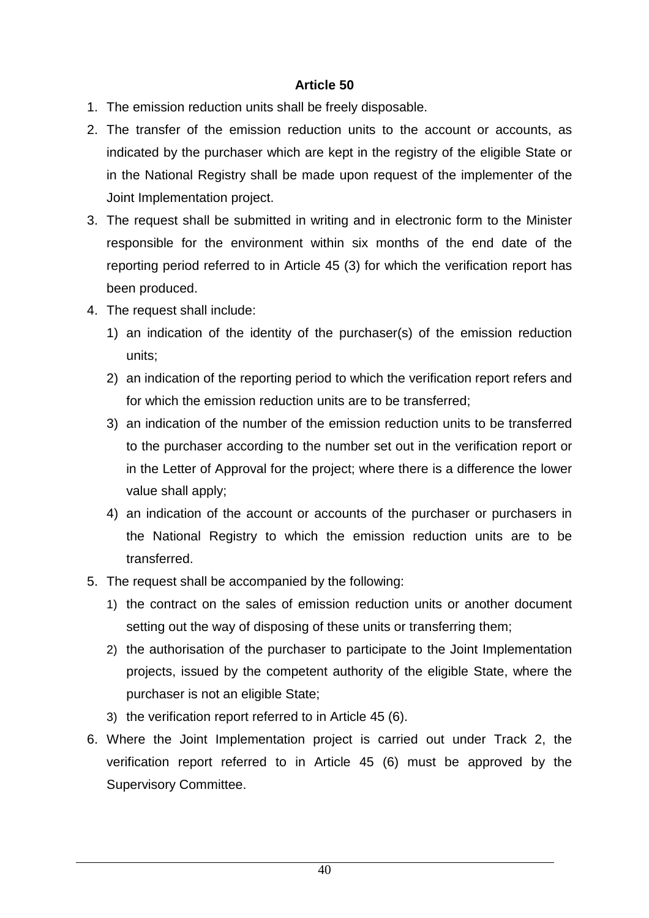**Article 50**

1. The emission reduction units shall be freely disposable.
2. The transfer of the emission reduction units to the account or accounts, as indicated by the purchaser which are kept in the registry of the eligible State or in the National Registry shall be made upon request of the implementer of the Joint Implementation project.
3. The request shall be submitted in writing and in electronic form to the Minister responsible for the environment within six months of the end date of the reporting period referred to in Article 45 (3) for which the verification report has been produced.
4. The request shall include:
   1) an indication of the identity of the purchaser(s) of the emission reduction units;
   2) an indication of the reporting period to which the verification report refers and for which the emission reduction units are to be transferred;
   3) an indication of the number of the emission reduction units to be transferred to the purchaser according to the number set out in the verification report or in the Letter of Approval for the project; where there is a difference the lower value shall apply;
   4) an indication of the account or accounts of the purchaser or purchasers in the National Registry to which the emission reduction units are to be transferred.
5. The request shall be accompanied by the following:
   1) the contract on the sales of emission reduction units or another document setting out the way of disposing of these units or transferring them;
   2) the authorisation of the purchaser to participate to the Joint Implementation projects, issued by the competent authority of the eligible State, where the purchaser is not an eligible State;
   3) the verification report referred to in Article 45 (6).
6. Where the Joint Implementation project is carried out under Track 2, the verification report referred to in Article 45 (6) must be approved by the Supervisory Committee.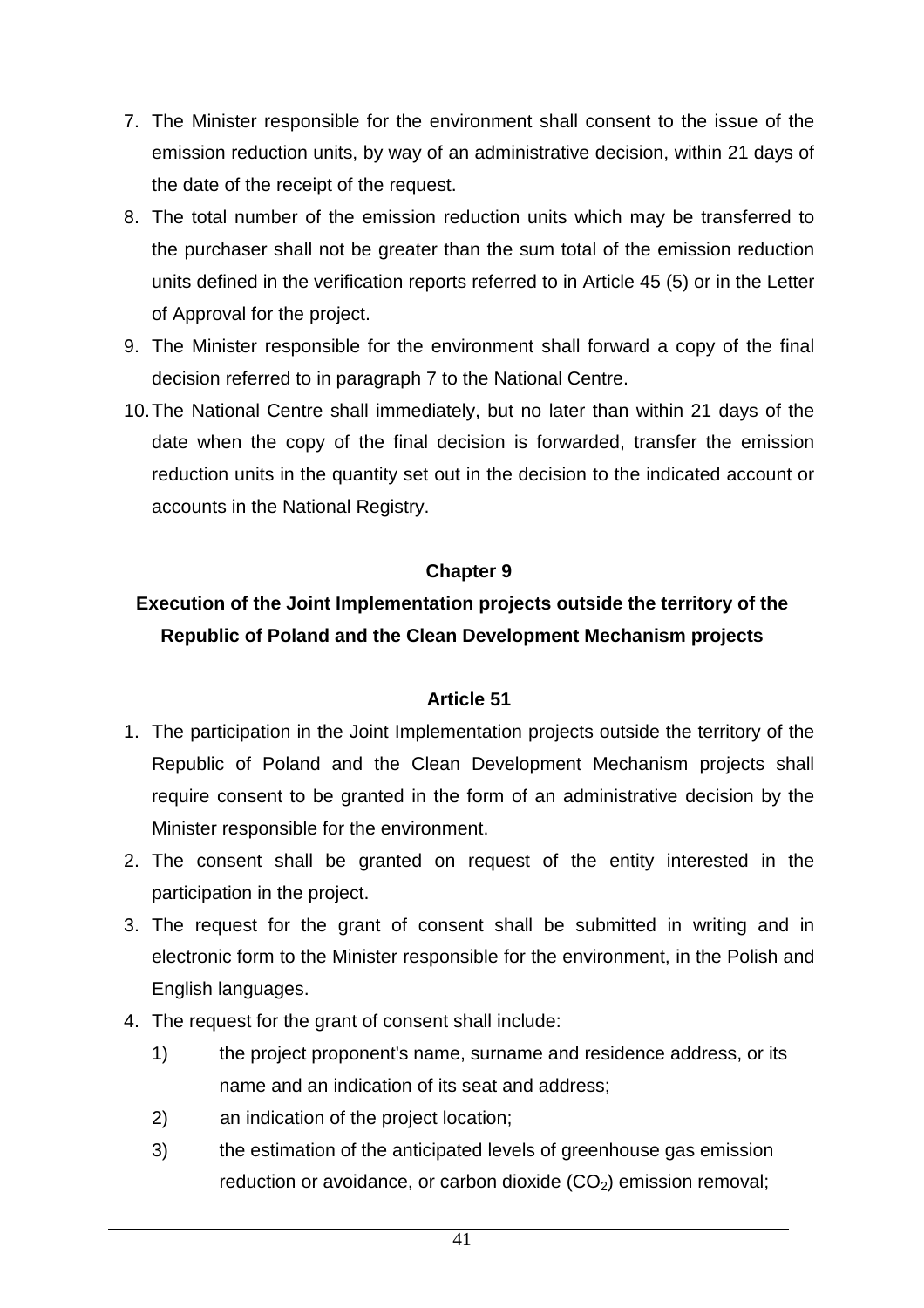7. The Minister responsible for the environment shall consent to the issue of the emission reduction units, by way of an administrative decision, within 21 days of the date of the receipt of the request.
8. The total number of the emission reduction units which may be transferred to the purchaser shall not be greater than the sum total of the emission reduction units defined in the verification reports referred to in Article 45 (5) or in the Letter of Approval for the project.
9. The Minister responsible for the environment shall forward a copy of the final decision referred to in paragraph 7 to the National Centre.
10. The National Centre shall immediately, but no later than within 21 days of the date when the copy of the final decision is forwarded, transfer the emission reduction units in the quantity set out in the decision to the indicated account or accounts in the National Registry.

## Chapter 9

## Execution of the Joint Implementation projects outside the territory of the Republic of Poland and the Clean Development Mechanism projects

### Article 51

1. The participation in the Joint Implementation projects outside the territory of the Republic of Poland and the Clean Development Mechanism projects shall require consent to be granted in the form of an administrative decision by the Minister responsible for the environment.
2. The consent shall be granted on request of the entity interested in the participation in the project.
3. The request for the grant of consent shall be submitted in writing and in electronic form to the Minister responsible for the environment, in the Polish and English languages.
4. The request for the grant of consent shall include:
   1) the project proponent's name, surname and residence address, or its name and an indication of its seat and address;
   2) an indication of the project location;
   3) the estimation of the anticipated levels of greenhouse gas emission reduction or avoidance, or carbon dioxide ($CO_2$) emission removal;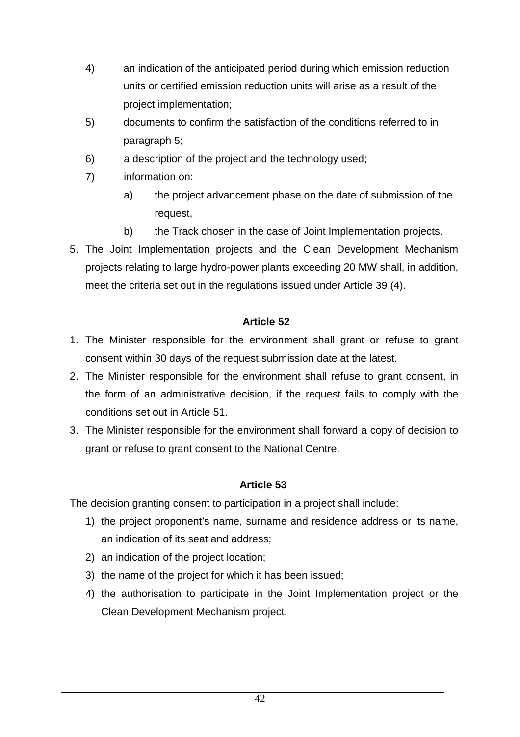4) an indication of the anticipated period during which emission reduction units or certified emission reduction units will arise as a result of the project implementation;

5) documents to confirm the satisfaction of the conditions referred to in paragraph 5;

6) a description of the project and the technology used;

7) information on:

    a) the project advancement phase on the date of submission of the request,

    b) the Track chosen in the case of Joint Implementation projects.

5. The Joint Implementation projects and the Clean Development Mechanism projects relating to large hydro-power plants exceeding 20 MW shall, in addition, meet the criteria set out in the regulations issued under Article 39 (4).

**Article 52**

1. The Minister responsible for the environment shall grant or refuse to grant consent within 30 days of the request submission date at the latest.
2. The Minister responsible for the environment shall refuse to grant consent, in the form of an administrative decision, if the request fails to comply with the conditions set out in Article 51.
3. The Minister responsible for the environment shall forward a copy of decision to grant or refuse to grant consent to the National Centre.

**Article 53**

The decision granting consent to participation in a project shall include:

1) the project proponent's name, surname and residence address or its name, an indication of its seat and address;
2) an indication of the project location;
3) the name of the project for which it has been issued;
4) the authorisation to participate in the Joint Implementation project or the Clean Development Mechanism project.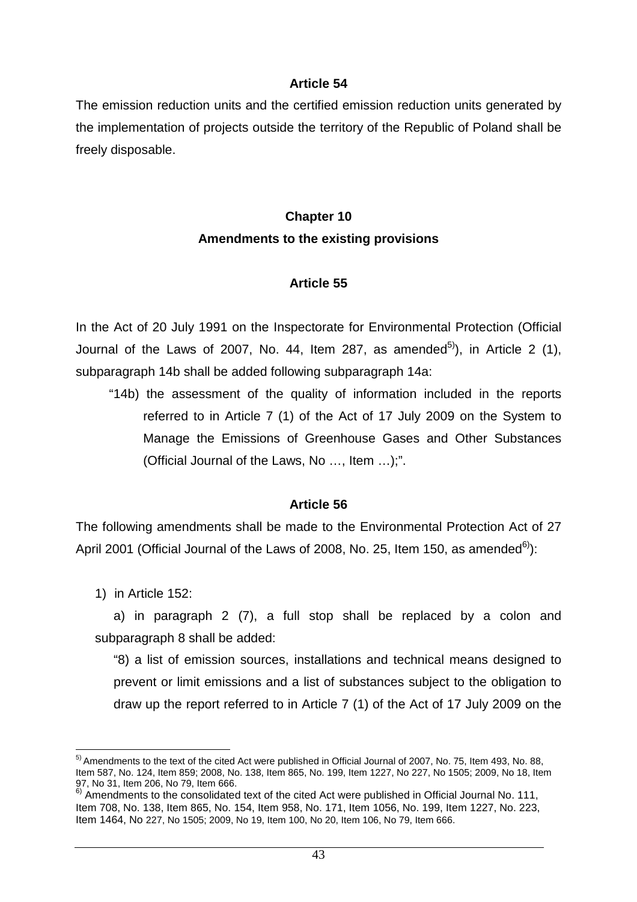### Article 54

The emission reduction units and the certified emission reduction units generated by the implementation of projects outside the territory of the Republic of Poland shall be freely disposable.

## Chapter 10

## Amendments to the existing provisions

### Article 55

In the Act of 20 July 1991 on the Inspectorate for Environmental Protection (Official Journal of the Laws of 2007, No. 44, Item 287, as amended[5)]), in Article 2 (1), subparagraph 14b shall be added following subparagraph 14a:

> "14b) the assessment of the quality of information included in the reports referred to in Article 7 (1) of the Act of 17 July 2009 on the System to Manage the Emissions of Greenhouse Gases and Other Substances (Official Journal of the Laws, No …, Item …);".

### Article 56

The following amendments shall be made to the Environmental Protection Act of 27 April 2001 (Official Journal of the Laws of 2008, No. 25, Item 150, as amended[6)]):

1) in Article 152:

a) in paragraph 2 (7), a full stop shall be replaced by a colon and subparagraph 8 shall be added:

"8) a list of emission sources, installations and technical means designed to prevent or limit emissions and a list of substances subject to the obligation to draw up the report referred to in Article 7 (1) of the Act of 17 July 2009 on the

---

[5)] Amendments to the text of the cited Act were published in Official Journal of 2007, No. 75, Item 493, No. 88, Item 587, No. 124, Item 859; 2008, No. 138, Item 865, No. 199, Item 1227, No 227, No 1505; 2009, No 18, Item 97, No 31, Item 206, No 79, Item 666.

[6)] Amendments to the consolidated text of the cited Act were published in Official Journal No. 111, Item 708, No. 138, Item 865, No. 154, Item 958, No. 171, Item 1056, No. 199, Item 1227, No. 223, Item 1464, No 227, No 1505; 2009, No 19, Item 100, No 20, Item 106, No 79, Item 666.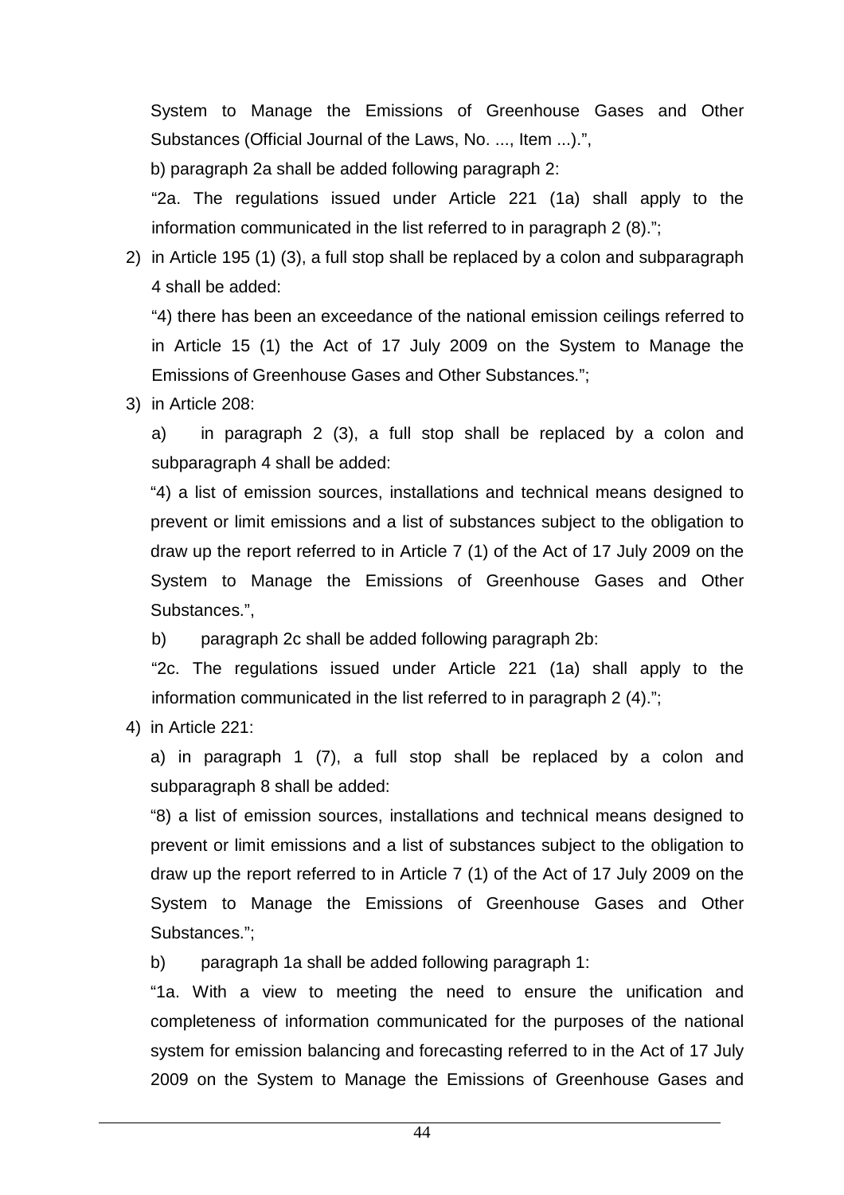System to Manage the Emissions of Greenhouse Gases and Other Substances (Official Journal of the Laws, No. ..., Item ...).",

b) paragraph 2a shall be added following paragraph 2:

"2a. The regulations issued under Article 221 (1a) shall apply to the information communicated in the list referred to in paragraph 2 (8).";

2) in Article 195 (1) (3), a full stop shall be replaced by a colon and subparagraph 4 shall be added:

"4) there has been an exceedance of the national emission ceilings referred to in Article 15 (1) the Act of 17 July 2009 on the System to Manage the Emissions of Greenhouse Gases and Other Substances.";

3) in Article 208:

a) in paragraph 2 (3), a full stop shall be replaced by a colon and subparagraph 4 shall be added:

"4) a list of emission sources, installations and technical means designed to prevent or limit emissions and a list of substances subject to the obligation to draw up the report referred to in Article 7 (1) of the Act of 17 July 2009 on the System to Manage the Emissions of Greenhouse Gases and Other Substances.",

b) paragraph 2c shall be added following paragraph 2b:

"2c. The regulations issued under Article 221 (1a) shall apply to the information communicated in the list referred to in paragraph 2 (4).";

4) in Article 221:

a) in paragraph 1 (7), a full stop shall be replaced by a colon and subparagraph 8 shall be added:

"8) a list of emission sources, installations and technical means designed to prevent or limit emissions and a list of substances subject to the obligation to draw up the report referred to in Article 7 (1) of the Act of 17 July 2009 on the System to Manage the Emissions of Greenhouse Gases and Other Substances.";

b) paragraph 1a shall be added following paragraph 1:

"1a. With a view to meeting the need to ensure the unification and completeness of information communicated for the purposes of the national system for emission balancing and forecasting referred to in the Act of 17 July 2009 on the System to Manage the Emissions of Greenhouse Gases and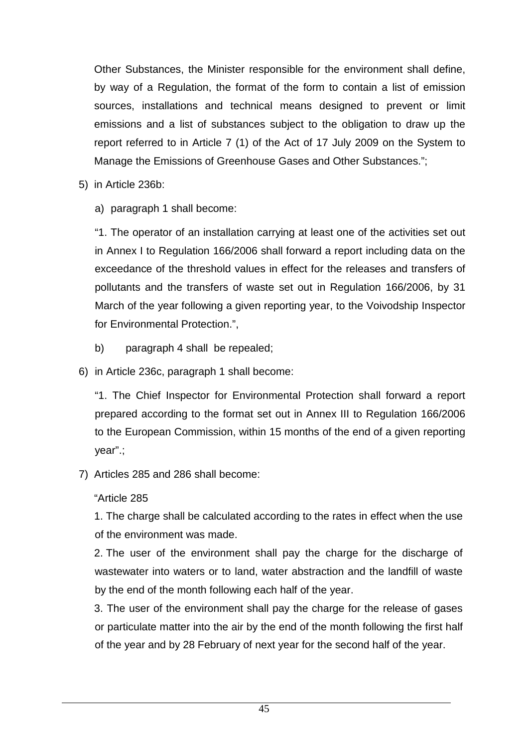Other Substances, the Minister responsible for the environment shall define, by way of a Regulation, the format of the form to contain a list of emission sources, installations and technical means designed to prevent or limit emissions and a list of substances subject to the obligation to draw up the report referred to in Article 7 (1) of the Act of 17 July 2009 on the System to Manage the Emissions of Greenhouse Gases and Other Substances.";

5) in Article 236b:

   a) paragraph 1 shall become:

   "1. The operator of an installation carrying at least one of the activities set out in Annex I to Regulation 166/2006 shall forward a report including data on the exceedance of the threshold values in effect for the releases and transfers of pollutants and the transfers of waste set out in Regulation 166/2006, by 31 March of the year following a given reporting year, to the Voivodship Inspector for Environmental Protection.",

   b) paragraph 4 shall be repealed;

6) in Article 236c, paragraph 1 shall become:

   "1. The Chief Inspector for Environmental Protection shall forward a report prepared according to the format set out in Annex III to Regulation 166/2006 to the European Commission, within 15 months of the end of a given reporting year".;

7) Articles 285 and 286 shall become:

   "Article 285

   1. The charge shall be calculated according to the rates in effect when the use of the environment was made.

   2. The user of the environment shall pay the charge for the discharge of wastewater into waters or to land, water abstraction and the landfill of waste by the end of the month following each half of the year.

   3. The user of the environment shall pay the charge for the release of gases or particulate matter into the air by the end of the month following the first half of the year and by 28 February of next year for the second half of the year.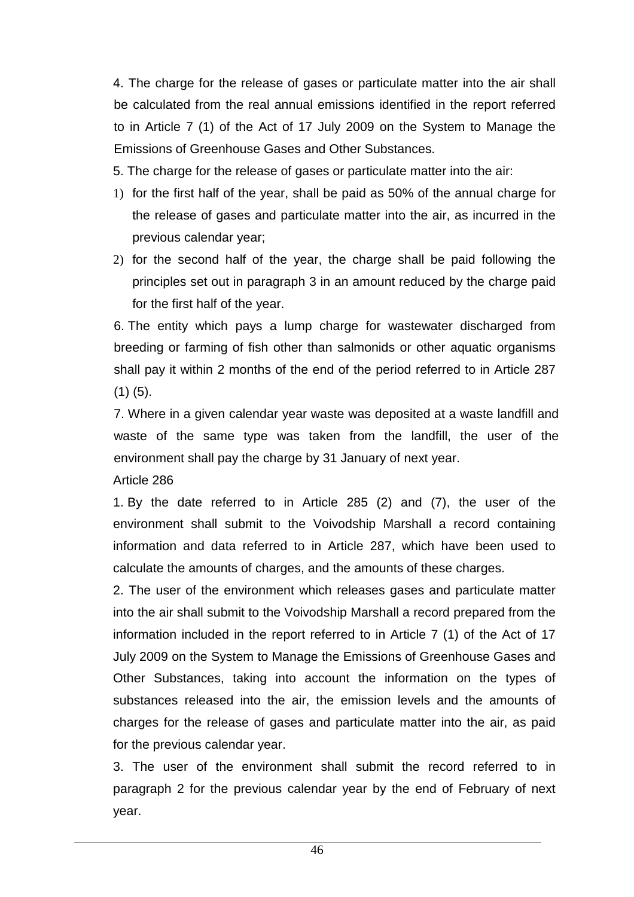4. The charge for the release of gases or particulate matter into the air shall be calculated from the real annual emissions identified in the report referred to in Article 7 (1) of the Act of 17 July 2009 on the System to Manage the Emissions of Greenhouse Gases and Other Substances.

5. The charge for the release of gases or particulate matter into the air:

1) for the first half of the year, shall be paid as 50% of the annual charge for the release of gases and particulate matter into the air, as incurred in the previous calendar year;
2) for the second half of the year, the charge shall be paid following the principles set out in paragraph 3 in an amount reduced by the charge paid for the first half of the year.

6. The entity which pays a lump charge for wastewater discharged from breeding or farming of fish other than salmonids or other aquatic organisms shall pay it within 2 months of the end of the period referred to in Article 287 (1) (5).

7. Where in a given calendar year waste was deposited at a waste landfill and waste of the same type was taken from the landfill, the user of the environment shall pay the charge by 31 January of next year.

Article 286

1. By the date referred to in Article 285 (2) and (7), the user of the environment shall submit to the Voivodship Marshall a record containing information and data referred to in Article 287, which have been used to calculate the amounts of charges, and the amounts of these charges.

2. The user of the environment which releases gases and particulate matter into the air shall submit to the Voivodship Marshall a record prepared from the information included in the report referred to in Article 7 (1) of the Act of 17 July 2009 on the System to Manage the Emissions of Greenhouse Gases and Other Substances, taking into account the information on the types of substances released into the air, the emission levels and the amounts of charges for the release of gases and particulate matter into the air, as paid for the previous calendar year.

3. The user of the environment shall submit the record referred to in paragraph 2 for the previous calendar year by the end of February of next year.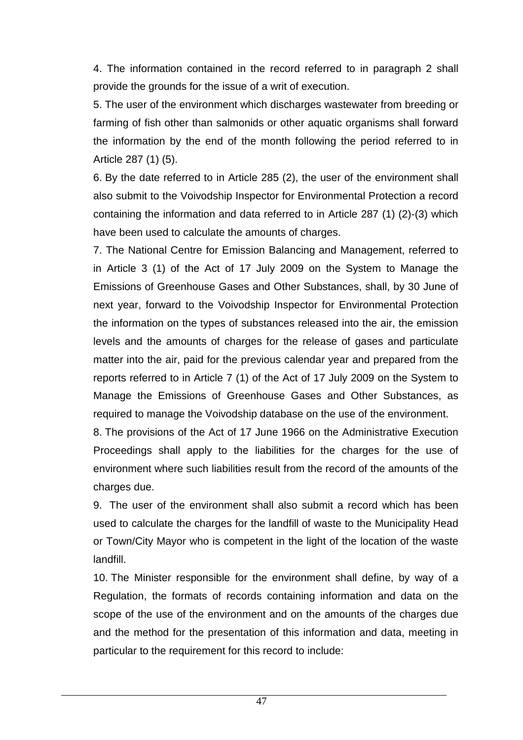4. The information contained in the record referred to in paragraph 2 shall provide the grounds for the issue of a writ of execution.

5. The user of the environment which discharges wastewater from breeding or farming of fish other than salmonids or other aquatic organisms shall forward the information by the end of the month following the period referred to in Article 287 (1) (5).

6. By the date referred to in Article 285 (2), the user of the environment shall also submit to the Voivodship Inspector for Environmental Protection a record containing the information and data referred to in Article 287 (1) (2)-(3) which have been used to calculate the amounts of charges.

7. The National Centre for Emission Balancing and Management, referred to in Article 3 (1) of the Act of 17 July 2009 on the System to Manage the Emissions of Greenhouse Gases and Other Substances, shall, by 30 June of next year, forward to the Voivodship Inspector for Environmental Protection the information on the types of substances released into the air, the emission levels and the amounts of charges for the release of gases and particulate matter into the air, paid for the previous calendar year and prepared from the reports referred to in Article 7 (1) of the Act of 17 July 2009 on the System to Manage the Emissions of Greenhouse Gases and Other Substances, as required to manage the Voivodship database on the use of the environment.

8. The provisions of the Act of 17 June 1966 on the Administrative Execution Proceedings shall apply to the liabilities for the charges for the use of environment where such liabilities result from the record of the amounts of the charges due.

9. The user of the environment shall also submit a record which has been used to calculate the charges for the landfill of waste to the Municipality Head or Town/City Mayor who is competent in the light of the location of the waste landfill.

10. The Minister responsible for the environment shall define, by way of a Regulation, the formats of records containing information and data on the scope of the use of the environment and on the amounts of the charges due and the method for the presentation of this information and data, meeting in particular to the requirement for this record to include: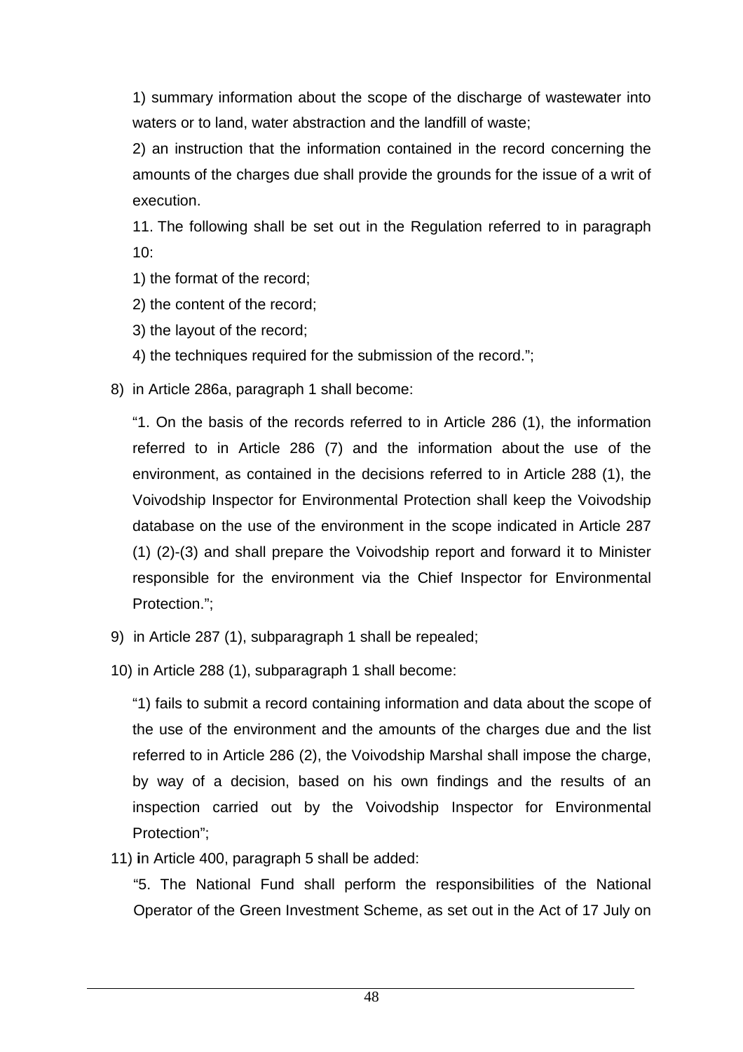1) summary information about the scope of the discharge of wastewater into waters or to land, water abstraction and the landfill of waste;

2) an instruction that the information contained in the record concerning the amounts of the charges due shall provide the grounds for the issue of a writ of execution.

11. The following shall be set out in the Regulation referred to in paragraph 10:

1) the format of the record;

2) the content of the record;

3) the layout of the record;

4) the techniques required for the submission of the record.";

8) in Article 286a, paragraph 1 shall become:

"1. On the basis of the records referred to in Article 286 (1), the information referred to in Article 286 (7) and the information about the use of the environment, as contained in the decisions referred to in Article 288 (1), the Voivodship Inspector for Environmental Protection shall keep the Voivodship database on the use of the environment in the scope indicated in Article 287 (1) (2)-(3) and shall prepare the Voivodship report and forward it to Minister responsible for the environment via the Chief Inspector for Environmental Protection.";

9) in Article 287 (1), subparagraph 1 shall be repealed;

10) in Article 288 (1), subparagraph 1 shall become:

"1) fails to submit a record containing information and data about the scope of the use of the environment and the amounts of the charges due and the list referred to in Article 286 (2), the Voivodship Marshal shall impose the charge, by way of a decision, based on his own findings and the results of an inspection carried out by the Voivodship Inspector for Environmental Protection";

11) **i**n Article 400, paragraph 5 shall be added:

"5. The National Fund shall perform the responsibilities of the National Operator of the Green Investment Scheme, as set out in the Act of 17 July on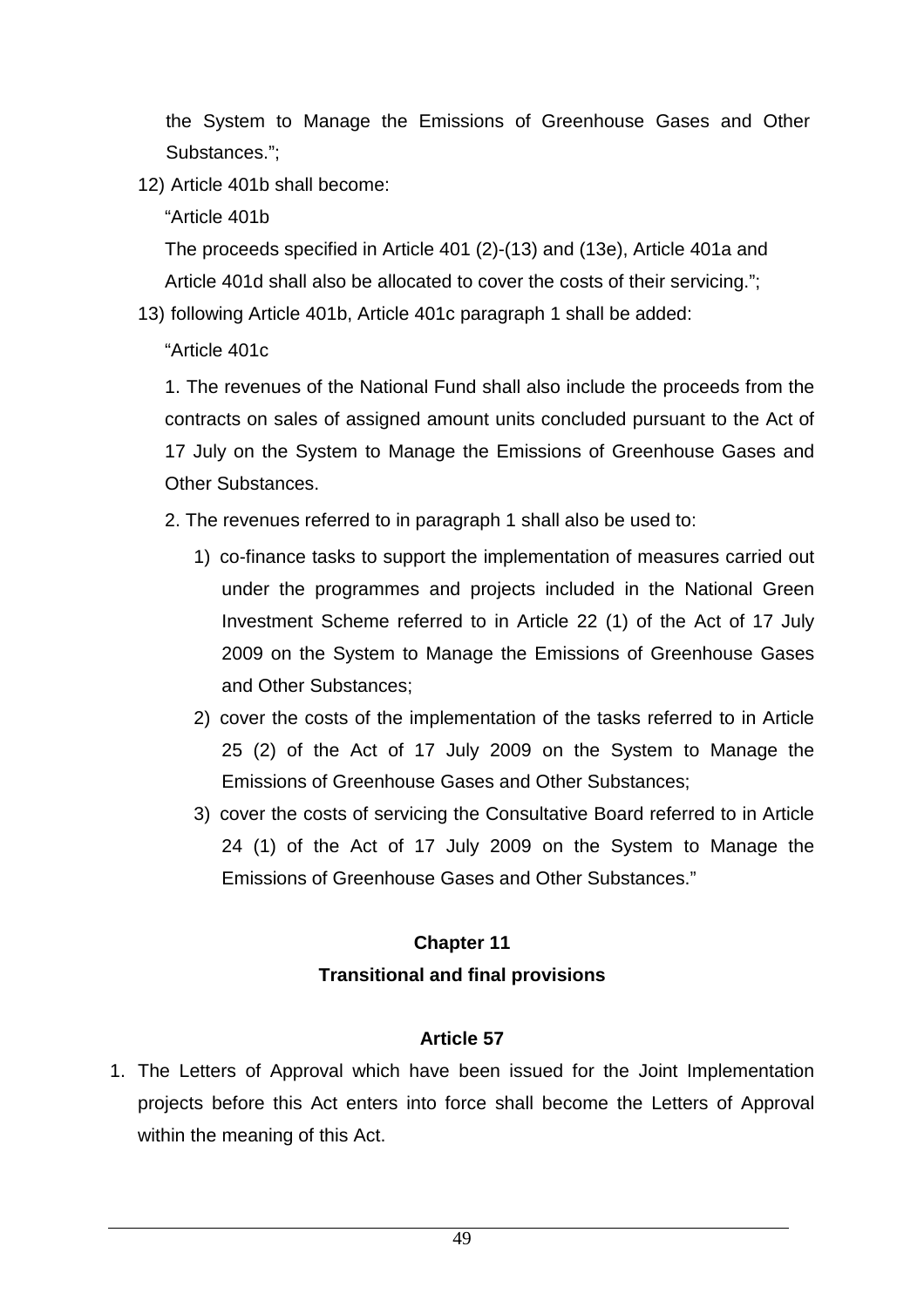the System to Manage the Emissions of Greenhouse Gases and Other Substances.";

12) Article 401b shall become:

"Article 401b

The proceeds specified in Article 401 (2)-(13) and (13e), Article 401a and Article 401d shall also be allocated to cover the costs of their servicing.";

13) following Article 401b, Article 401c paragraph 1 shall be added:

"Article 401c

1. The revenues of the National Fund shall also include the proceeds from the contracts on sales of assigned amount units concluded pursuant to the Act of 17 July on the System to Manage the Emissions of Greenhouse Gases and Other Substances.

2. The revenues referred to in paragraph 1 shall also be used to:

1) co-finance tasks to support the implementation of measures carried out under the programmes and projects included in the National Green Investment Scheme referred to in Article 22 (1) of the Act of 17 July 2009 on the System to Manage the Emissions of Greenhouse Gases and Other Substances;
2) cover the costs of the implementation of the tasks referred to in Article 25 (2) of the Act of 17 July 2009 on the System to Manage the Emissions of Greenhouse Gases and Other Substances;
3) cover the costs of servicing the Consultative Board referred to in Article 24 (1) of the Act of 17 July 2009 on the System to Manage the Emissions of Greenhouse Gases and Other Substances."

## Chapter 11
## Transitional and final provisions

### Article 57

1. The Letters of Approval which have been issued for the Joint Implementation projects before this Act enters into force shall become the Letters of Approval within the meaning of this Act.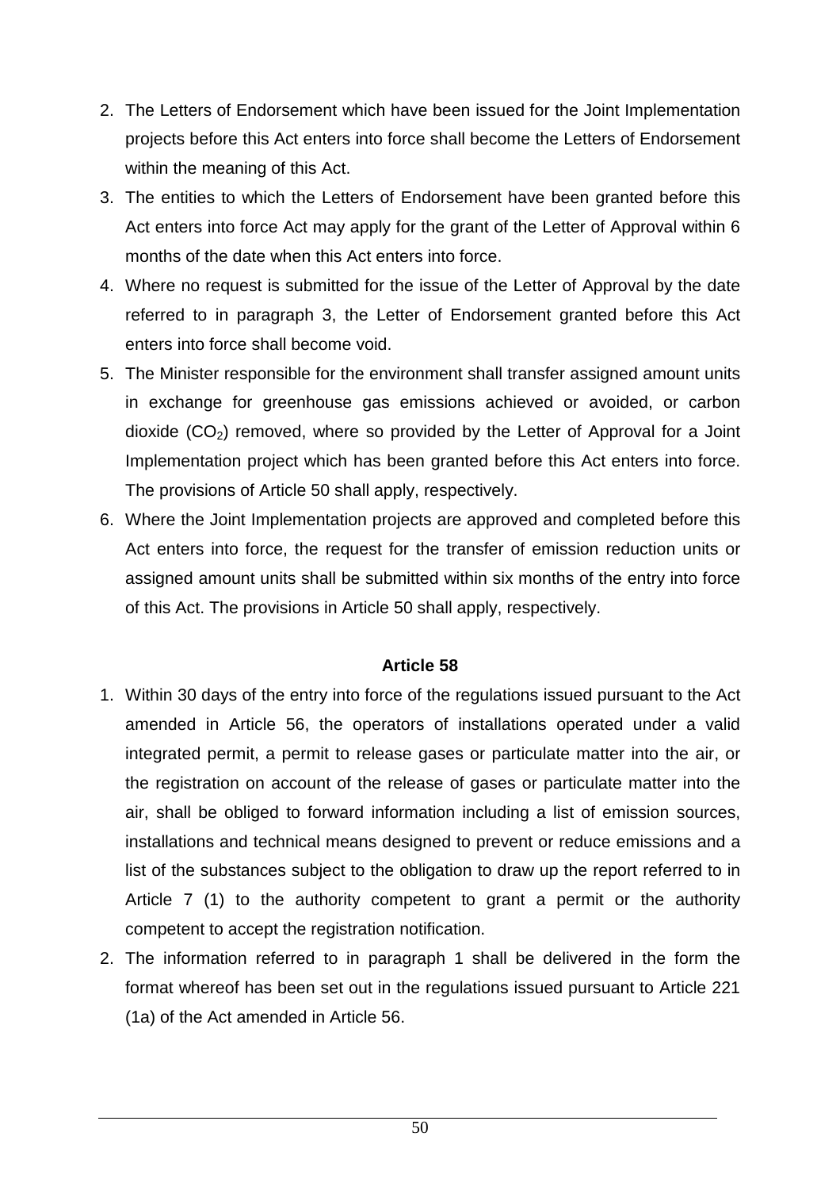2. The Letters of Endorsement which have been issued for the Joint Implementation projects before this Act enters into force shall become the Letters of Endorsement within the meaning of this Act.
3. The entities to which the Letters of Endorsement have been granted before this Act enters into force Act may apply for the grant of the Letter of Approval within 6 months of the date when this Act enters into force.
4. Where no request is submitted for the issue of the Letter of Approval by the date referred to in paragraph 3, the Letter of Endorsement granted before this Act enters into force shall become void.
5. The Minister responsible for the environment shall transfer assigned amount units in exchange for greenhouse gas emissions achieved or avoided, or carbon dioxide ($CO_2$) removed, where so provided by the Letter of Approval for a Joint Implementation project which has been granted before this Act enters into force. The provisions of Article 50 shall apply, respectively.
6. Where the Joint Implementation projects are approved and completed before this Act enters into force, the request for the transfer of emission reduction units or assigned amount units shall be submitted within six months of the entry into force of this Act. The provisions in Article 50 shall apply, respectively.

**Article 58**

1. Within 30 days of the entry into force of the regulations issued pursuant to the Act amended in Article 56, the operators of installations operated under a valid integrated permit, a permit to release gases or particulate matter into the air, or the registration on account of the release of gases or particulate matter into the air, shall be obliged to forward information including a list of emission sources, installations and technical means designed to prevent or reduce emissions and a list of the substances subject to the obligation to draw up the report referred to in Article 7 (1) to the authority competent to grant a permit or the authority competent to accept the registration notification.
2. The information referred to in paragraph 1 shall be delivered in the form the format whereof has been set out in the regulations issued pursuant to Article 221 (1a) of the Act amended in Article 56.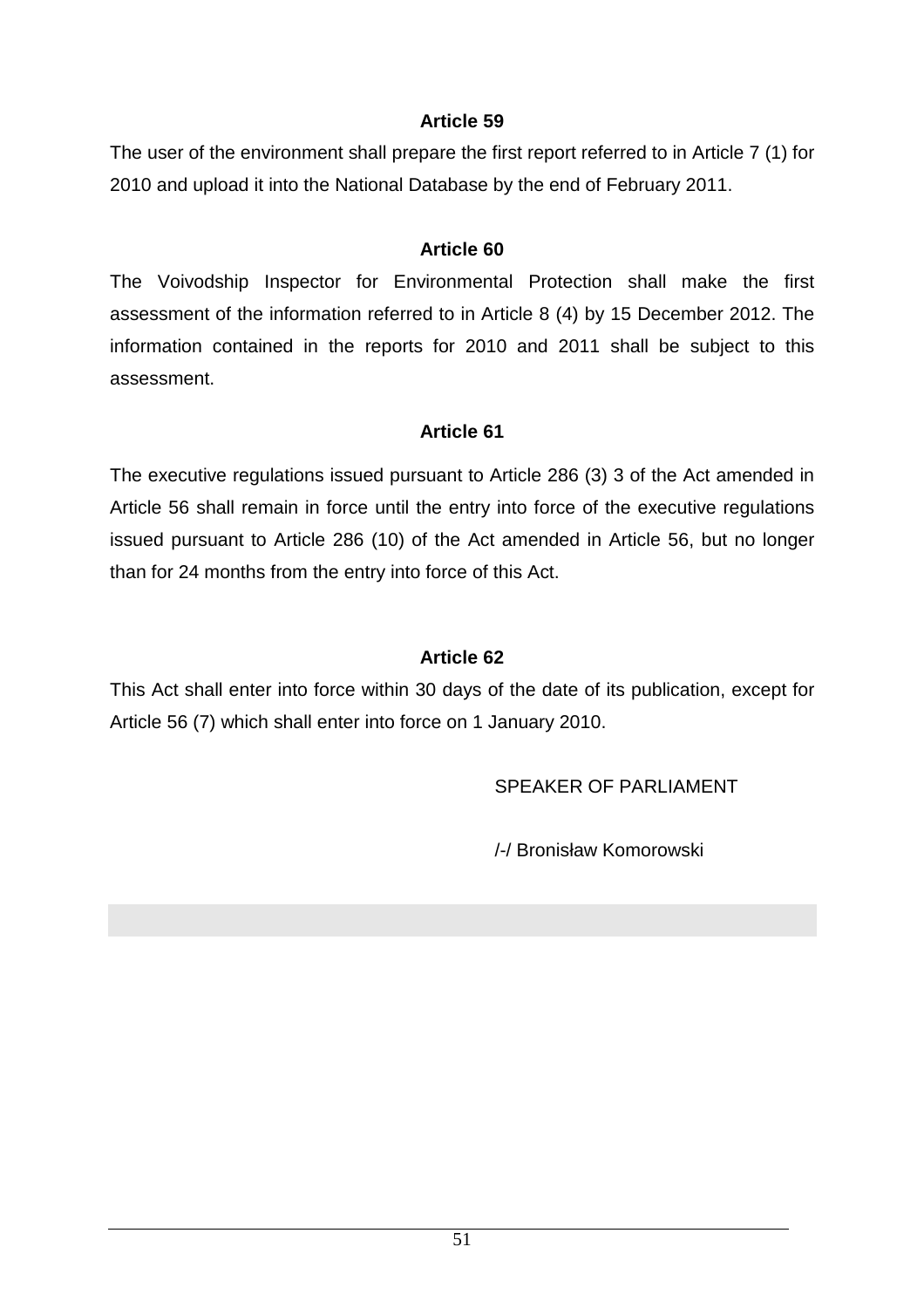**Article 59**

The user of the environment shall prepare the first report referred to in Article 7 (1) for 2010 and upload it into the National Database by the end of February 2011.

**Article 60**

The Voivodship Inspector for Environmental Protection shall make the first assessment of the information referred to in Article 8 (4) by 15 December 2012. The information contained in the reports for 2010 and 2011 shall be subject to this assessment.

**Article 61**

The executive regulations issued pursuant to Article 286 (3) 3 of the Act amended in Article 56 shall remain in force until the entry into force of the executive regulations issued pursuant to Article 286 (10) of the Act amended in Article 56, but no longer than for 24 months from the entry into force of this Act.

**Article 62**

This Act shall enter into force within 30 days of the date of its publication, except for Article 56 (7) which shall enter into force on 1 January 2010.

SPEAKER OF PARLIAMENT

/-/ Bronisław Komorowski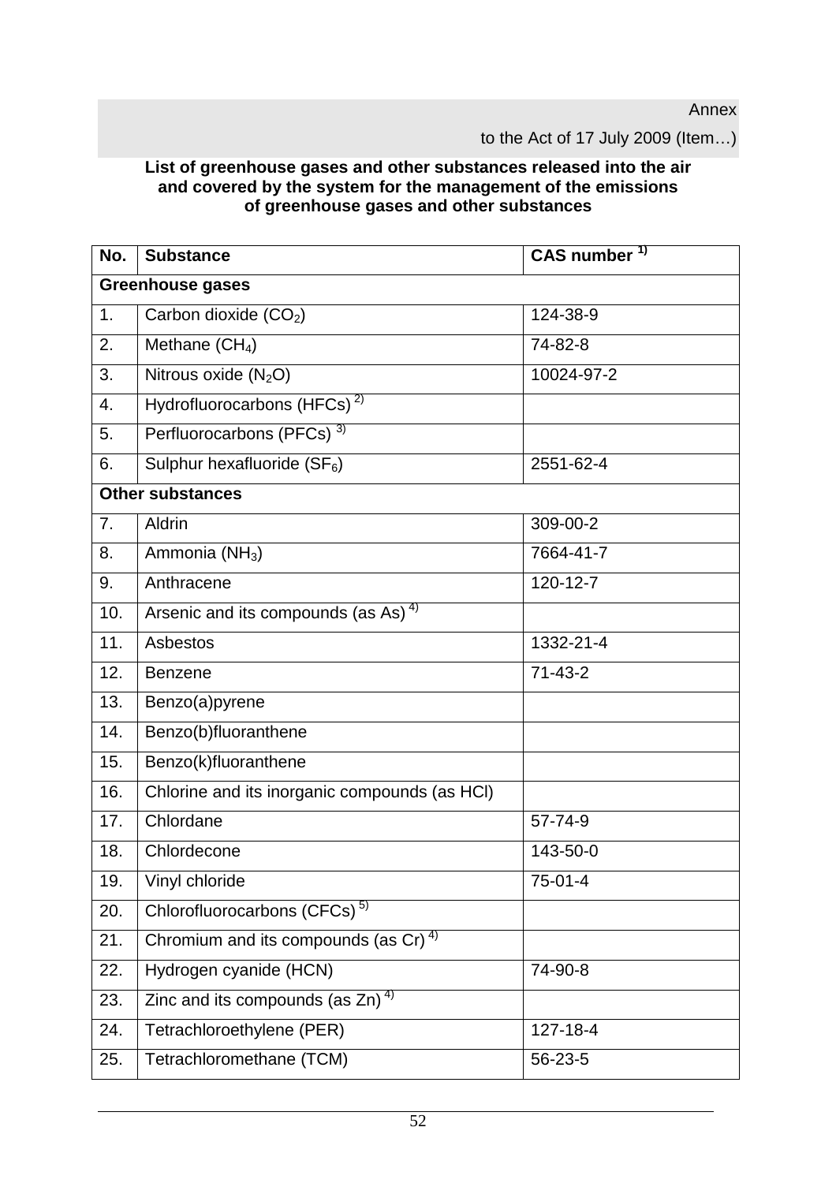Annex

to the Act of 17 July 2009 (Item…)

**List of greenhouse gases and other substances released into the air and covered by the system for the management of the emissions of greenhouse gases and other substances**

| No. | Substance | CAS number [1)] |
|---|---|---|
| **Greenhouse gases** | | |
| 1. | Carbon dioxide ($CO_2$) | 124-38-9 |
| 2. | Methane ($CH_4$) | 74-82-8 |
| 3. | Nitrous oxide ($N_2O$) | 10024-97-2 |
| 4. | Hydrofluorocarbons (HFCs) [2)] | |
| 5. | Perfluorocarbons (PFCs) [3)] | |
| 6. | Sulphur hexafluoride ($SF_6$) | 2551-62-4 |
| **Other substances** | | |
| 7. | Aldrin | 309-00-2 |
| 8. | Ammonia ($NH_3$) | 7664-41-7 |
| 9. | Anthracene | 120-12-7 |
| 10. | Arsenic and its compounds (as As) [4)] | |
| 11. | Asbestos | 1332-21-4 |
| 12. | Benzene | 71-43-2 |
| 13. | Benzo(a)pyrene | |
| 14. | Benzo(b)fluoranthene | |
| 15. | Benzo(k)fluoranthene | |
| 16. | Chlorine and its inorganic compounds (as HCl) | |
| 17. | Chlordane | 57-74-9 |
| 18. | Chlordecone | 143-50-0 |
| 19. | Vinyl chloride | 75-01-4 |
| 20. | Chlorofluorocarbons (CFCs) [5)] | |
| 21. | Chromium and its compounds (as Cr) [4)] | |
| 22. | Hydrogen cyanide (HCN) | 74-90-8 |
| 23. | Zinc and its compounds (as Zn) [4)] | |
| 24. | Tetrachloroethylene (PER) | 127-18-4 |
| 25. | Tetrachloromethane (TCM) | 56-23-5 |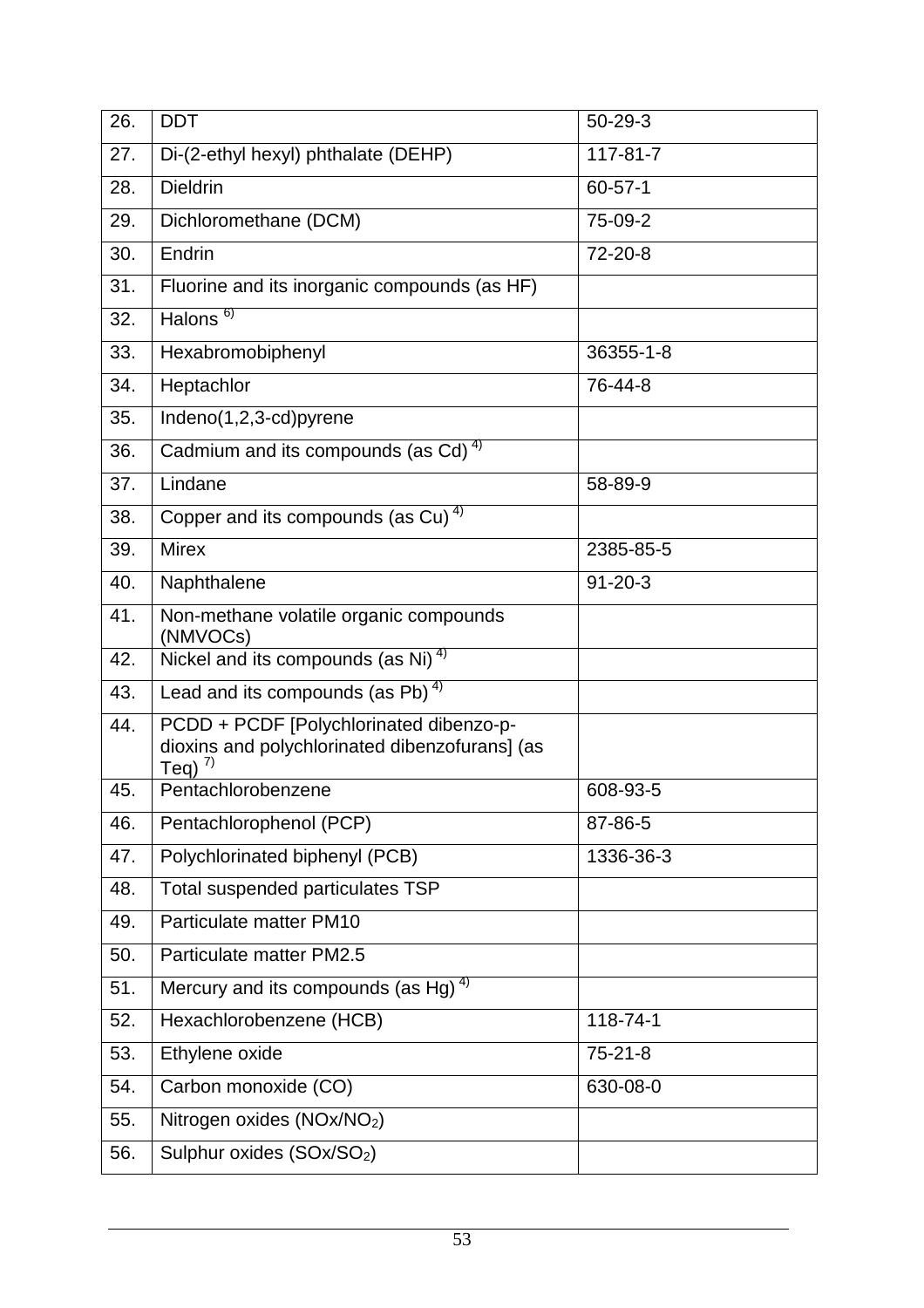| | | |
|---|---|---|
| 26. | DDT | 50-29-3 |
| 27. | Di-(2-ethyl hexyl) phthalate (DEHP) | 117-81-7 |
| 28. | Dieldrin | 60-57-1 |
| 29. | Dichloromethane (DCM) | 75-09-2 |
| 30. | Endrin | 72-20-8 |
| 31. | Fluorine and its inorganic compounds (as HF) | |
| 32. | Halons [6)] | |
| 33. | Hexabromobiphenyl | 36355-1-8 |
| 34. | Heptachlor | 76-44-8 |
| 35. | Indeno(1,2,3-cd)pyrene | |
| 36. | Cadmium and its compounds (as Cd) [4)] | |
| 37. | Lindane | 58-89-9 |
| 38. | Copper and its compounds (as Cu) [4)] | |
| 39. | Mirex | 2385-85-5 |
| 40. | Naphthalene | 91-20-3 |
| 41. | Non-methane volatile organic compounds (NMVOCs) | |
| 42. | Nickel and its compounds (as Ni) [4)] | |
| 43. | Lead and its compounds (as Pb) [4)] | |
| 44. | PCDD + PCDF [Polychlorinated dibenzo-p-dioxins and polychlorinated dibenzofurans] (as Teq) [7)] | |
| 45. | Pentachlorobenzene | 608-93-5 |
| 46. | Pentachlorophenol (PCP) | 87-86-5 |
| 47. | Polychlorinated biphenyl (PCB) | 1336-36-3 |
| 48. | Total suspended particulates TSP | |
| 49. | Particulate matter PM10 | |
| 50. | Particulate matter PM2.5 | |
| 51. | Mercury and its compounds (as Hg) [4)] | |
| 52. | Hexachlorobenzene (HCB) | 118-74-1 |
| 53. | Ethylene oxide | 75-21-8 |
| 54. | Carbon monoxide (CO) | 630-08-0 |
| 55. | Nitrogen oxides (NOx/$NO_2$) | |
| 56. | Sulphur oxides (SOx/$SO_2$) | |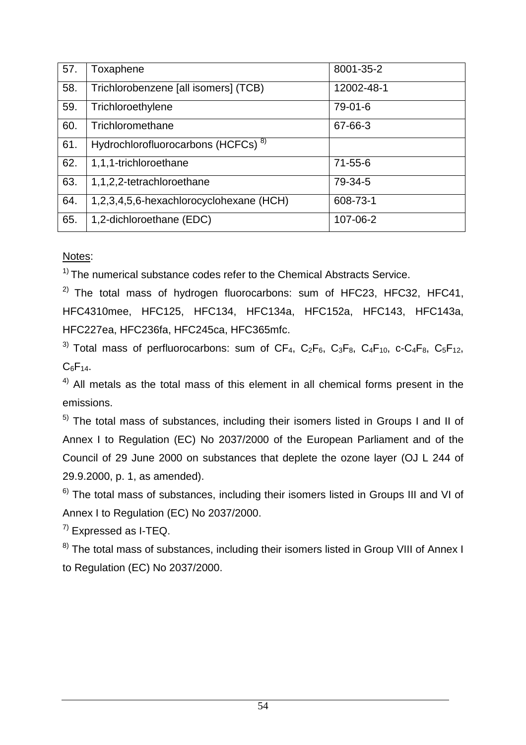| | | |
|---|---|---|
| 57. | Toxaphene | 8001-35-2 |
| 58. | Trichlorobenzene [all isomers] (TCB) | 12002-48-1 |
| 59. | Trichloroethylene | 79-01-6 |
| 60. | Trichloromethane | 67-66-3 |
| 61. | Hydrochlorofluorocarbons (HCFCs) [8)] | |
| 62. | 1,1,1-trichloroethane | 71-55-6 |
| 63. | 1,1,2,2-tetrachloroethane | 79-34-5 |
| 64. | 1,2,3,4,5,6-hexachlorocyclohexane (HCH) | 608-73-1 |
| 65. | 1,2-dichloroethane (EDC) | 107-06-2 |

Notes:

[1)] The numerical substance codes refer to the Chemical Abstracts Service.

[2)] The total mass of hydrogen fluorocarbons: sum of HFC23, HFC32, HFC41, HFC4310mee, HFC125, HFC134, HFC134a, HFC152a, HFC143, HFC143a, HFC227ea, HFC236fa, HFC245ca, HFC365mfc.

[3)] Total mass of perfluorocarbons: sum of $CF_4$, $C_2F_6$, $C_3F_8$, $C_4F_{10}$, c-$C_4F_8$, $C_5F_{12}$, $C_6F_{14}$.

[4)] All metals as the total mass of this element in all chemical forms present in the emissions.

[5)] The total mass of substances, including their isomers listed in Groups I and II of Annex I to Regulation (EC) No 2037/2000 of the European Parliament and of the Council of 29 June 2000 on substances that deplete the ozone layer (OJ L 244 of 29.9.2000, p. 1, as amended).

[6)] The total mass of substances, including their isomers listed in Groups III and VI of Annex I to Regulation (EC) No 2037/2000.

[7)] Expressed as I-TEQ.

[8)] The total mass of substances, including their isomers listed in Group VIII of Annex I to Regulation (EC) No 2037/2000.